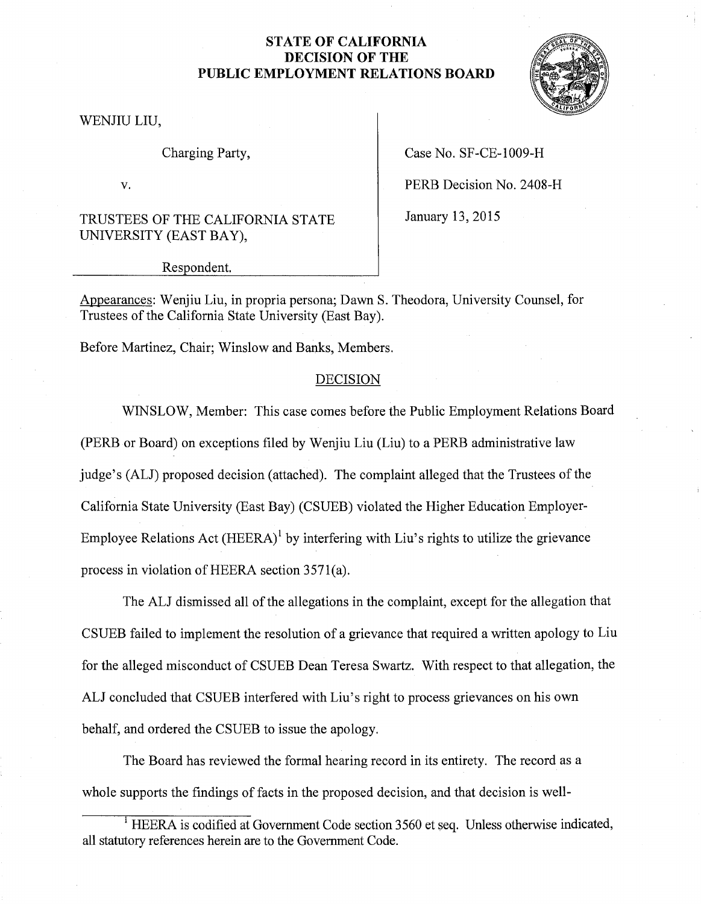# STATE OF CALIFORNIA
# DECISION OF THE
# PUBLIC EMPLOYMENT RELATIONS BOARD

WENJIU LIU,

Charging Party,

v.

TRUSTEES OF THE CALIFORNIA STATE UNIVERSITY (EAST BAY),

Respondent.

Case No. SF-CE-1009-H

PERB Decision No. 2408-H

January 13, 2015

Appearances: Wenjiu Liu, in propria persona; Dawn S. Theodora, University Counsel, for Trustees of the California State University (East Bay).

Before Martinez, Chair; Winslow and Banks, Members.

## DECISION

WINSLOW, Member: This case comes before the Public Employment Relations Board (PERB or Board) on exceptions filed by Wenjiu Liu (Liu) to a PERB administrative law judge's (ALJ) proposed decision (attached). The complaint alleged that the Trustees of the California State University (East Bay) (CSUEB) violated the Higher Education Employer-Employee Relations Act (HEERA)[1] by interfering with Liu's rights to utilize the grievance process in violation of HEERA section 3571(a).

The ALJ dismissed all of the allegations in the complaint, except for the allegation that CSUEB failed to implement the resolution of a grievance that required a written apology to Liu for the alleged misconduct of CSUEB Dean Teresa Swartz. With respect to that allegation, the ALJ concluded that CSUEB interfered with Liu's right to process grievances on his own behalf, and ordered the CSUEB to issue the apology.

The Board has reviewed the formal hearing record in its entirety. The record as a whole supports the findings of facts in the proposed decision, and that decision is well-

[1] HEERA is codified at Government Code section 3560 et seq. Unless otherwise indicated, all statutory references herein are to the Government Code.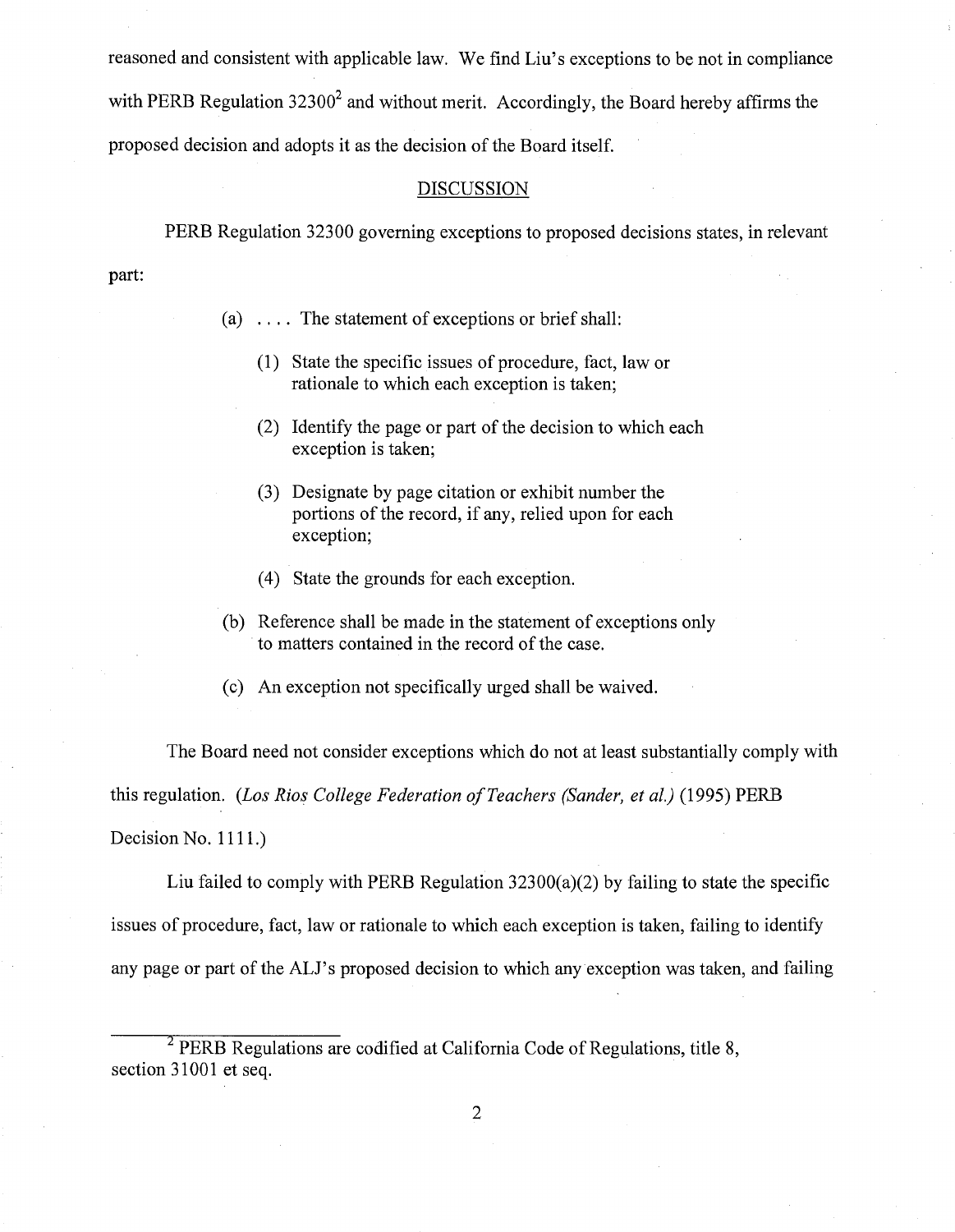reasoned and consistent with applicable law. We find Liu's exceptions to be not in compliance with PERB Regulation 32300[2] and without merit. Accordingly, the Board hereby affirms the proposed decision and adopts it as the decision of the Board itself.

## DISCUSSION

PERB Regulation 32300 governing exceptions to proposed decisions states, in relevant part:

> (a) . . . . The statement of exceptions or brief shall:
>
> (1) State the specific issues of procedure, fact, law or rationale to which each exception is taken;
>
> (2) Identify the page or part of the decision to which each exception is taken;
>
> (3) Designate by page citation or exhibit number the portions of the record, if any, relied upon for each exception;
>
> (4) State the grounds for each exception.
>
> (b) Reference shall be made in the statement of exceptions only to matters contained in the record of the case.
>
> (c) An exception not specifically urged shall be waived.

The Board need not consider exceptions which do not at least substantially comply with this regulation. (*Los Rios College Federation of Teachers (Sander, et al.)* (1995) PERB Decision No. 1111.)

Liu failed to comply with PERB Regulation 32300(a)(2) by failing to state the specific issues of procedure, fact, law or rationale to which each exception is taken, failing to identify any page or part of the ALJ's proposed decision to which any exception was taken, and failing

---

[2] PERB Regulations are codified at California Code of Regulations, title 8, section 31001 et seq.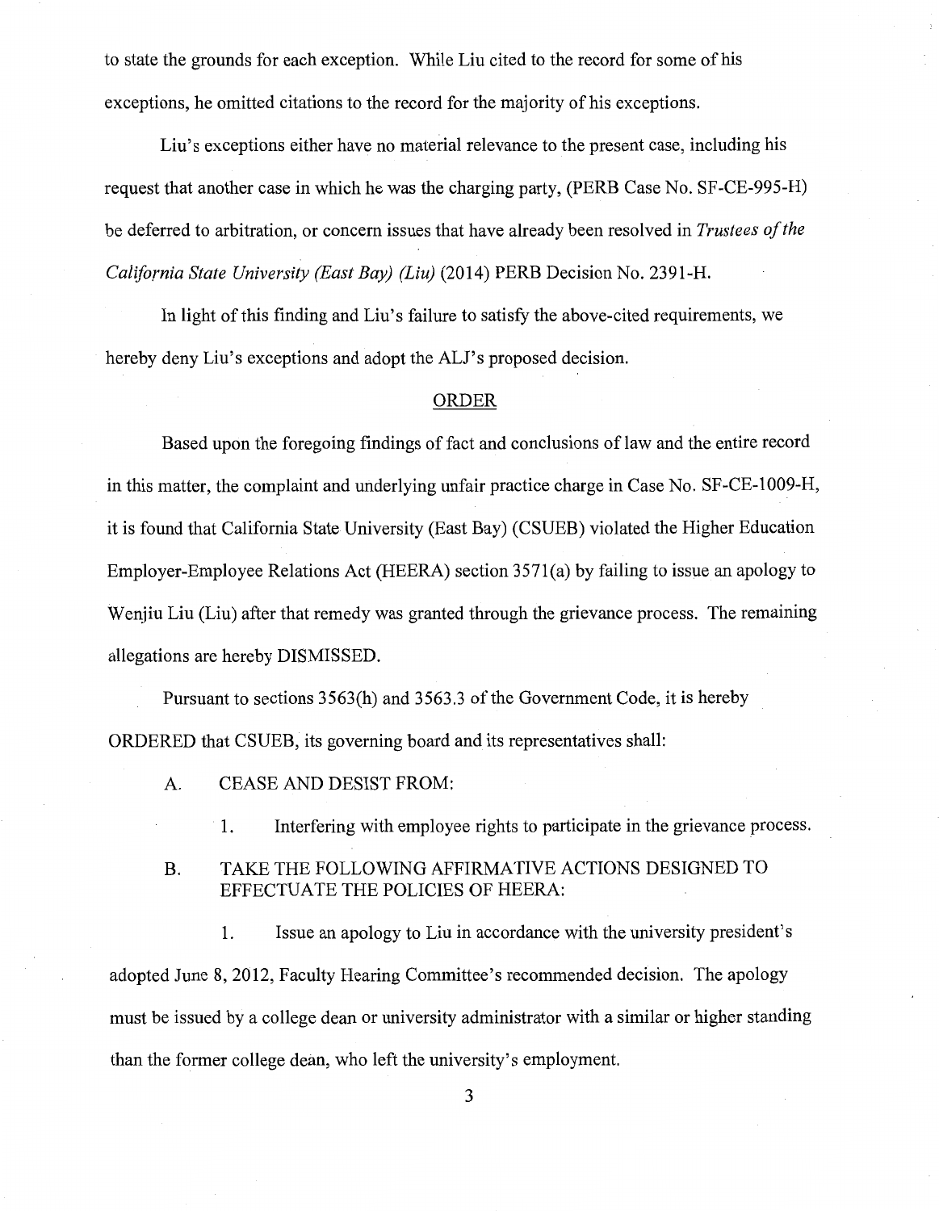to state the grounds for each exception. While Liu cited to the record for some of his exceptions, he omitted citations to the record for the majority of his exceptions.

Liu's exceptions either have no material relevance to the present case, including his request that another case in which he was the charging party, (PERB Case No. SF-CE-995-H) be deferred to arbitration, or concern issues that have already been resolved in *Trustees of the California State University (East Bay) (Liu)* (2014) PERB Decision No. 2391-H.

In light of this finding and Liu's failure to satisfy the above-cited requirements, we hereby deny Liu's exceptions and adopt the ALJ's proposed decision.

## ORDER

Based upon the foregoing findings of fact and conclusions of law and the entire record in this matter, the complaint and underlying unfair practice charge in Case No. SF-CE-1009-H, it is found that California State University (East Bay) (CSUEB) violated the Higher Education Employer-Employee Relations Act (HEERA) section 3571(a) by failing to issue an apology to Wenjiu Liu (Liu) after that remedy was granted through the grievance process. The remaining allegations are hereby DISMISSED.

Pursuant to sections 3563(h) and 3563.3 of the Government Code, it is hereby ORDERED that CSUEB, its governing board and its representatives shall:

A. CEASE AND DESIST FROM:

1. Interfering with employee rights to participate in the grievance process.

B. TAKE THE FOLLOWING AFFIRMATIVE ACTIONS DESIGNED TO EFFECTUATE THE POLICIES OF HEERA:

1. Issue an apology to Liu in accordance with the university president's adopted June 8, 2012, Faculty Hearing Committee's recommended decision. The apology must be issued by a college dean or university administrator with a similar or higher standing than the former college dean, who left the university's employment.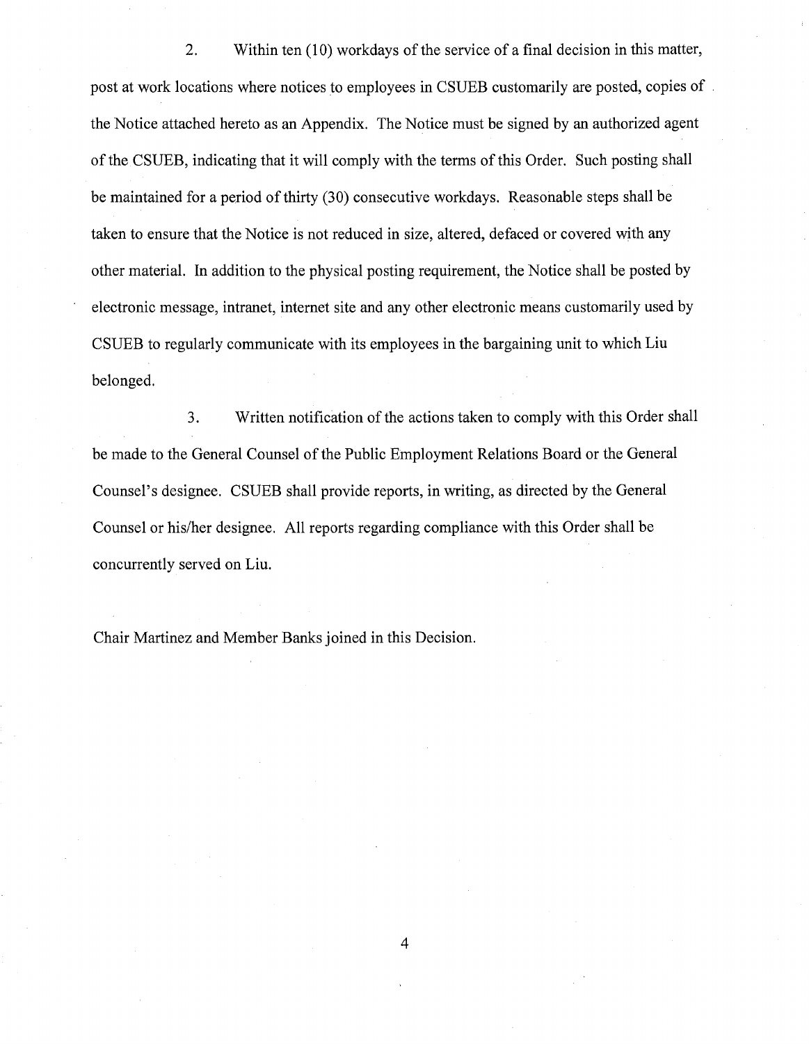2. Within ten (10) workdays of the service of a final decision in this matter, post at work locations where notices to employees in CSUEB customarily are posted, copies of the Notice attached hereto as an Appendix. The Notice must be signed by an authorized agent of the CSUEB, indicating that it will comply with the terms of this Order. Such posting shall be maintained for a period of thirty (30) consecutive workdays. Reasonable steps shall be taken to ensure that the Notice is not reduced in size, altered, defaced or covered with any other material. In addition to the physical posting requirement, the Notice shall be posted by electronic message, intranet, internet site and any other electronic means customarily used by CSUEB to regularly communicate with its employees in the bargaining unit to which Liu belonged.

3. Written notification of the actions taken to comply with this Order shall be made to the General Counsel of the Public Employment Relations Board or the General Counsel's designee. CSUEB shall provide reports, in writing, as directed by the General Counsel or his/her designee. All reports regarding compliance with this Order shall be concurrently served on Liu.

Chair Martinez and Member Banks joined in this Decision.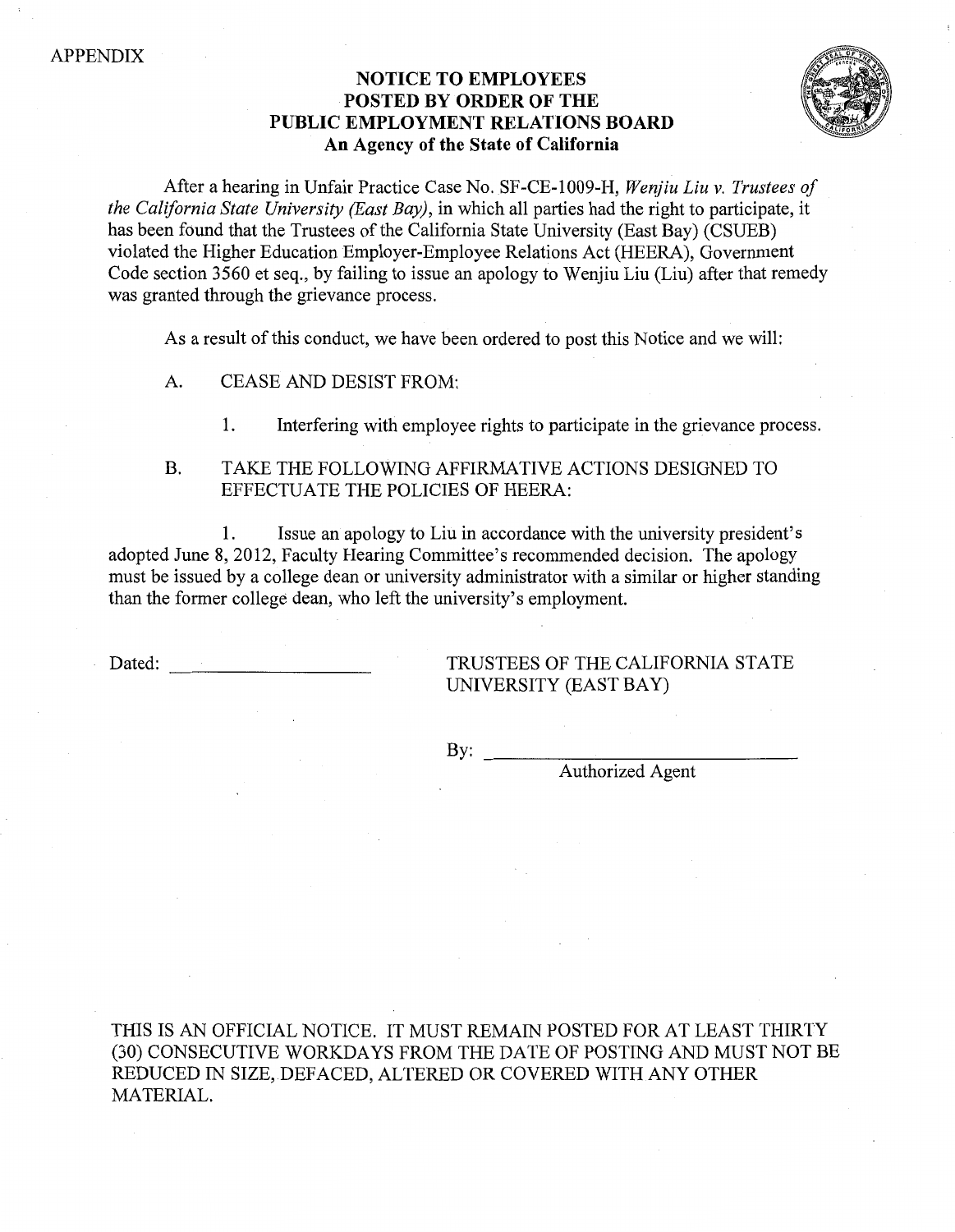APPENDIX

**NOTICE TO EMPLOYEES**
**POSTED BY ORDER OF THE**
**PUBLIC EMPLOYMENT RELATIONS BOARD**
**An Agency of the State of California**

After a hearing in Unfair Practice Case No. SF-CE-1009-H, *Wenjiu Liu v. Trustees of the California State University (East Bay)*, in which all parties had the right to participate, it has been found that the Trustees of the California State University (East Bay) (CSUEB) violated the Higher Education Employer-Employee Relations Act (HEERA), Government Code section 3560 et seq., by failing to issue an apology to Wenjiu Liu (Liu) after that remedy was granted through the grievance process.

As a result of this conduct, we have been ordered to post this Notice and we will:

A. CEASE AND DESIST FROM:

1. Interfering with employee rights to participate in the grievance process.

B. TAKE THE FOLLOWING AFFIRMATIVE ACTIONS DESIGNED TO EFFECTUATE THE POLICIES OF HEERA:

1. Issue an apology to Liu in accordance with the university president's adopted June 8, 2012, Faculty Hearing Committee's recommended decision. The apology must be issued by a college dean or university administrator with a similar or higher standing than the former college dean, who left the university's employment.

Dated: ____________________

TRUSTEES OF THE CALIFORNIA STATE UNIVERSITY (EAST BAY)

By: ________________________________
Authorized Agent

THIS IS AN OFFICIAL NOTICE. IT MUST REMAIN POSTED FOR AT LEAST THIRTY (30) CONSECUTIVE WORKDAYS FROM THE DATE OF POSTING AND MUST NOT BE REDUCED IN SIZE, DEFACED, ALTERED OR COVERED WITH ANY OTHER MATERIAL.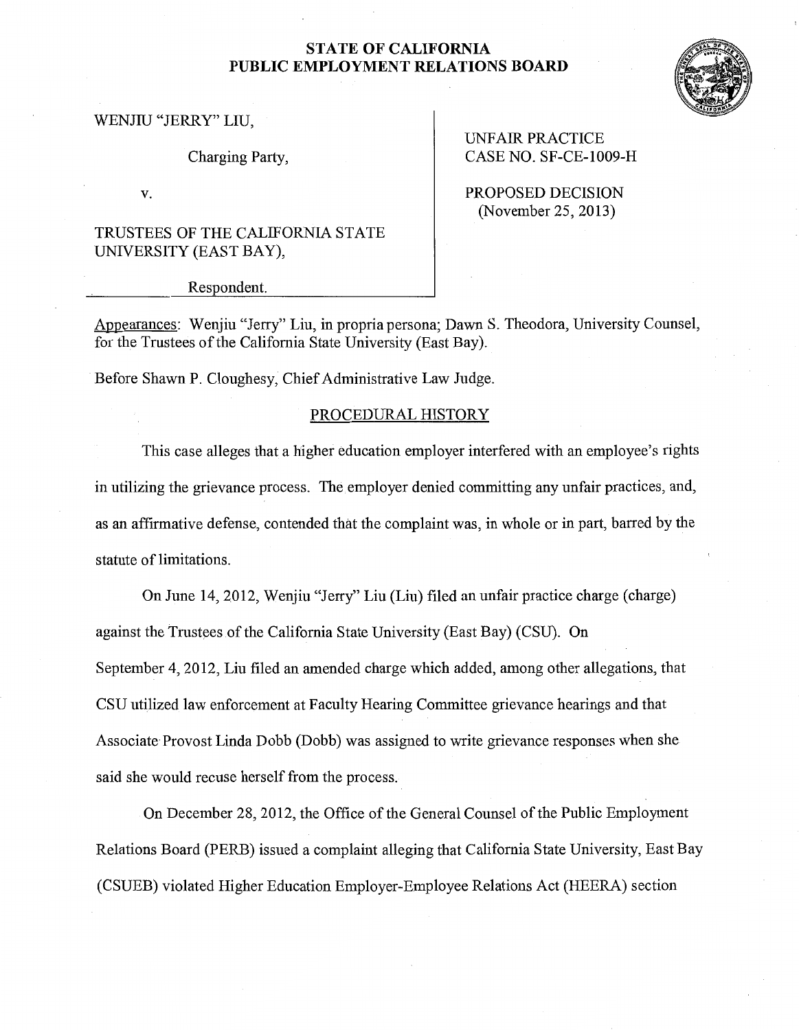# STATE OF CALIFORNIA
# PUBLIC EMPLOYMENT RELATIONS BOARD

| | |
|---|---|
| WENJIU "JERRY" LIU,<br><br>Charging Party,<br><br>v.<br><br>TRUSTEES OF THE CALIFORNIA STATE UNIVERSITY (EAST BAY),<br><br>Respondent. | UNFAIR PRACTICE CASE NO. SF-CE-1009-H<br><br>PROPOSED DECISION (November 25, 2013) |

Appearances: Wenjiu "Jerry" Liu, in propria persona; Dawn S. Theodora, University Counsel, for the Trustees of the California State University (East Bay).

Before Shawn P. Cloughesy, Chief Administrative Law Judge.

## PROCEDURAL HISTORY

This case alleges that a higher education employer interfered with an employee's rights in utilizing the grievance process. The employer denied committing any unfair practices, and, as an affirmative defense, contended that the complaint was, in whole or in part, barred by the statute of limitations.

On June 14, 2012, Wenjiu "Jerry" Liu (Liu) filed an unfair practice charge (charge) against the Trustees of the California State University (East Bay) (CSU). On September 4, 2012, Liu filed an amended charge which added, among other allegations, that CSU utilized law enforcement at Faculty Hearing Committee grievance hearings and that Associate Provost Linda Dobb (Dobb) was assigned to write grievance responses when she said she would recuse herself from the process.

On December 28, 2012, the Office of the General Counsel of the Public Employment Relations Board (PERB) issued a complaint alleging that California State University, East Bay (CSUEB) violated Higher Education Employer-Employee Relations Act (HEERA) section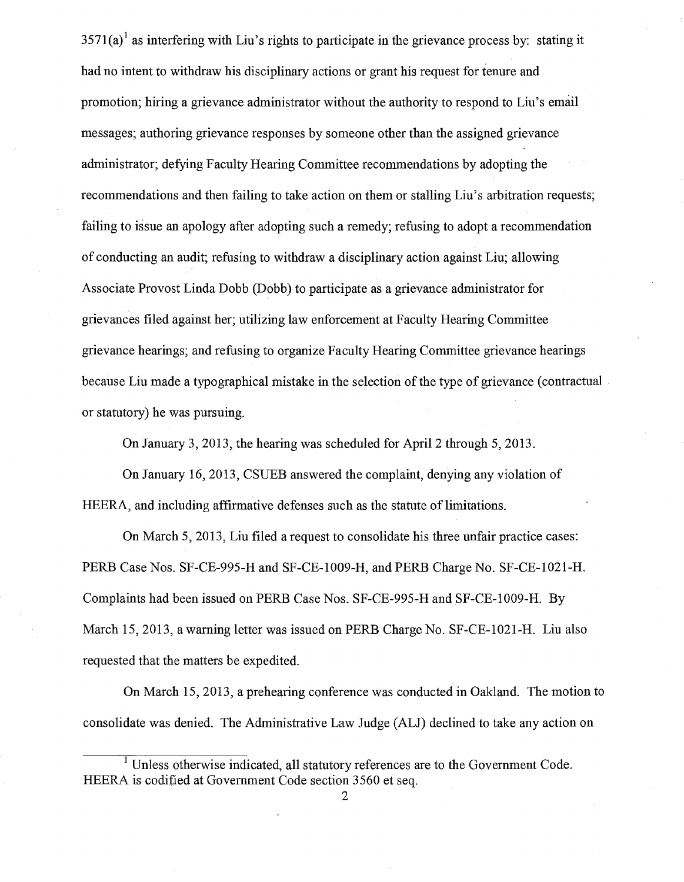3571(a)[1] as interfering with Liu's rights to participate in the grievance process by: stating it had no intent to withdraw his disciplinary actions or grant his request for tenure and promotion; hiring a grievance administrator without the authority to respond to Liu's email messages; authoring grievance responses by someone other than the assigned grievance administrator; defying Faculty Hearing Committee recommendations by adopting the recommendations and then failing to take action on them or stalling Liu's arbitration requests; failing to issue an apology after adopting such a remedy; refusing to adopt a recommendation of conducting an audit; refusing to withdraw a disciplinary action against Liu; allowing Associate Provost Linda Dobb (Dobb) to participate as a grievance administrator for grievances filed against her; utilizing law enforcement at Faculty Hearing Committee grievance hearings; and refusing to organize Faculty Hearing Committee grievance hearings because Liu made a typographical mistake in the selection of the type of grievance (contractual or statutory) he was pursuing.

On January 3, 2013, the hearing was scheduled for April 2 through 5, 2013.

On January 16, 2013, CSUEB answered the complaint, denying any violation of HEERA, and including affirmative defenses such as the statute of limitations.

On March 5, 2013, Liu filed a request to consolidate his three unfair practice cases: PERB Case Nos. SF-CE-995-H and SF-CE-1009-H, and PERB Charge No. SF-CE-1021-H. Complaints had been issued on PERB Case Nos. SF-CE-995-H and SF-CE-1009-H. By March 15, 2013, a warning letter was issued on PERB Charge No. SF-CE-1021-H. Liu also requested that the matters be expedited.

On March 15, 2013, a prehearing conference was conducted in Oakland. The motion to consolidate was denied. The Administrative Law Judge (ALJ) declined to take any action on

---

[1] Unless otherwise indicated, all statutory references are to the Government Code. HEERA is codified at Government Code section 3560 et seq.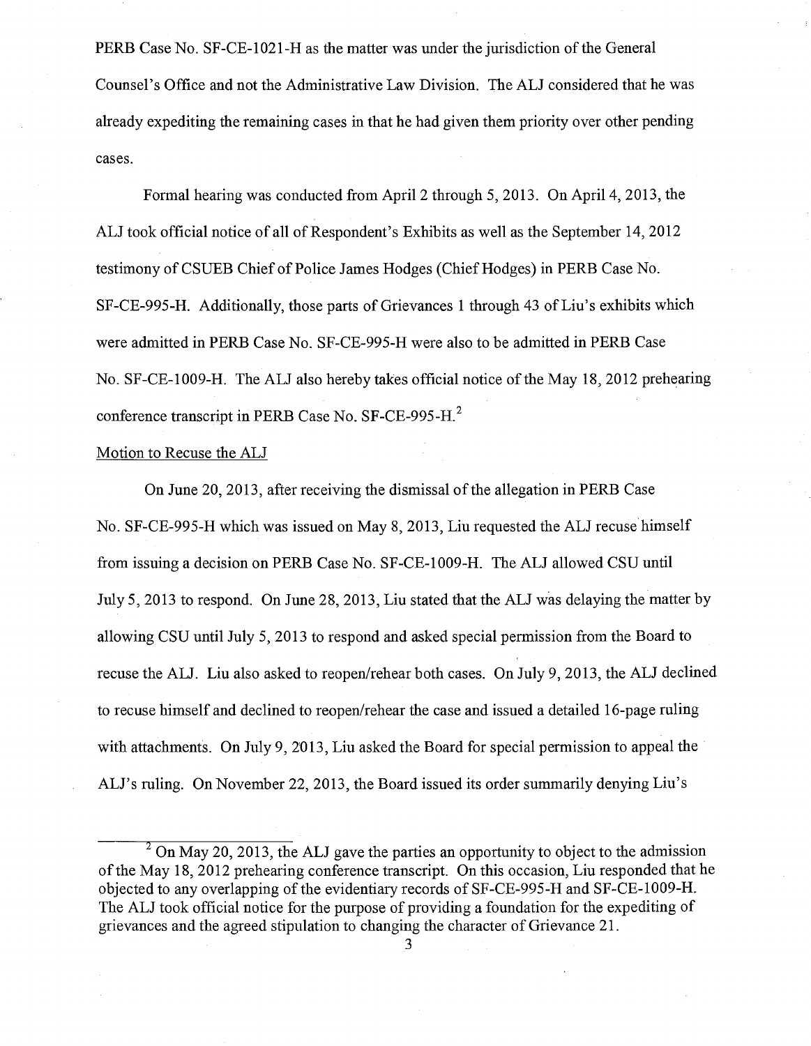PERB Case No. SF-CE-1021-H as the matter was under the jurisdiction of the General Counsel's Office and not the Administrative Law Division. The ALJ considered that he was already expediting the remaining cases in that he had given them priority over other pending cases.

Formal hearing was conducted from April 2 through 5, 2013. On April 4, 2013, the ALJ took official notice of all of Respondent's Exhibits as well as the September 14, 2012 testimony of CSUEB Chief of Police James Hodges (Chief Hodges) in PERB Case No. SF-CE-995-H. Additionally, those parts of Grievances 1 through 43 of Liu's exhibits which were admitted in PERB Case No. SF-CE-995-H were also to be admitted in PERB Case No. SF-CE-1009-H. The ALJ also hereby takes official notice of the May 18, 2012 prehearing conference transcript in PERB Case No. SF-CE-995-H.[2]

Motion to Recuse the ALJ

On June 20, 2013, after receiving the dismissal of the allegation in PERB Case No. SF-CE-995-H which was issued on May 8, 2013, Liu requested the ALJ recuse himself from issuing a decision on PERB Case No. SF-CE-1009-H. The ALJ allowed CSU until July 5, 2013 to respond. On June 28, 2013, Liu stated that the ALJ was delaying the matter by allowing CSU until July 5, 2013 to respond and asked special permission from the Board to recuse the ALJ. Liu also asked to reopen/rehear both cases. On July 9, 2013, the ALJ declined to recuse himself and declined to reopen/rehear the case and issued a detailed 16-page ruling with attachments. On July 9, 2013, Liu asked the Board for special permission to appeal the ALJ's ruling. On November 22, 2013, the Board issued its order summarily denying Liu's

[2] On May 20, 2013, the ALJ gave the parties an opportunity to object to the admission of the May 18, 2012 prehearing conference transcript. On this occasion, Liu responded that he objected to any overlapping of the evidentiary records of SF-CE-995-H and SF-CE-1009-H. The ALJ took official notice for the purpose of providing a foundation for the expediting of grievances and the agreed stipulation to changing the character of Grievance 21.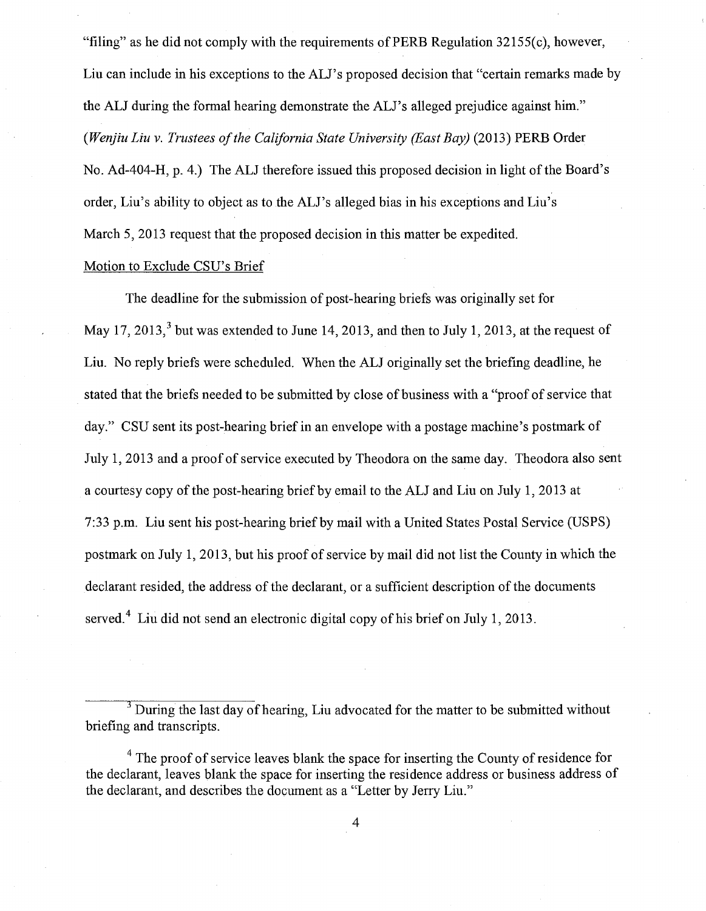"filing" as he did not comply with the requirements of PERB Regulation 32155(c), however, Liu can include in his exceptions to the ALJ's proposed decision that "certain remarks made by the ALJ during the formal hearing demonstrate the ALJ's alleged prejudice against him." (*Wenjiu Liu v. Trustees of the California State University (East Bay)* (2013) PERB Order No. Ad-404-H, p. 4.) The ALJ therefore issued this proposed decision in light of the Board's order, Liu's ability to object as to the ALJ's alleged bias in his exceptions and Liu's March 5, 2013 request that the proposed decision in this matter be expedited.

Motion to Exclude CSU's Brief

The deadline for the submission of post-hearing briefs was originally set for May 17, 2013,[3] but was extended to June 14, 2013, and then to July 1, 2013, at the request of Liu. No reply briefs were scheduled. When the ALJ originally set the briefing deadline, he stated that the briefs needed to be submitted by close of business with a "proof of service that day." CSU sent its post-hearing brief in an envelope with a postage machine's postmark of July 1, 2013 and a proof of service executed by Theodora on the same day. Theodora also sent a courtesy copy of the post-hearing brief by email to the ALJ and Liu on July 1, 2013 at 7:33 p.m. Liu sent his post-hearing brief by mail with a United States Postal Service (USPS) postmark on July 1, 2013, but his proof of service by mail did not list the County in which the declarant resided, the address of the declarant, or a sufficient description of the documents served.[4] Liu did not send an electronic digital copy of his brief on July 1, 2013.

---

[3] During the last day of hearing, Liu advocated for the matter to be submitted without briefing and transcripts.

[4] The proof of service leaves blank the space for inserting the County of residence for the declarant, leaves blank the space for inserting the residence address or business address of the declarant, and describes the document as a "Letter by Jerry Liu."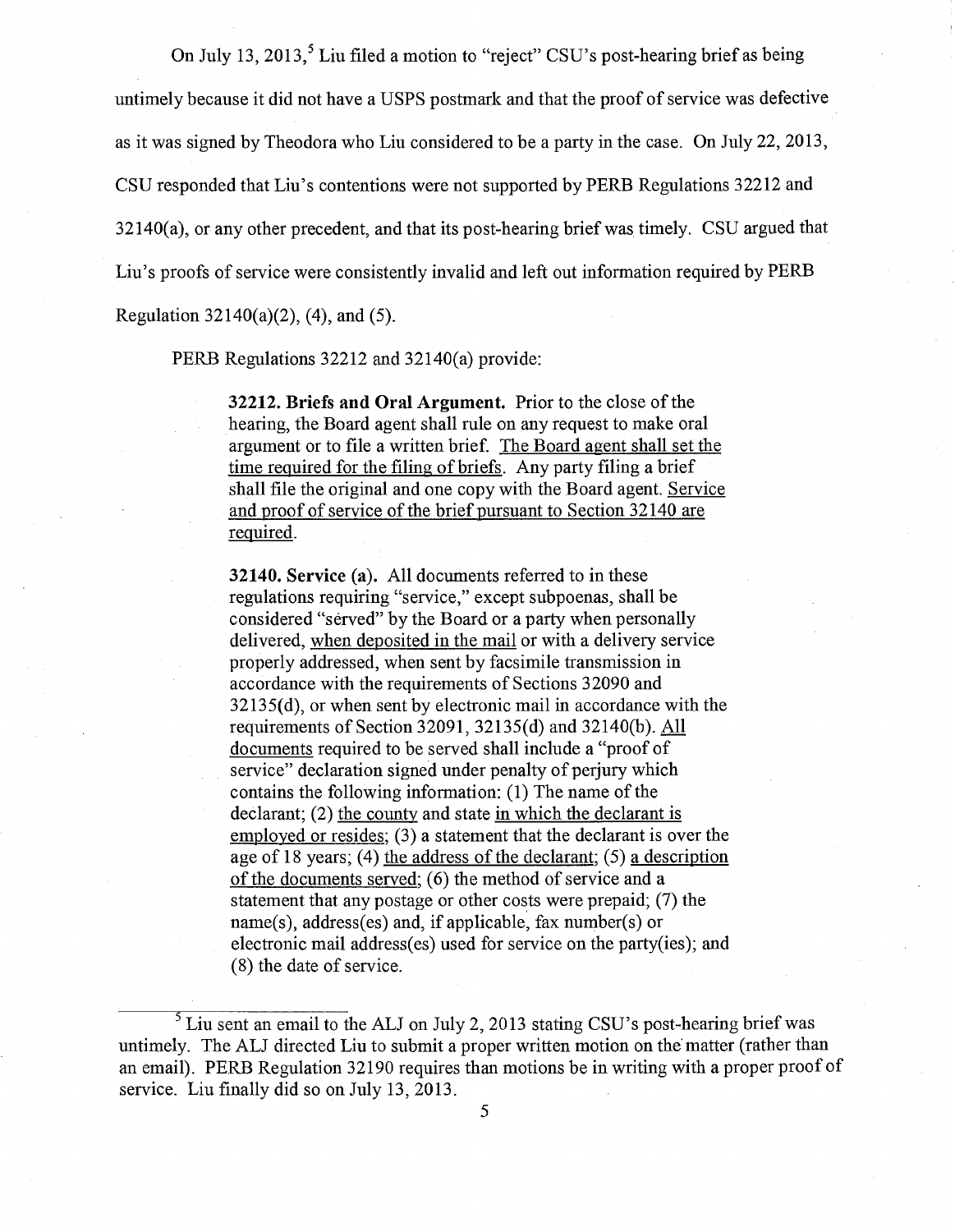On July 13, 2013,[5] Liu filed a motion to "reject" CSU's post-hearing brief as being untimely because it did not have a USPS postmark and that the proof of service was defective as it was signed by Theodora who Liu considered to be a party in the case. On July 22, 2013, CSU responded that Liu's contentions were not supported by PERB Regulations 32212 and 32140(a), or any other precedent, and that its post-hearing brief was timely. CSU argued that Liu's proofs of service were consistently invalid and left out information required by PERB Regulation 32140(a)(2), (4), and (5).

PERB Regulations 32212 and 32140(a) provide:

> **32212. Briefs and Oral Argument.** Prior to the close of the hearing, the Board agent shall rule on any request to make oral argument or to file a written brief. <u>The Board agent shall set the time required for the filing of briefs</u>. Any party filing a brief shall file the original and one copy with the Board agent. <u>Service and proof of service of the brief pursuant to Section 32140 are required</u>.
>
> **32140. Service (a).** All documents referred to in these regulations requiring "service," except subpoenas, shall be considered "served" by the Board or a party when personally delivered, <u>when deposited in the mail</u> or with a delivery service properly addressed, when sent by facsimile transmission in accordance with the requirements of Sections 32090 and 32135(d), or when sent by electronic mail in accordance with the requirements of Section 32091, 32135(d) and 32140(b). <u>All documents</u> required to be served shall include a "proof of service" declaration signed under penalty of perjury which contains the following information: (1) The name of the declarant; (2) <u>the county</u> and state <u>in which the declarant is employed or resides</u>; (3) a statement that the declarant is over the age of 18 years; (4) <u>the address of the declarant</u>; (5) <u>a description of the documents served</u>; (6) the method of service and a statement that any postage or other costs were prepaid; (7) the name(s), address(es) and, if applicable, fax number(s) or electronic mail address(es) used for service on the party(ies); and (8) the date of service.

---

[5] Liu sent an email to the ALJ on July 2, 2013 stating CSU's post-hearing brief was untimely. The ALJ directed Liu to submit a proper written motion on the matter (rather than an email). PERB Regulation 32190 requires than motions be in writing with a proper proof of service. Liu finally did so on July 13, 2013.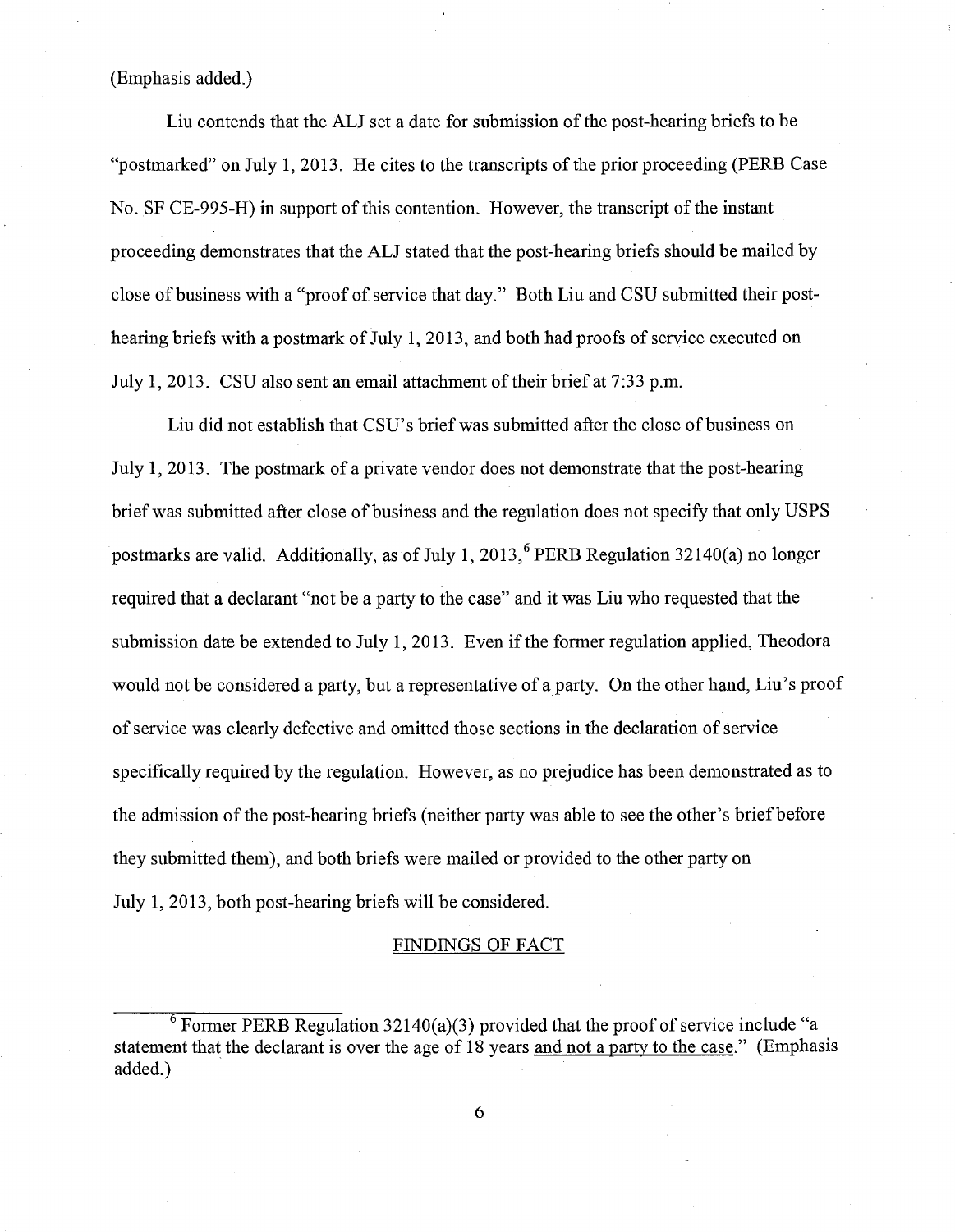(Emphasis added.)

Liu contends that the ALJ set a date for submission of the post-hearing briefs to be "postmarked" on July 1, 2013. He cites to the transcripts of the prior proceeding (PERB Case No. SF CE-995-H) in support of this contention. However, the transcript of the instant proceeding demonstrates that the ALJ stated that the post-hearing briefs should be mailed by close of business with a "proof of service that day." Both Liu and CSU submitted their post-hearing briefs with a postmark of July 1, 2013, and both had proofs of service executed on July 1, 2013. CSU also sent an email attachment of their brief at 7:33 p.m.

Liu did not establish that CSU's brief was submitted after the close of business on July 1, 2013. The postmark of a private vendor does not demonstrate that the post-hearing brief was submitted after close of business and the regulation does not specify that only USPS postmarks are valid. Additionally, as of July 1, 2013,[6] PERB Regulation 32140(a) no longer required that a declarant "not be a party to the case" and it was Liu who requested that the submission date be extended to July 1, 2013. Even if the former regulation applied, Theodora would not be considered a party, but a representative of a party. On the other hand, Liu's proof of service was clearly defective and omitted those sections in the declaration of service specifically required by the regulation. However, as no prejudice has been demonstrated as to the admission of the post-hearing briefs (neither party was able to see the other's brief before they submitted them), and both briefs were mailed or provided to the other party on July 1, 2013, both post-hearing briefs will be considered.

## FINDINGS OF FACT

---

[6] Former PERB Regulation 32140(a)(3) provided that the proof of service include "a statement that the declarant is over the age of 18 years <u>and not a party to the case</u>." (Emphasis added.)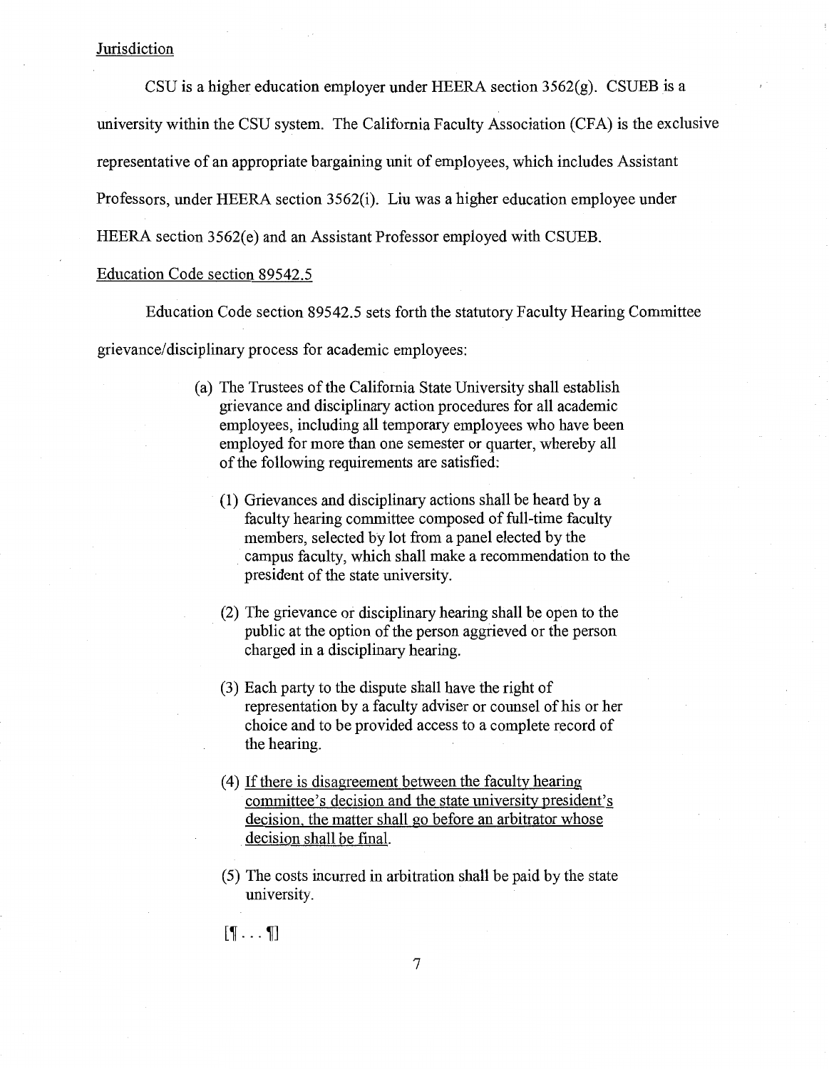<u>Jurisdiction</u>

CSU is a higher education employer under HEERA section 3562(g). CSUEB is a university within the CSU system. The California Faculty Association (CFA) is the exclusive representative of an appropriate bargaining unit of employees, which includes Assistant Professors, under HEERA section 3562(i). Liu was a higher education employee under HEERA section 3562(e) and an Assistant Professor employed with CSUEB.

<u>Education Code section 89542.5</u>

Education Code section 89542.5 sets forth the statutory Faculty Hearing Committee grievance/disciplinary process for academic employees:

> (a) The Trustees of the California State University shall establish grievance and disciplinary action procedures for all academic employees, including all temporary employees who have been employed for more than one semester or quarter, whereby all of the following requirements are satisfied:
>
> (1) Grievances and disciplinary actions shall be heard by a faculty hearing committee composed of full-time faculty members, selected by lot from a panel elected by the campus faculty, which shall make a recommendation to the president of the state university.
>
> (2) The grievance or disciplinary hearing shall be open to the public at the option of the person aggrieved or the person charged in a disciplinary hearing.
>
> (3) Each party to the dispute shall have the right of representation by a faculty adviser or counsel of his or her choice and to be provided access to a complete record of the hearing.
>
> (4) <u>If there is disagreement between the faculty hearing committee's decision and the state university president's decision, the matter shall go before an arbitrator whose decision shall be final.</u>
>
> (5) The costs incurred in arbitration shall be paid by the state university.
>
> [¶ . . . ¶]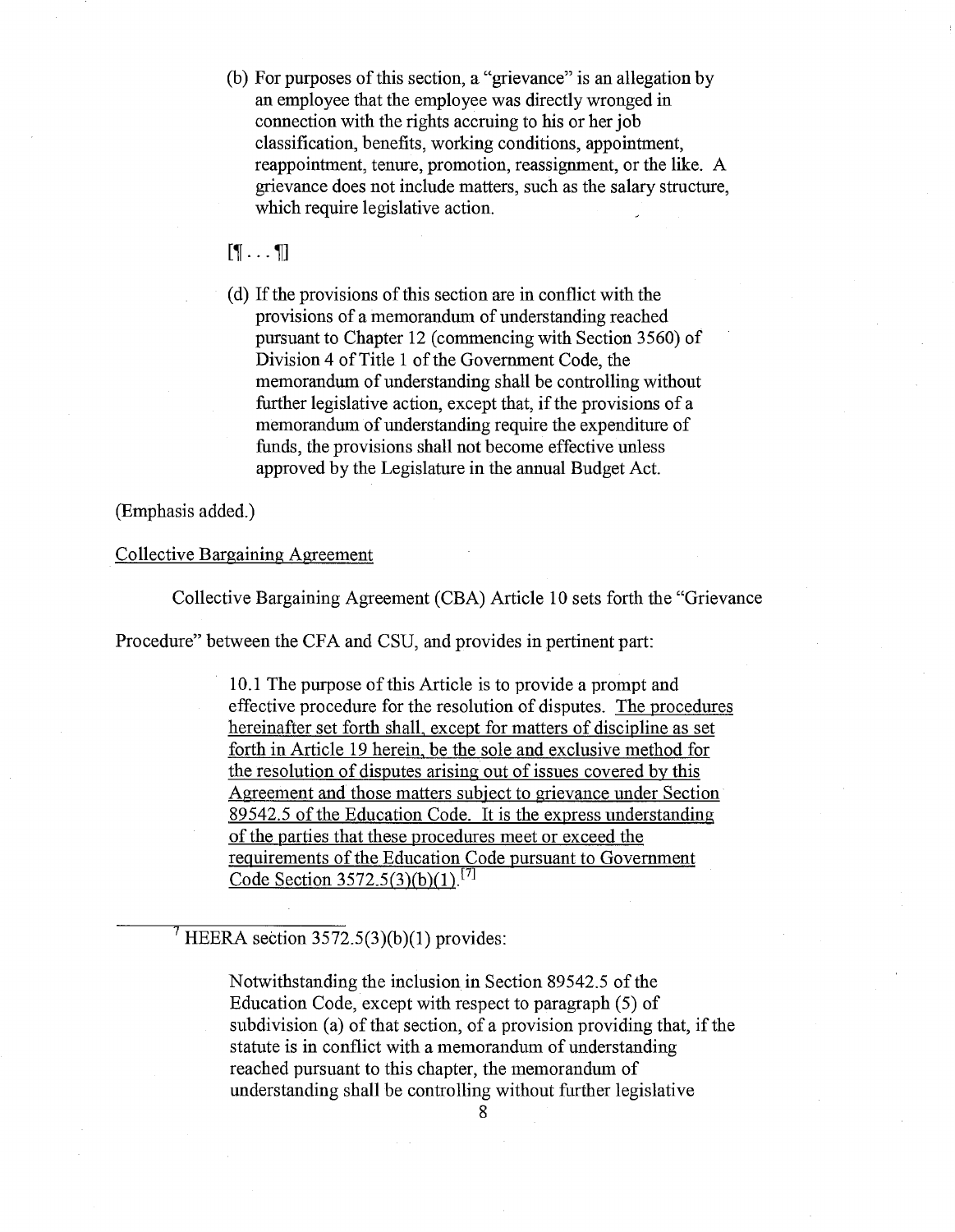> (b) For purposes of this section, a "grievance" is an allegation by an employee that the employee was directly wronged in connection with the rights accruing to his or her job classification, benefits, working conditions, appointment, reappointment, tenure, promotion, reassignment, or the like. A grievance does not include matters, such as the salary structure, which require legislative action.
>
> [¶ . . . ¶]
>
> (d) If the provisions of this section are in conflict with the provisions of a memorandum of understanding reached pursuant to Chapter 12 (commencing with Section 3560) of Division 4 of Title 1 of the Government Code, the memorandum of understanding shall be controlling without further legislative action, except that, if the provisions of a memorandum of understanding require the expenditure of funds, the provisions shall not become effective unless approved by the Legislature in the annual Budget Act.

(Emphasis added.)

<u>Collective Bargaining Agreement</u>

Collective Bargaining Agreement (CBA) Article 10 sets forth the "Grievance Procedure" between the CFA and CSU, and provides in pertinent part:

> 10.1 The purpose of this Article is to provide a prompt and effective procedure for the resolution of disputes. <u>The procedures hereinafter set forth shall, except for matters of discipline as set forth in Article 19 herein, be the sole and exclusive method for the resolution of disputes arising out of issues covered by this Agreement and those matters subject to grievance under Section 89542.5 of the Education Code. It is the express understanding of the parties that these procedures meet or exceed the requirements of the Education Code pursuant to Government Code Section 3572.5(3)(b)(1).</u>[7]

---

[7] HEERA section 3572.5(3)(b)(1) provides:

> Notwithstanding the inclusion in Section 89542.5 of the Education Code, except with respect to paragraph (5) of subdivision (a) of that section, of a provision providing that, if the statute is in conflict with a memorandum of understanding reached pursuant to this chapter, the memorandum of understanding shall be controlling without further legislative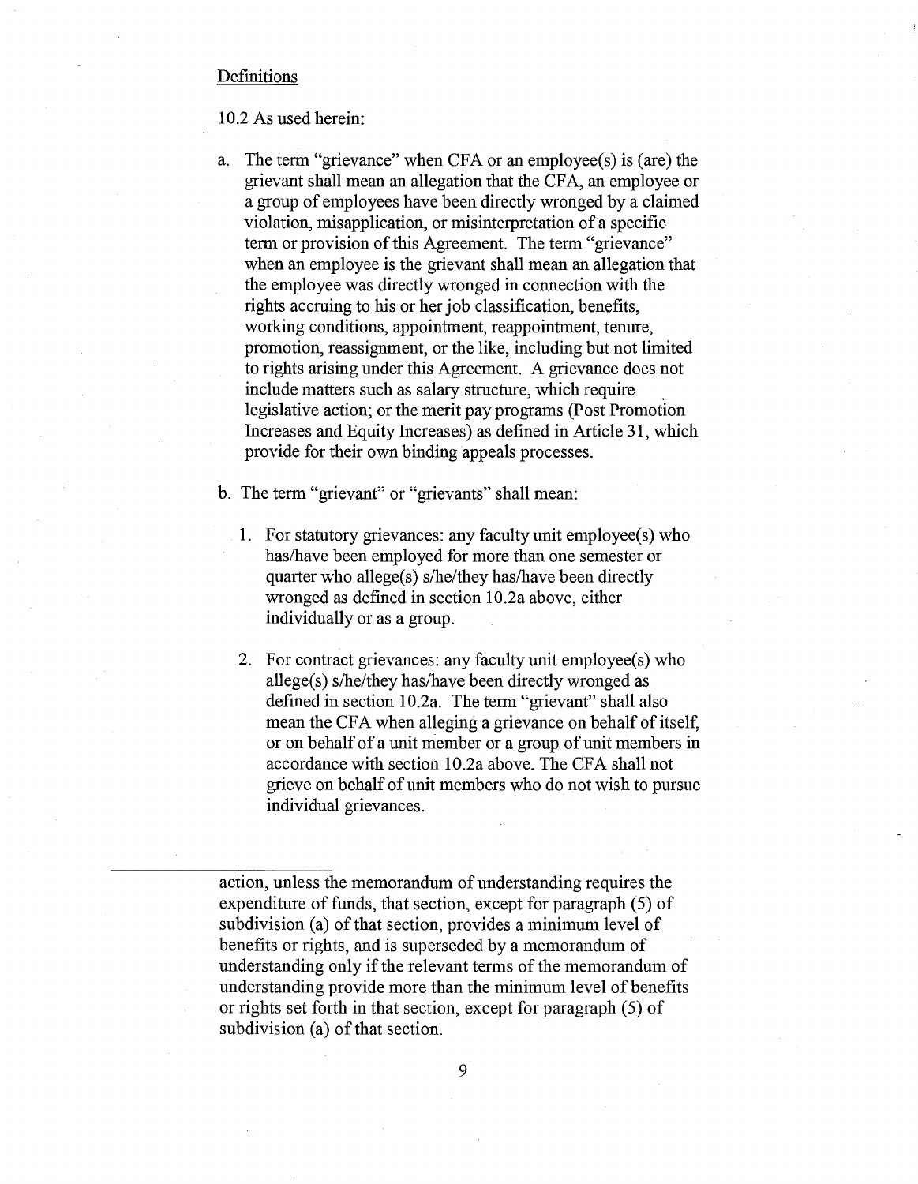## Definitions

10.2 As used herein:

a. The term "grievance" when CFA or an employee(s) is (are) the grievant shall mean an allegation that the CFA, an employee or a group of employees have been directly wronged by a claimed violation, misapplication, or misinterpretation of a specific term or provision of this Agreement. The term "grievance" when an employee is the grievant shall mean an allegation that the employee was directly wronged in connection with the rights accruing to his or her job classification, benefits, working conditions, appointment, reappointment, tenure, promotion, reassignment, or the like, including but not limited to rights arising under this Agreement. A grievance does not include matters such as salary structure, which require legislative action; or the merit pay programs (Post Promotion Increases and Equity Increases) as defined in Article 31, which provide for their own binding appeals processes.

b. The term "grievant" or "grievants" shall mean:

   1. For statutory grievances: any faculty unit employee(s) who has/have been employed for more than one semester or quarter who allege(s) s/he/they has/have been directly wronged as defined in section 10.2a above, either individually or as a group.

   2. For contract grievances: any faculty unit employee(s) who allege(s) s/he/they has/have been directly wronged as defined in section 10.2a. The term "grievant" shall also mean the CFA when alleging a grievance on behalf of itself, or on behalf of a unit member or a group of unit members in accordance with section 10.2a above. The CFA shall not grieve on behalf of unit members who do not wish to pursue individual grievances.

---

action, unless the memorandum of understanding requires the expenditure of funds, that section, except for paragraph (5) of subdivision (a) of that section, provides a minimum level of benefits or rights, and is superseded by a memorandum of understanding only if the relevant terms of the memorandum of understanding provide more than the minimum level of benefits or rights set forth in that section, except for paragraph (5) of subdivision (a) of that section.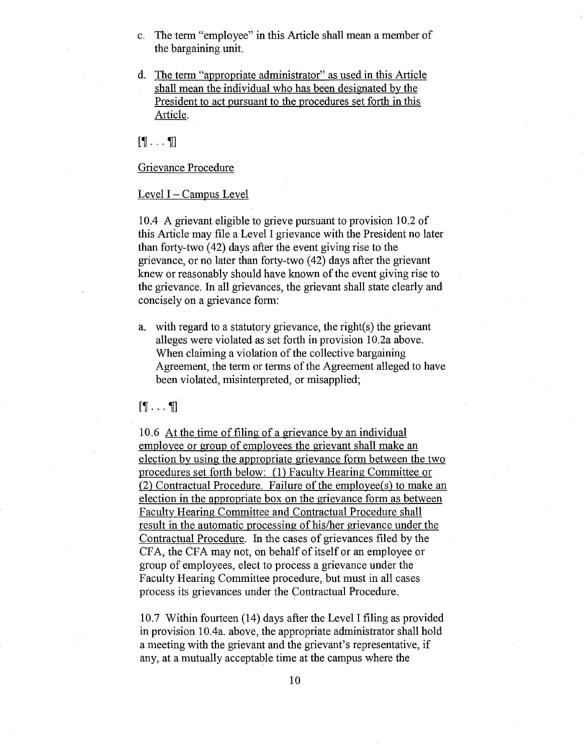c. The term "employee" in this Article shall mean a member of the bargaining unit.

d. <u>The term "appropriate administrator" as used in this Article shall mean the individual who has been designated by the President to act pursuant to the procedures set forth in this Article.</u>

[¶ . . . ¶]

<u>Grievance Procedure</u>

<u>Level I – Campus Level</u>

10.4 A grievant eligible to grieve pursuant to provision 10.2 of this Article may file a Level I grievance with the President no later than forty-two (42) days after the event giving rise to the grievance, or no later than forty-two (42) days after the grievant knew or reasonably should have known of the event giving rise to the grievance. In all grievances, the grievant shall state clearly and concisely on a grievance form:

a. with regard to a statutory grievance, the right(s) the grievant alleges were violated as set forth in provision 10.2a above. When claiming a violation of the collective bargaining Agreement, the term or terms of the Agreement alleged to have been violated, misinterpreted, or misapplied;

[¶ . . . ¶]

10.6 <u>At the time of filing of a grievance by an individual employee or group of employees the grievant shall make an election by using the appropriate grievance form between the two procedures set forth below: (1) Faculty Hearing Committee or (2) Contractual Procedure. Failure of the employee(s) to make an election in the appropriate box on the grievance form as between Faculty Hearing Committee and Contractual Procedure shall result in the automatic processing of his/her grievance under the Contractual Procedure</u>. In the cases of grievances filed by the CFA, the CFA may not, on behalf of itself or an employee or group of employees, elect to process a grievance under the Faculty Hearing Committee procedure, but must in all cases process its grievances under the Contractual Procedure.

10.7 Within fourteen (14) days after the Level I filing as provided in provision 10.4a. above, the appropriate administrator shall hold a meeting with the grievant and the grievant's representative, if any, at a mutually acceptable time at the campus where the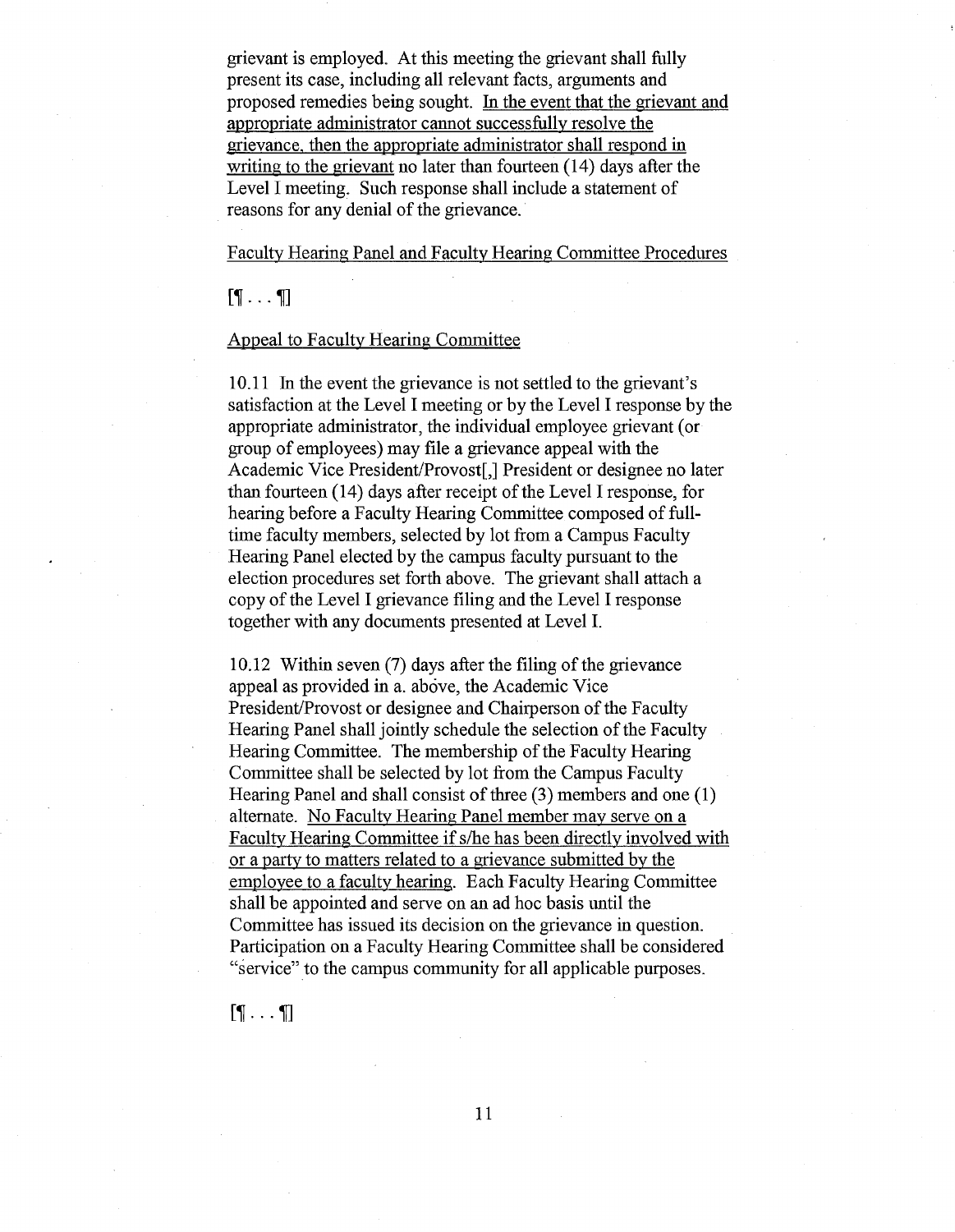grievant is employed. At this meeting the grievant shall fully present its case, including all relevant facts, arguments and proposed remedies being sought. <u>In the event that the grievant and appropriate administrator cannot successfully resolve the grievance, then the appropriate administrator shall respond in writing to the grievant</u> no later than fourteen (14) days after the Level I meeting. Such response shall include a statement of reasons for any denial of the grievance.

<u>Faculty Hearing Panel and Faculty Hearing Committee Procedures</u>

[¶ . . . ¶]

<u>Appeal to Faculty Hearing Committee</u>

10.11 In the event the grievance is not settled to the grievant's satisfaction at the Level I meeting or by the Level I response by the appropriate administrator, the individual employee grievant (or group of employees) may file a grievance appeal with the Academic Vice President/Provost[,] President or designee no later than fourteen (14) days after receipt of the Level I response, for hearing before a Faculty Hearing Committee composed of full-time faculty members, selected by lot from a Campus Faculty Hearing Panel elected by the campus faculty pursuant to the election procedures set forth above. The grievant shall attach a copy of the Level I grievance filing and the Level I response together with any documents presented at Level I.

10.12 Within seven (7) days after the filing of the grievance appeal as provided in a. above, the Academic Vice President/Provost or designee and Chairperson of the Faculty Hearing Panel shall jointly schedule the selection of the Faculty Hearing Committee. The membership of the Faculty Hearing Committee shall be selected by lot from the Campus Faculty Hearing Panel and shall consist of three (3) members and one (1) alternate. <u>No Faculty Hearing Panel member may serve on a Faculty Hearing Committee if s/he has been directly involved with or a party to matters related to a grievance submitted by the employee to a faculty hearing</u>. Each Faculty Hearing Committee shall be appointed and serve on an ad hoc basis until the Committee has issued its decision on the grievance in question. Participation on a Faculty Hearing Committee shall be considered "service" to the campus community for all applicable purposes.

[¶ . . . ¶]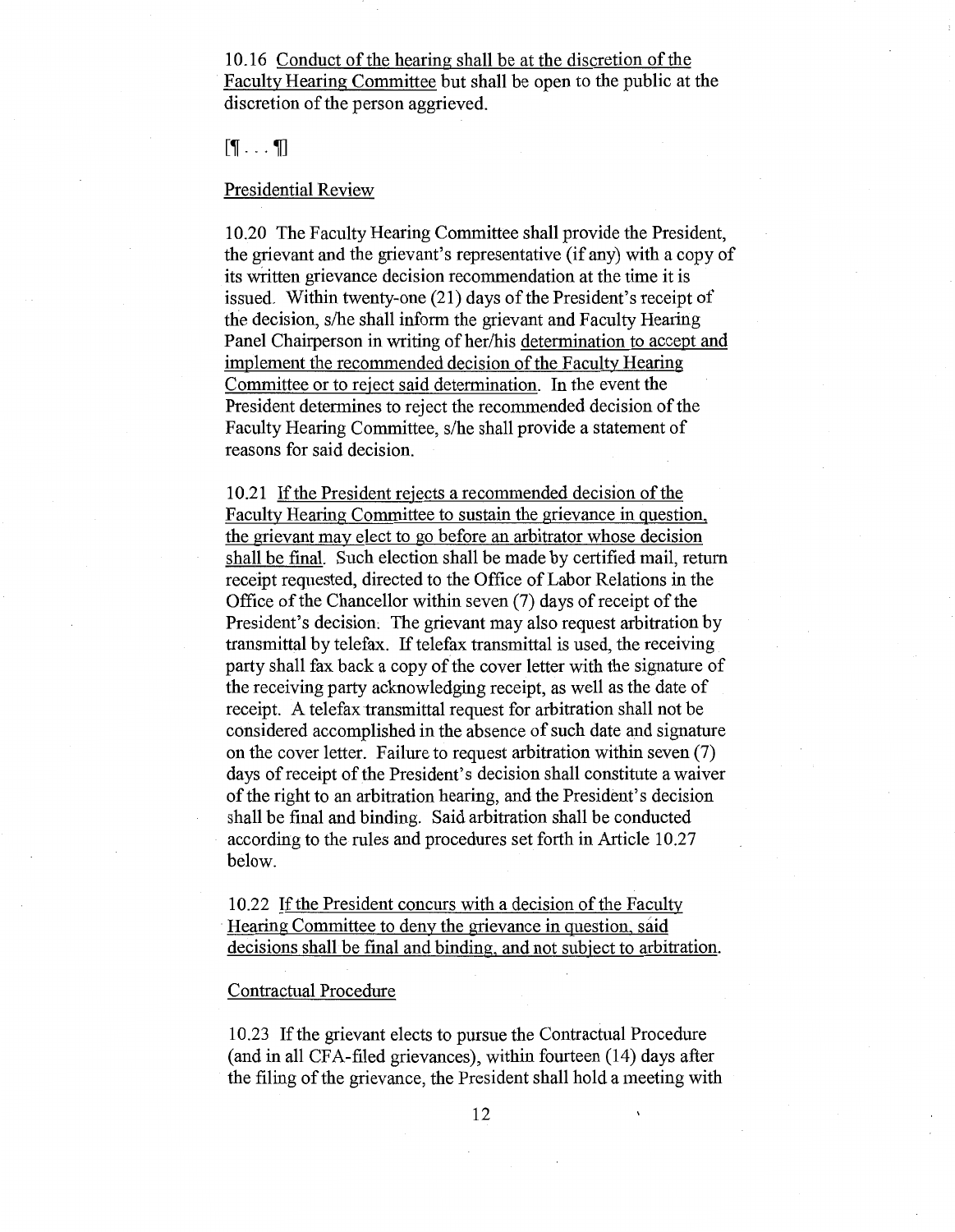10.16 Conduct of the hearing shall be at the discretion of the Faculty Hearing Committee but shall be open to the public at the discretion of the person aggrieved.

[¶ . . . ¶]

Presidential Review

10.20 The Faculty Hearing Committee shall provide the President, the grievant and the grievant's representative (if any) with a copy of its written grievance decision recommendation at the time it is issued. Within twenty-one (21) days of the President's receipt of the decision, s/he shall inform the grievant and Faculty Hearing Panel Chairperson in writing of her/his determination to accept and implement the recommended decision of the Faculty Hearing Committee or to reject said determination. In the event the President determines to reject the recommended decision of the Faculty Hearing Committee, s/he shall provide a statement of reasons for said decision.

10.21 If the President rejects a recommended decision of the Faculty Hearing Committee to sustain the grievance in question, the grievant may elect to go before an arbitrator whose decision shall be final. Such election shall be made by certified mail, return receipt requested, directed to the Office of Labor Relations in the Office of the Chancellor within seven (7) days of receipt of the President's decision. The grievant may also request arbitration by transmittal by telefax. If telefax transmittal is used, the receiving party shall fax back a copy of the cover letter with the signature of the receiving party acknowledging receipt, as well as the date of receipt. A telefax transmittal request for arbitration shall not be considered accomplished in the absence of such date and signature on the cover letter. Failure to request arbitration within seven (7) days of receipt of the President's decision shall constitute a waiver of the right to an arbitration hearing, and the President's decision shall be final and binding. Said arbitration shall be conducted according to the rules and procedures set forth in Article 10.27 below.

10.22 If the President concurs with a decision of the Faculty Hearing Committee to deny the grievance in question, said decisions shall be final and binding, and not subject to arbitration.

Contractual Procedure

10.23 If the grievant elects to pursue the Contractual Procedure (and in all CFA-filed grievances), within fourteen (14) days after the filing of the grievance, the President shall hold a meeting with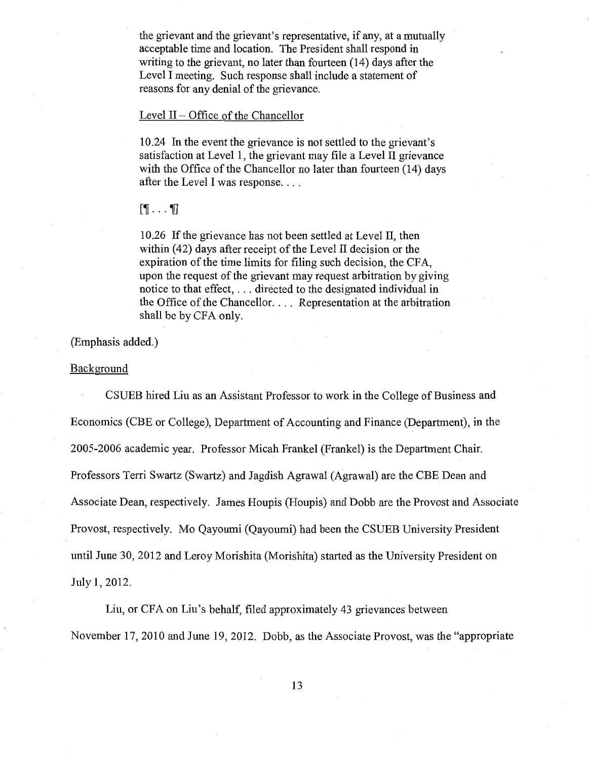the grievant and the grievant's representative, if any, at a mutually acceptable time and location. The President shall respond in writing to the grievant, no later than fourteen (14) days after the Level I meeting. Such response shall include a statement of reasons for any denial of the grievance.

<u>Level II – Office of the Chancellor</u>

10.24 In the event the grievance is not settled to the grievant's satisfaction at Level 1, the grievant may file a Level II grievance with the Office of the Chancellor no later than fourteen (14) days after the Level I was response. . . .

[¶ . . . ¶]

10.26 If the grievance has not been settled at Level II, then within (42) days after receipt of the Level II decision or the expiration of the time limits for filing such decision, the CFA, upon the request of the grievant may request arbitration by giving notice to that effect, . . . directed to the designated individual in the Office of the Chancellor. . . . Representation at the arbitration shall be by CFA only.

(Emphasis added.)

<u>Background</u>

CSUEB hired Liu as an Assistant Professor to work in the College of Business and Economics (CBE or College), Department of Accounting and Finance (Department), in the 2005-2006 academic year. Professor Micah Frankel (Frankel) is the Department Chair. Professors Terri Swartz (Swartz) and Jagdish Agrawal (Agrawal) are the CBE Dean and Associate Dean, respectively. James Houpis (Houpis) and Dobb are the Provost and Associate Provost, respectively. Mo Qayoumi (Qayoumi) had been the CSUEB University President until June 30, 2012 and Leroy Morishita (Morishita) started as the University President on July 1, 2012.

Liu, or CFA on Liu's behalf, filed approximately 43 grievances between November 17, 2010 and June 19, 2012. Dobb, as the Associate Provost, was the "appropriate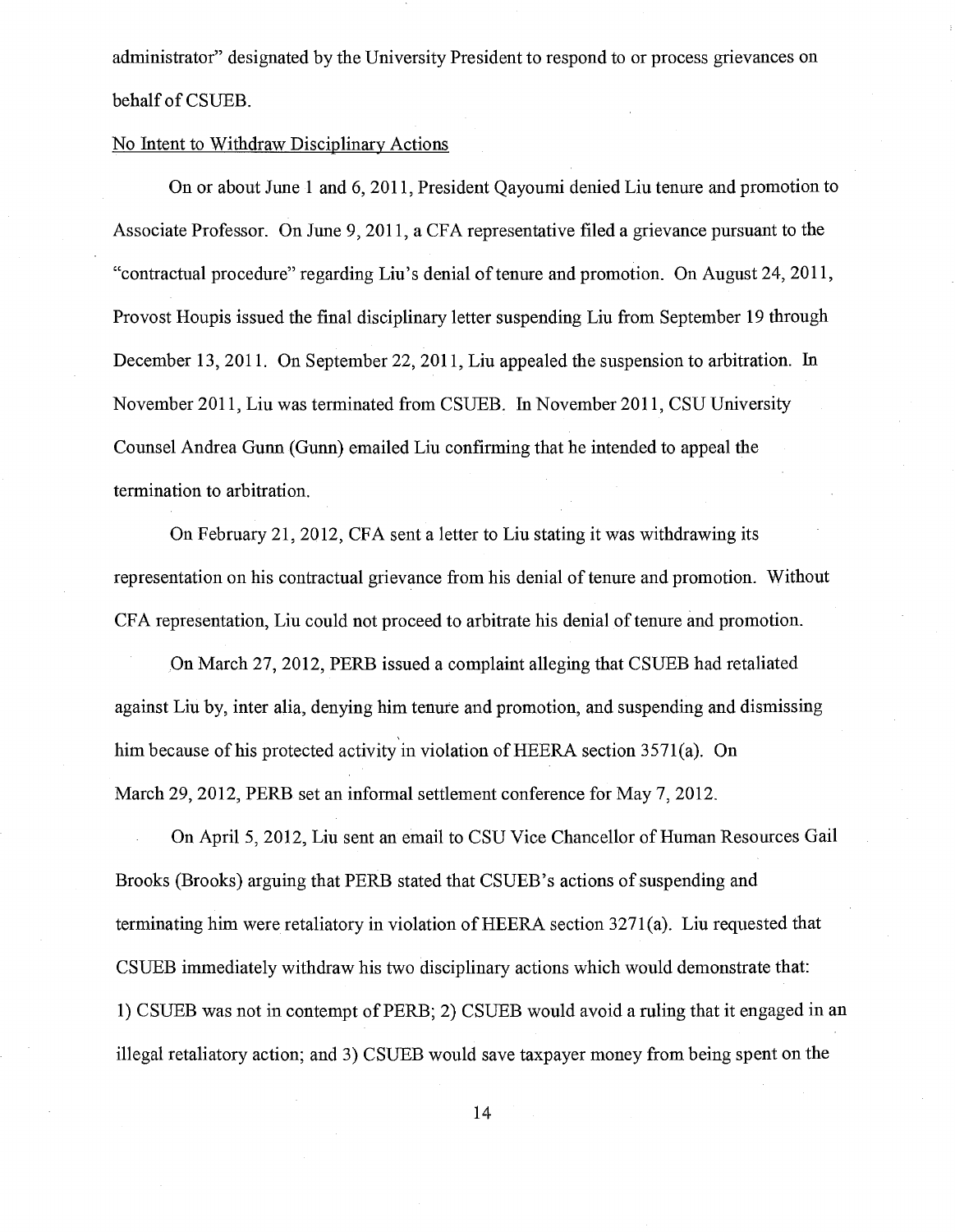administrator" designated by the University President to respond to or process grievances on behalf of CSUEB.

No Intent to Withdraw Disciplinary Actions

On or about June 1 and 6, 2011, President Qayoumi denied Liu tenure and promotion to Associate Professor. On June 9, 2011, a CFA representative filed a grievance pursuant to the "contractual procedure" regarding Liu's denial of tenure and promotion. On August 24, 2011, Provost Houpis issued the final disciplinary letter suspending Liu from September 19 through December 13, 2011. On September 22, 2011, Liu appealed the suspension to arbitration. In November 2011, Liu was terminated from CSUEB. In November 2011, CSU University Counsel Andrea Gunn (Gunn) emailed Liu confirming that he intended to appeal the termination to arbitration.

On February 21, 2012, CFA sent a letter to Liu stating it was withdrawing its representation on his contractual grievance from his denial of tenure and promotion. Without CFA representation, Liu could not proceed to arbitrate his denial of tenure and promotion.

On March 27, 2012, PERB issued a complaint alleging that CSUEB had retaliated against Liu by, inter alia, denying him tenure and promotion, and suspending and dismissing him because of his protected activity in violation of HEERA section 3571(a). On March 29, 2012, PERB set an informal settlement conference for May 7, 2012.

On April 5, 2012, Liu sent an email to CSU Vice Chancellor of Human Resources Gail Brooks (Brooks) arguing that PERB stated that CSUEB's actions of suspending and terminating him were retaliatory in violation of HEERA section 3271(a). Liu requested that CSUEB immediately withdraw his two disciplinary actions which would demonstrate that: 1) CSUEB was not in contempt of PERB; 2) CSUEB would avoid a ruling that it engaged in an illegal retaliatory action; and 3) CSUEB would save taxpayer money from being spent on the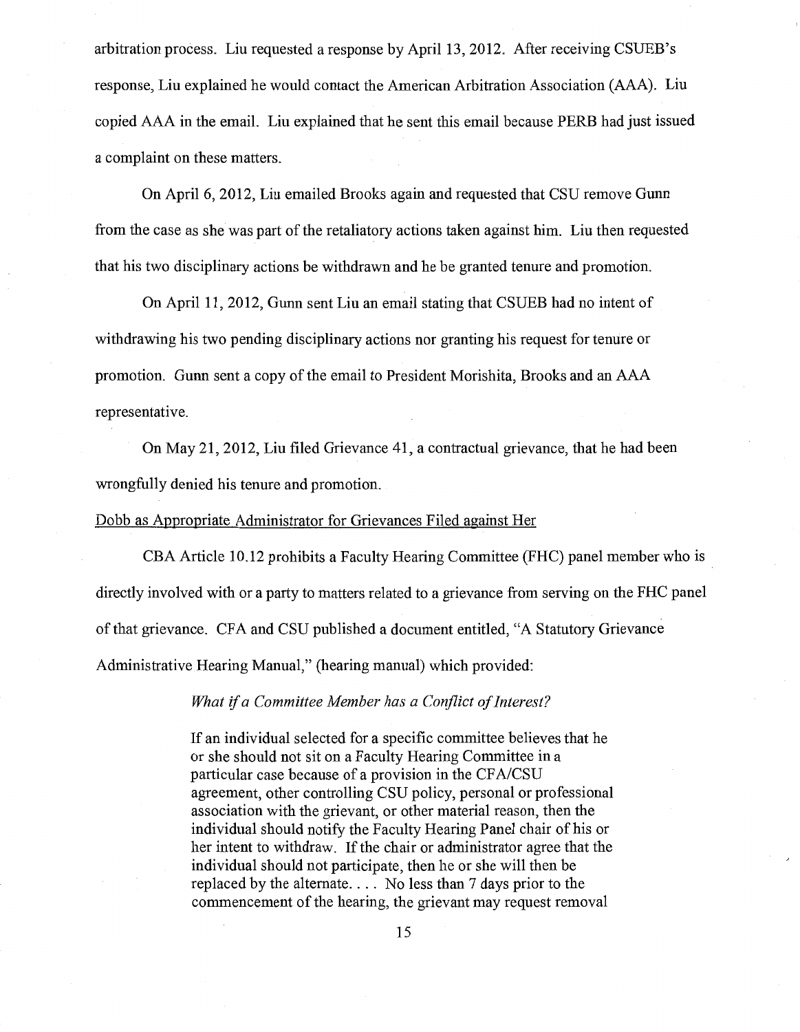arbitration process. Liu requested a response by April 13, 2012. After receiving CSUEB's response, Liu explained he would contact the American Arbitration Association (AAA). Liu copied AAA in the email. Liu explained that he sent this email because PERB had just issued a complaint on these matters.

On April 6, 2012, Liu emailed Brooks again and requested that CSU remove Gunn from the case as she was part of the retaliatory actions taken against him. Liu then requested that his two disciplinary actions be withdrawn and he be granted tenure and promotion.

On April 11, 2012, Gunn sent Liu an email stating that CSUEB had no intent of withdrawing his two pending disciplinary actions nor granting his request for tenure or promotion. Gunn sent a copy of the email to President Morishita, Brooks and an AAA representative.

On May 21, 2012, Liu filed Grievance 41, a contractual grievance, that he had been wrongfully denied his tenure and promotion.

<u>Dobb as Appropriate Administrator for Grievances Filed against Her</u>

CBA Article 10.12 prohibits a Faculty Hearing Committee (FHC) panel member who is directly involved with or a party to matters related to a grievance from serving on the FHC panel of that grievance. CFA and CSU published a document entitled, "A Statutory Grievance Administrative Hearing Manual," (hearing manual) which provided:

> *What if a Committee Member has a Conflict of Interest?*
>
> If an individual selected for a specific committee believes that he or she should not sit on a Faculty Hearing Committee in a particular case because of a provision in the CFA/CSU agreement, other controlling CSU policy, personal or professional association with the grievant, or other material reason, then the individual should notify the Faculty Hearing Panel chair of his or her intent to withdraw. If the chair or administrator agree that the individual should not participate, then he or she will then be replaced by the alternate. . . . No less than 7 days prior to the commencement of the hearing, the grievant may request removal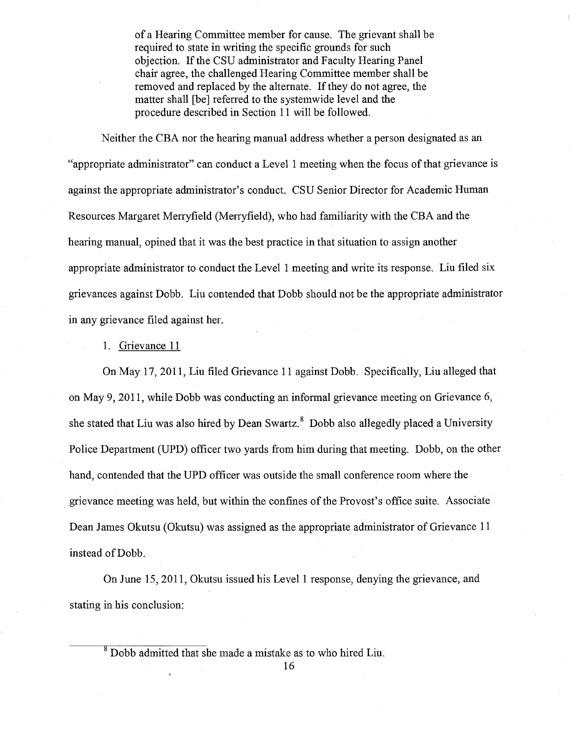> of a Hearing Committee member for cause. The grievant shall be required to state in writing the specific grounds for such objection. If the CSU administrator and Faculty Hearing Panel chair agree, the challenged Hearing Committee member shall be removed and replaced by the alternate. If they do not agree, the matter shall [be] referred to the systemwide level and the procedure described in Section 11 will be followed.

Neither the CBA nor the hearing manual address whether a person designated as an "appropriate administrator" can conduct a Level 1 meeting when the focus of that grievance is against the appropriate administrator's conduct. CSU Senior Director for Academic Human Resources Margaret Merryfield (Merryfield), who had familiarity with the CBA and the hearing manual, opined that it was the best practice in that situation to assign another appropriate administrator to conduct the Level 1 meeting and write its response. Liu filed six grievances against Dobb. Liu contended that Dobb should not be the appropriate administrator in any grievance filed against her.

1. Grievance 11

On May 17, 2011, Liu filed Grievance 11 against Dobb. Specifically, Liu alleged that on May 9, 2011, while Dobb was conducting an informal grievance meeting on Grievance 6, she stated that Liu was also hired by Dean Swartz.[8] Dobb also allegedly placed a University Police Department (UPD) officer two yards from him during that meeting. Dobb, on the other hand, contended that the UPD officer was outside the small conference room where the grievance meeting was held, but within the confines of the Provost's office suite. Associate Dean James Okutsu (Okutsu) was assigned as the appropriate administrator of Grievance 11 instead of Dobb.

On June 15, 2011, Okutsu issued his Level 1 response, denying the grievance, and stating in his conclusion:

[8] Dobb admitted that she made a mistake as to who hired Liu.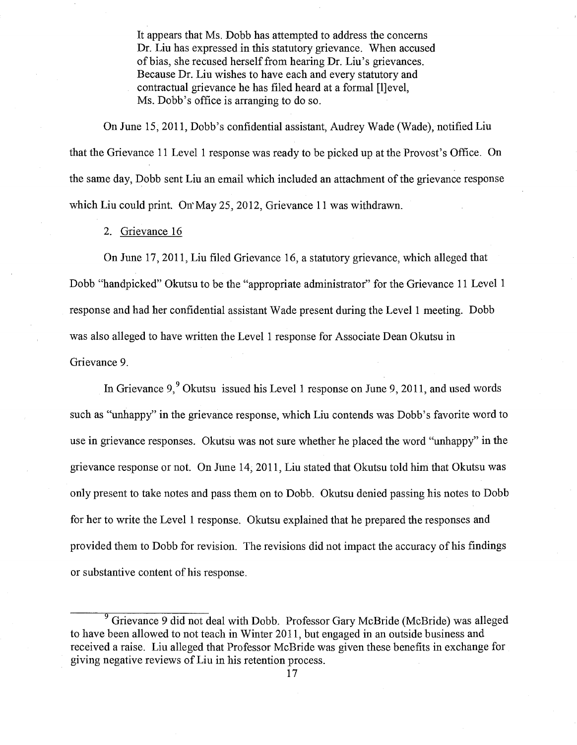> It appears that Ms. Dobb has attempted to address the concerns Dr. Liu has expressed in this statutory grievance. When accused of bias, she recused herself from hearing Dr. Liu's grievances. Because Dr. Liu wishes to have each and every statutory and contractual grievance he has filed heard at a formal [l]evel, Ms. Dobb's office is arranging to do so.

On June 15, 2011, Dobb's confidential assistant, Audrey Wade (Wade), notified Liu that the Grievance 11 Level 1 response was ready to be picked up at the Provost's Office. On the same day, Dobb sent Liu an email which included an attachment of the grievance response which Liu could print. On May 25, 2012, Grievance 11 was withdrawn.

2. Grievance 16

On June 17, 2011, Liu filed Grievance 16, a statutory grievance, which alleged that Dobb "handpicked" Okutsu to be the "appropriate administrator" for the Grievance 11 Level 1 response and had her confidential assistant Wade present during the Level 1 meeting. Dobb was also alleged to have written the Level 1 response for Associate Dean Okutsu in Grievance 9.

In Grievance 9,[9] Okutsu issued his Level 1 response on June 9, 2011, and used words such as "unhappy" in the grievance response, which Liu contends was Dobb's favorite word to use in grievance responses. Okutsu was not sure whether he placed the word "unhappy" in the grievance response or not. On June 14, 2011, Liu stated that Okutsu told him that Okutsu was only present to take notes and pass them on to Dobb. Okutsu denied passing his notes to Dobb for her to write the Level 1 response. Okutsu explained that he prepared the responses and provided them to Dobb for revision. The revisions did not impact the accuracy of his findings or substantive content of his response.

---

[9] Grievance 9 did not deal with Dobb. Professor Gary McBride (McBride) was alleged to have been allowed to not teach in Winter 2011, but engaged in an outside business and received a raise. Liu alleged that Professor McBride was given these benefits in exchange for giving negative reviews of Liu in his retention process.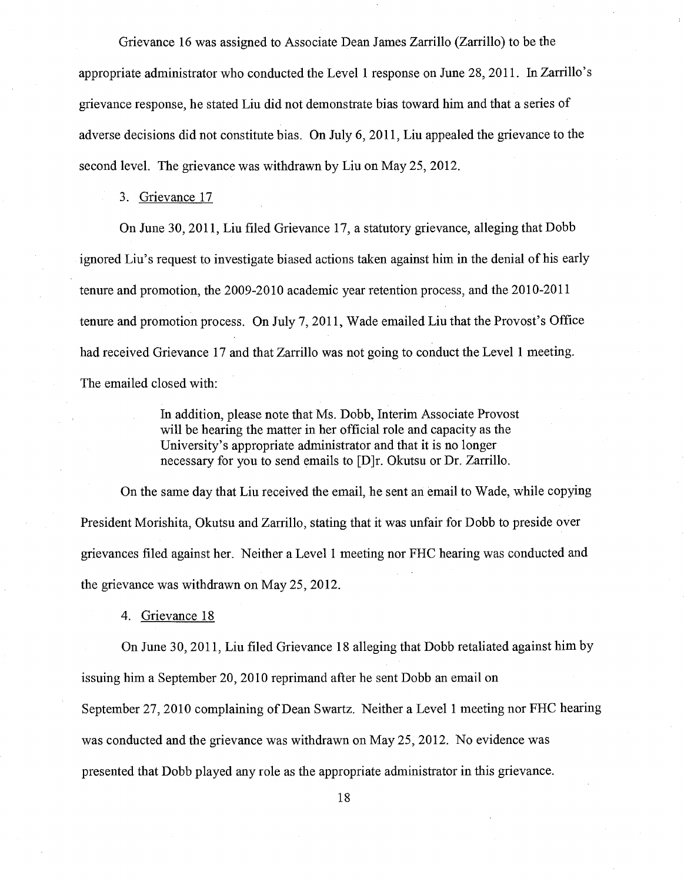Grievance 16 was assigned to Associate Dean James Zarrillo (Zarrillo) to be the appropriate administrator who conducted the Level 1 response on June 28, 2011. In Zarrillo's grievance response, he stated Liu did not demonstrate bias toward him and that a series of adverse decisions did not constitute bias. On July 6, 2011, Liu appealed the grievance to the second level. The grievance was withdrawn by Liu on May 25, 2012.

3. Grievance 17

On June 30, 2011, Liu filed Grievance 17, a statutory grievance, alleging that Dobb ignored Liu's request to investigate biased actions taken against him in the denial of his early tenure and promotion, the 2009-2010 academic year retention process, and the 2010-2011 tenure and promotion process. On July 7, 2011, Wade emailed Liu that the Provost's Office had received Grievance 17 and that Zarrillo was not going to conduct the Level 1 meeting. The emailed closed with:

> In addition, please note that Ms. Dobb, Interim Associate Provost will be hearing the matter in her official role and capacity as the University's appropriate administrator and that it is no longer necessary for you to send emails to [D]r. Okutsu or Dr. Zarrillo.

On the same day that Liu received the email, he sent an email to Wade, while copying President Morishita, Okutsu and Zarrillo, stating that it was unfair for Dobb to preside over grievances filed against her. Neither a Level 1 meeting nor FHC hearing was conducted and the grievance was withdrawn on May 25, 2012.

4. Grievance 18

On June 30, 2011, Liu filed Grievance 18 alleging that Dobb retaliated against him by issuing him a September 20, 2010 reprimand after he sent Dobb an email on September 27, 2010 complaining of Dean Swartz. Neither a Level 1 meeting nor FHC hearing was conducted and the grievance was withdrawn on May 25, 2012. No evidence was presented that Dobb played any role as the appropriate administrator in this grievance.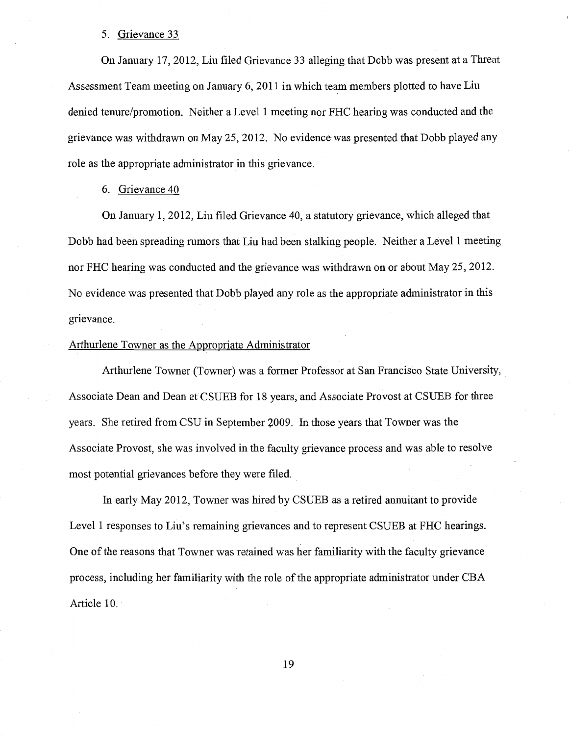5. Grievance 33

On January 17, 2012, Liu filed Grievance 33 alleging that Dobb was present at a Threat Assessment Team meeting on January 6, 2011 in which team members plotted to have Liu denied tenure/promotion. Neither a Level 1 meeting nor FHC hearing was conducted and the grievance was withdrawn on May 25, 2012. No evidence was presented that Dobb played any role as the appropriate administrator in this grievance.

6. Grievance 40

On January 1, 2012, Liu filed Grievance 40, a statutory grievance, which alleged that Dobb had been spreading rumors that Liu had been stalking people. Neither a Level 1 meeting nor FHC hearing was conducted and the grievance was withdrawn on or about May 25, 2012. No evidence was presented that Dobb played any role as the appropriate administrator in this grievance.

Arthurlene Towner as the Appropriate Administrator

Arthurlene Towner (Towner) was a former Professor at San Francisco State University, Associate Dean and Dean at CSUEB for 18 years, and Associate Provost at CSUEB for three years. She retired from CSU in September 2009. In those years that Towner was the Associate Provost, she was involved in the faculty grievance process and was able to resolve most potential grievances before they were filed.

In early May 2012, Towner was hired by CSUEB as a retired annuitant to provide Level 1 responses to Liu's remaining grievances and to represent CSUEB at FHC hearings. One of the reasons that Towner was retained was her familiarity with the faculty grievance process, including her familiarity with the role of the appropriate administrator under CBA Article 10.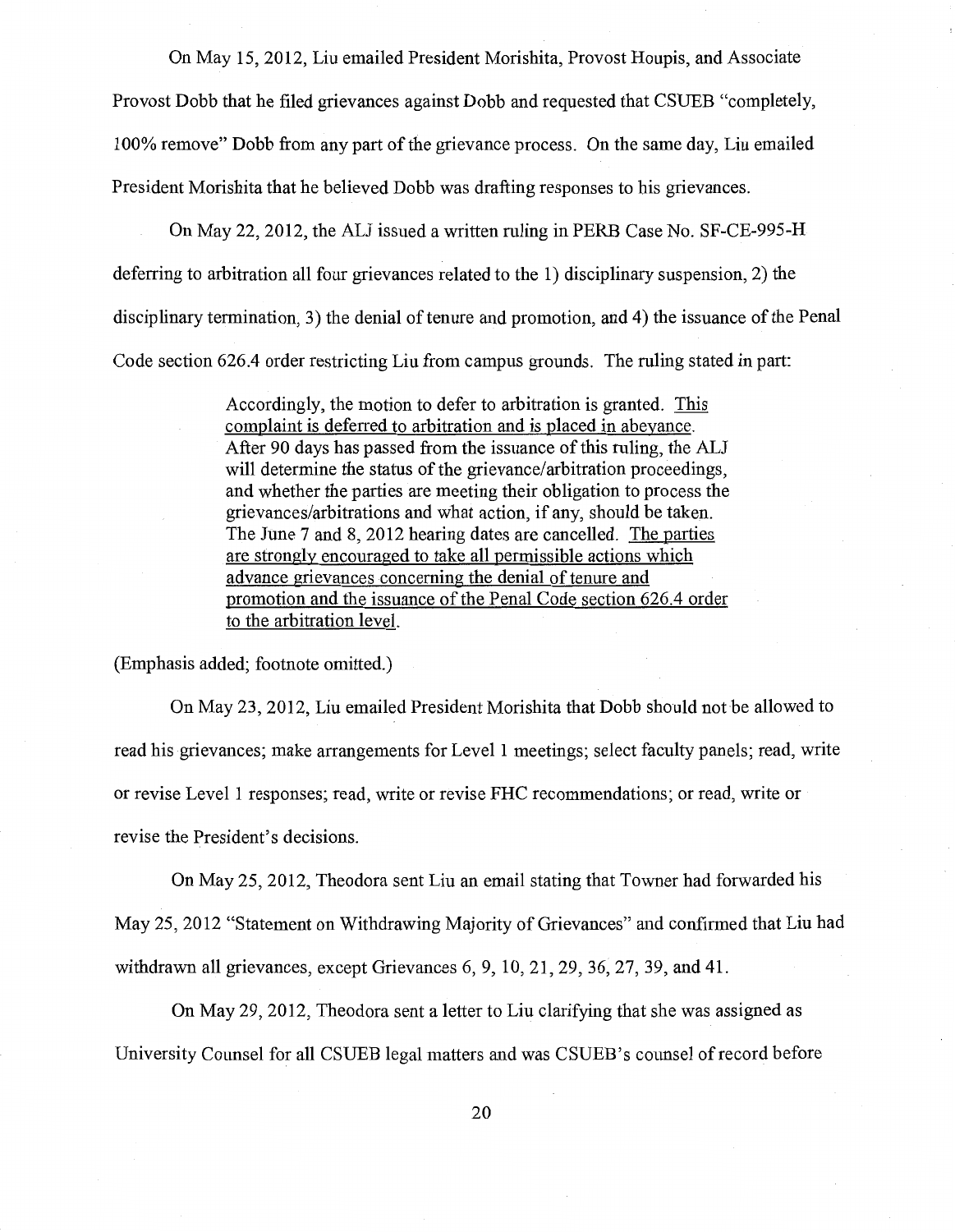On May 15, 2012, Liu emailed President Morishita, Provost Houpis, and Associate Provost Dobb that he filed grievances against Dobb and requested that CSUEB "completely, 100% remove" Dobb from any part of the grievance process. On the same day, Liu emailed President Morishita that he believed Dobb was drafting responses to his grievances.

On May 22, 2012, the ALJ issued a written ruling in PERB Case No. SF-CE-995-H deferring to arbitration all four grievances related to the 1) disciplinary suspension, 2) the disciplinary termination, 3) the denial of tenure and promotion, and 4) the issuance of the Penal Code section 626.4 order restricting Liu from campus grounds. The ruling stated in part:

> Accordingly, the motion to defer to arbitration is granted. <u>This complaint is deferred to arbitration and is placed in abeyance.</u> After 90 days has passed from the issuance of this ruling, the ALJ will determine the status of the grievance/arbitration proceedings, and whether the parties are meeting their obligation to process the grievances/arbitrations and what action, if any, should be taken. The June 7 and 8, 2012 hearing dates are cancelled. <u>The parties are strongly encouraged to take all permissible actions which advance grievances concerning the denial of tenure and promotion and the issuance of the Penal Code section 626.4 order to the arbitration level.</u>

(Emphasis added; footnote omitted.)

On May 23, 2012, Liu emailed President Morishita that Dobb should not be allowed to read his grievances; make arrangements for Level 1 meetings; select faculty panels; read, write or revise Level 1 responses; read, write or revise FHC recommendations; or read, write or revise the President's decisions.

On May 25, 2012, Theodora sent Liu an email stating that Towner had forwarded his May 25, 2012 "Statement on Withdrawing Majority of Grievances" and confirmed that Liu had withdrawn all grievances, except Grievances 6, 9, 10, 21, 29, 36, 27, 39, and 41.

On May 29, 2012, Theodora sent a letter to Liu clarifying that she was assigned as University Counsel for all CSUEB legal matters and was CSUEB's counsel of record before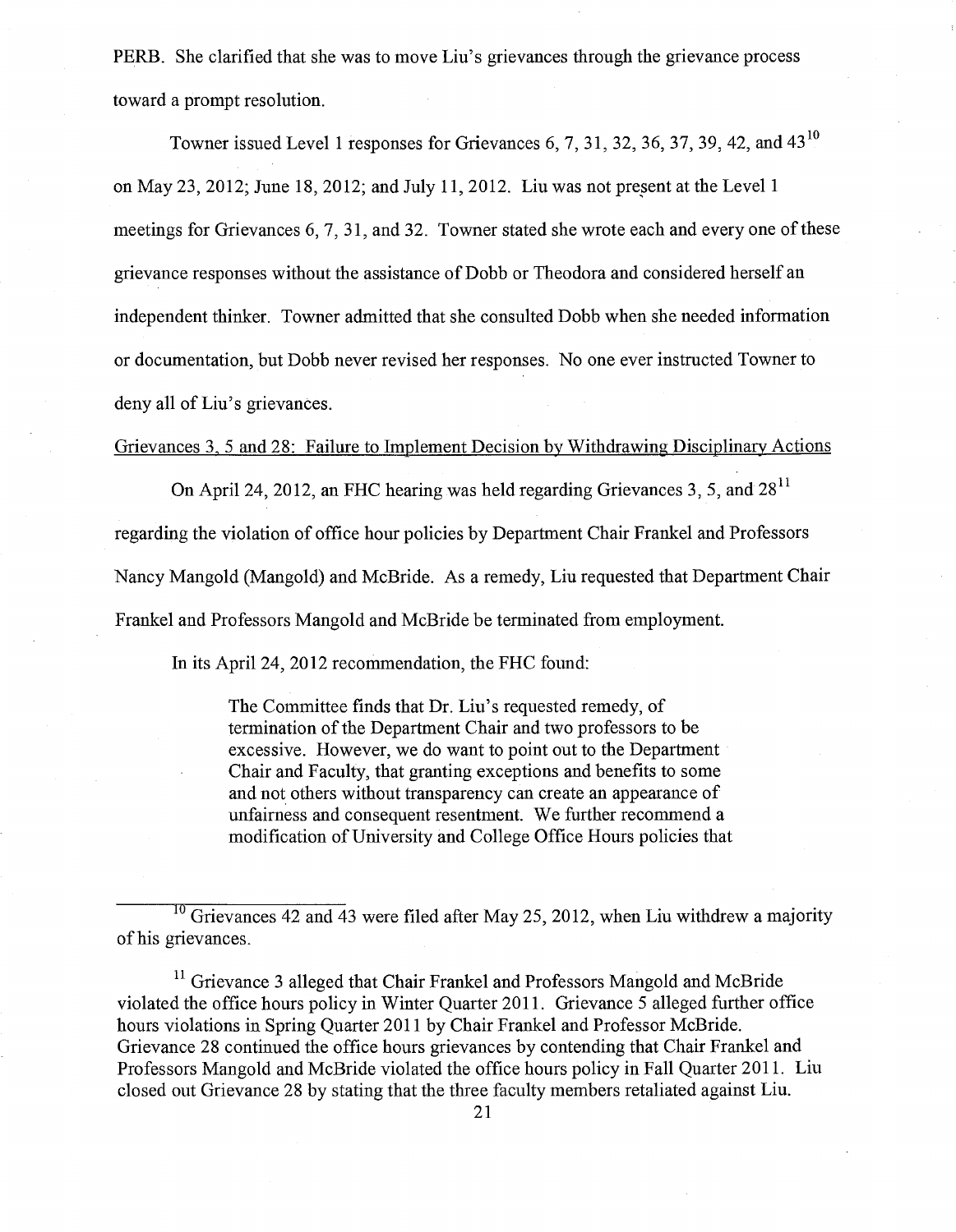PERB. She clarified that she was to move Liu's grievances through the grievance process toward a prompt resolution.

Towner issued Level 1 responses for Grievances 6, 7, 31, 32, 36, 37, 39, 42, and 43[10] on May 23, 2012; June 18, 2012; and July 11, 2012. Liu was not present at the Level 1 meetings for Grievances 6, 7, 31, and 32. Towner stated she wrote each and every one of these grievance responses without the assistance of Dobb or Theodora and considered herself an independent thinker. Towner admitted that she consulted Dobb when she needed information or documentation, but Dobb never revised her responses. No one ever instructed Towner to deny all of Liu's grievances.

<u>Grievances 3, 5 and 28: Failure to Implement Decision by Withdrawing Disciplinary Actions</u>

On April 24, 2012, an FHC hearing was held regarding Grievances 3, 5, and 28[11] regarding the violation of office hour policies by Department Chair Frankel and Professors Nancy Mangold (Mangold) and McBride. As a remedy, Liu requested that Department Chair Frankel and Professors Mangold and McBride be terminated from employment.

In its April 24, 2012 recommendation, the FHC found:

> The Committee finds that Dr. Liu's requested remedy, of termination of the Department Chair and two professors to be excessive. However, we do want to point out to the Department Chair and Faculty, that granting exceptions and benefits to some and not others without transparency can create an appearance of unfairness and consequent resentment. We further recommend a modification of University and College Office Hours policies that

---

[10] Grievances 42 and 43 were filed after May 25, 2012, when Liu withdrew a majority of his grievances.

[11] Grievance 3 alleged that Chair Frankel and Professors Mangold and McBride violated the office hours policy in Winter Quarter 2011. Grievance 5 alleged further office hours violations in Spring Quarter 2011 by Chair Frankel and Professor McBride. Grievance 28 continued the office hours grievances by contending that Chair Frankel and Professors Mangold and McBride violated the office hours policy in Fall Quarter 2011. Liu closed out Grievance 28 by stating that the three faculty members retaliated against Liu.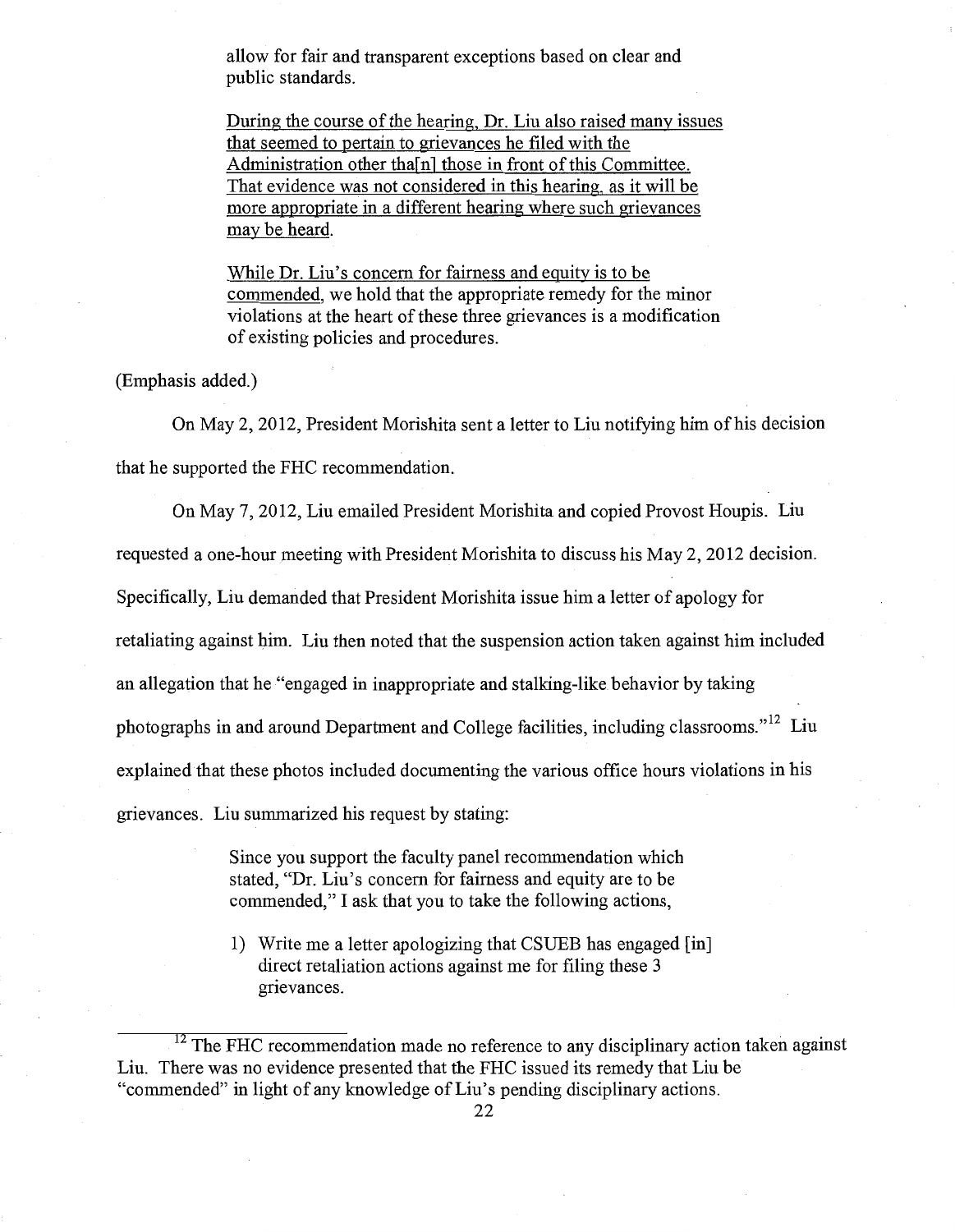> allow for fair and transparent exceptions based on clear and public standards.
>
> <u>During the course of the hearing, Dr. Liu also raised many issues that seemed to pertain to grievances he filed with the Administration other tha[n] those in front of this Committee. That evidence was not considered in this hearing, as it will be more appropriate in a different hearing where such grievances may be heard.</u>
>
> <u>While Dr. Liu's concern for fairness and equity is to be commended</u>, we hold that the appropriate remedy for the minor violations at the heart of these three grievances is a modification of existing policies and procedures.

(Emphasis added.)

On May 2, 2012, President Morishita sent a letter to Liu notifying him of his decision that he supported the FHC recommendation.

On May 7, 2012, Liu emailed President Morishita and copied Provost Houpis. Liu requested a one-hour meeting with President Morishita to discuss his May 2, 2012 decision. Specifically, Liu demanded that President Morishita issue him a letter of apology for retaliating against him. Liu then noted that the suspension action taken against him included an allegation that he "engaged in inappropriate and stalking-like behavior by taking photographs in and around Department and College facilities, including classrooms."[12] Liu explained that these photos included documenting the various office hours violations in his grievances. Liu summarized his request by stating:

> Since you support the faculty panel recommendation which stated, "Dr. Liu's concern for fairness and equity are to be commended," I ask that you to take the following actions,
>
> 1) Write me a letter apologizing that CSUEB has engaged [in] direct retaliation actions against me for filing these 3 grievances.

---

[12] The FHC recommendation made no reference to any disciplinary action taken against Liu. There was no evidence presented that the FHC issued its remedy that Liu be "commended" in light of any knowledge of Liu's pending disciplinary actions.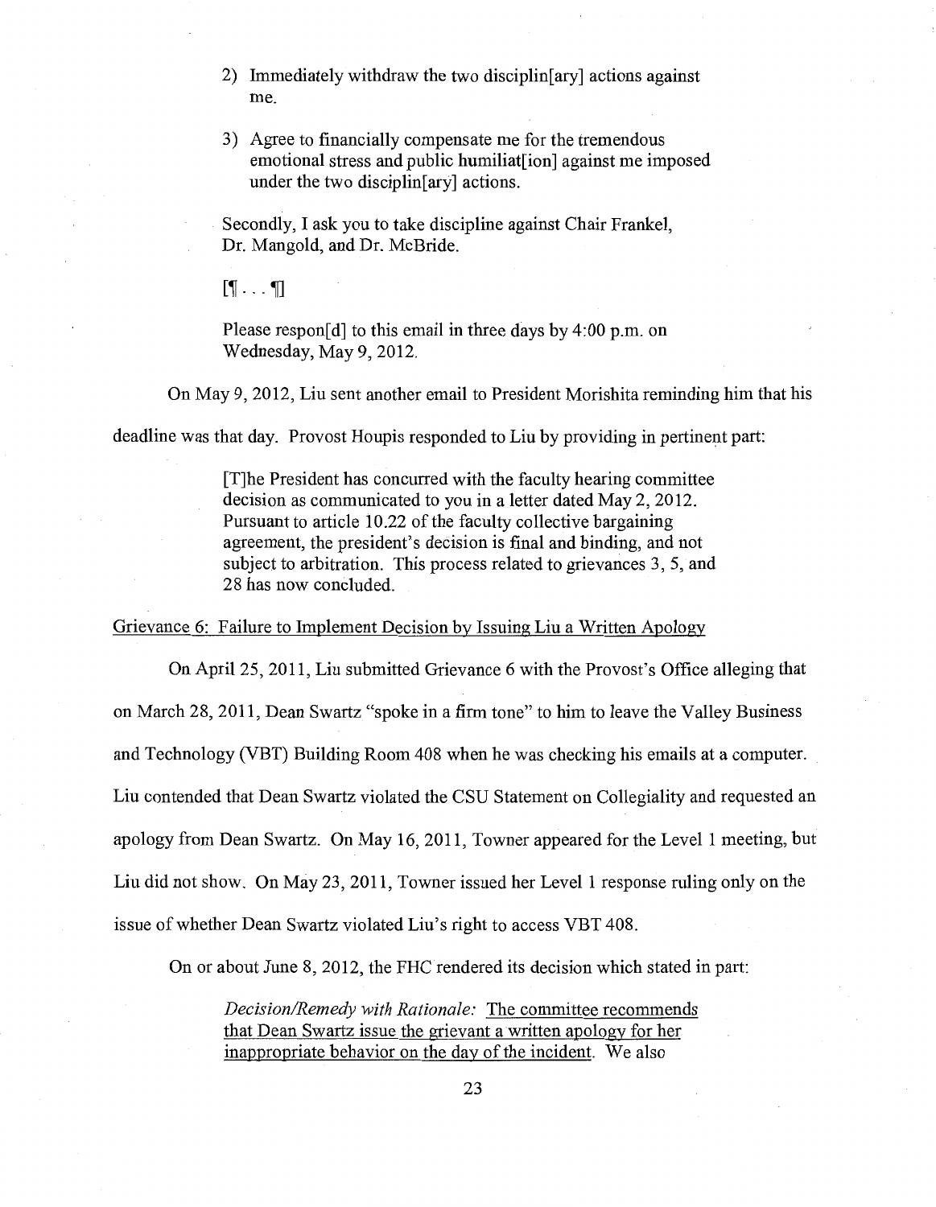> 2) Immediately withdraw the two disciplin[ary] actions against me.
>
> 3) Agree to financially compensate me for the tremendous emotional stress and public humiliat[ion] against me imposed under the two disciplin[ary] actions.
>
> Secondly, I ask you to take discipline against Chair Frankel, Dr. Mangold, and Dr. McBride.
>
> [¶ . . . ¶]
>
> Please respon[d] to this email in three days by 4:00 p.m. on Wednesday, May 9, 2012.

On May 9, 2012, Liu sent another email to President Morishita reminding him that his deadline was that day. Provost Houpis responded to Liu by providing in pertinent part:

> [T]he President has concurred with the faculty hearing committee decision as communicated to you in a letter dated May 2, 2012. Pursuant to article 10.22 of the faculty collective bargaining agreement, the president's decision is final and binding, and not subject to arbitration. This process related to grievances 3, 5, and 28 has now concluded.

<u>Grievance 6: Failure to Implement Decision by Issuing Liu a Written Apology</u>

On April 25, 2011, Liu submitted Grievance 6 with the Provost's Office alleging that on March 28, 2011, Dean Swartz "spoke in a firm tone" to him to leave the Valley Business and Technology (VBT) Building Room 408 when he was checking his emails at a computer. Liu contended that Dean Swartz violated the CSU Statement on Collegiality and requested an apology from Dean Swartz. On May 16, 2011, Towner appeared for the Level 1 meeting, but Liu did not show. On May 23, 2011, Towner issued her Level 1 response ruling only on the issue of whether Dean Swartz violated Liu's right to access VBT 408.

On or about June 8, 2012, the FHC rendered its decision which stated in part:

> *Decision/Remedy with Rationale:* <u>The committee recommends that Dean Swartz issue the grievant a written apology for her inappropriate behavior on the day of the incident</u>. We also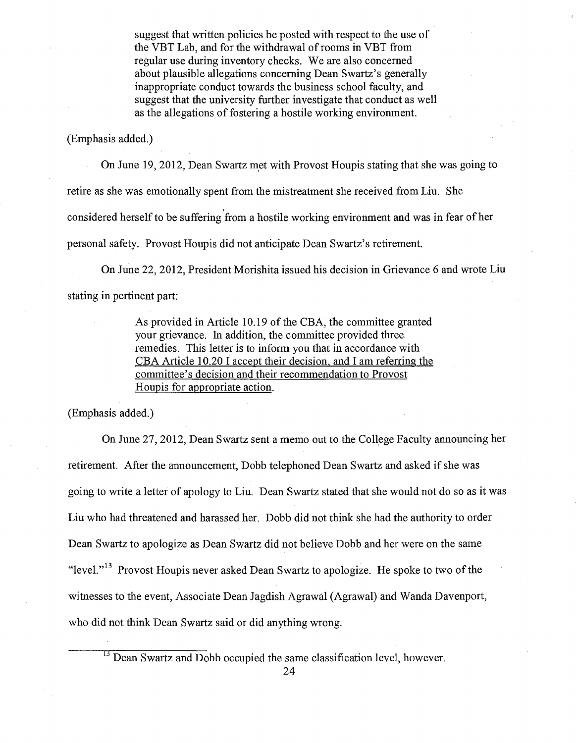> suggest that written policies be posted with respect to the use of the VBT Lab, and for the withdrawal of rooms in VBT from regular use during inventory checks. We are also concerned about plausible allegations concerning Dean Swartz's generally inappropriate conduct towards the business school faculty, and suggest that the university further investigate that conduct as well as the allegations of fostering a hostile working environment.

(Emphasis added.)

On June 19, 2012, Dean Swartz met with Provost Houpis stating that she was going to retire as she was emotionally spent from the mistreatment she received from Liu. She considered herself to be suffering from a hostile working environment and was in fear of her personal safety. Provost Houpis did not anticipate Dean Swartz's retirement.

On June 22, 2012, President Morishita issued his decision in Grievance 6 and wrote Liu stating in pertinent part:

> As provided in Article 10.19 of the CBA, the committee granted your grievance. In addition, the committee provided three remedies. This letter is to inform you that in accordance with <u>CBA Article 10.20 I accept their decision, and I am referring the committee's decision and their recommendation to Provost Houpis for appropriate action</u>.

(Emphasis added.)

On June 27, 2012, Dean Swartz sent a memo out to the College Faculty announcing her retirement. After the announcement, Dobb telephoned Dean Swartz and asked if she was going to write a letter of apology to Liu. Dean Swartz stated that she would not do so as it was Liu who had threatened and harassed her. Dobb did not think she had the authority to order Dean Swartz to apologize as Dean Swartz did not believe Dobb and her were on the same "level."[13] Provost Houpis never asked Dean Swartz to apologize. He spoke to two of the witnesses to the event, Associate Dean Jagdish Agrawal (Agrawal) and Wanda Davenport, who did not think Dean Swartz said or did anything wrong.

---

[13] Dean Swartz and Dobb occupied the same classification level, however.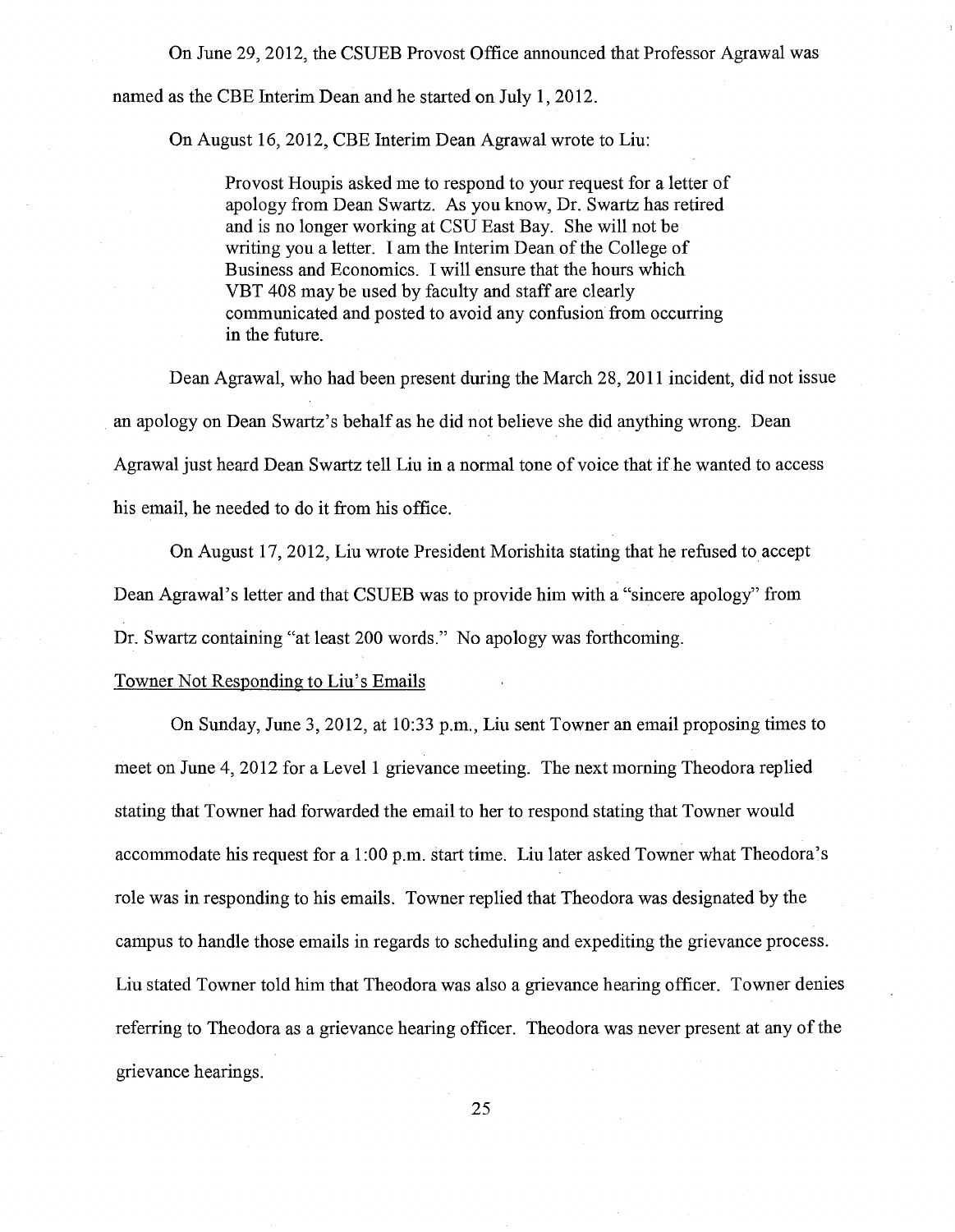On June 29, 2012, the CSUEB Provost Office announced that Professor Agrawal was named as the CBE Interim Dean and he started on July 1, 2012.

On August 16, 2012, CBE Interim Dean Agrawal wrote to Liu:

> Provost Houpis asked me to respond to your request for a letter of apology from Dean Swartz. As you know, Dr. Swartz has retired and is no longer working at CSU East Bay. She will not be writing you a letter. I am the Interim Dean of the College of Business and Economics. I will ensure that the hours which VBT 408 may be used by faculty and staff are clearly communicated and posted to avoid any confusion from occurring in the future.

Dean Agrawal, who had been present during the March 28, 2011 incident, did not issue an apology on Dean Swartz's behalf as he did not believe she did anything wrong. Dean Agrawal just heard Dean Swartz tell Liu in a normal tone of voice that if he wanted to access his email, he needed to do it from his office.

On August 17, 2012, Liu wrote President Morishita stating that he refused to accept Dean Agrawal's letter and that CSUEB was to provide him with a "sincere apology" from Dr. Swartz containing "at least 200 words." No apology was forthcoming.

Towner Not Responding to Liu's Emails

On Sunday, June 3, 2012, at 10:33 p.m., Liu sent Towner an email proposing times to meet on June 4, 2012 for a Level 1 grievance meeting. The next morning Theodora replied stating that Towner had forwarded the email to her to respond stating that Towner would accommodate his request for a 1:00 p.m. start time. Liu later asked Towner what Theodora's role was in responding to his emails. Towner replied that Theodora was designated by the campus to handle those emails in regards to scheduling and expediting the grievance process. Liu stated Towner told him that Theodora was also a grievance hearing officer. Towner denies referring to Theodora as a grievance hearing officer. Theodora was never present at any of the grievance hearings.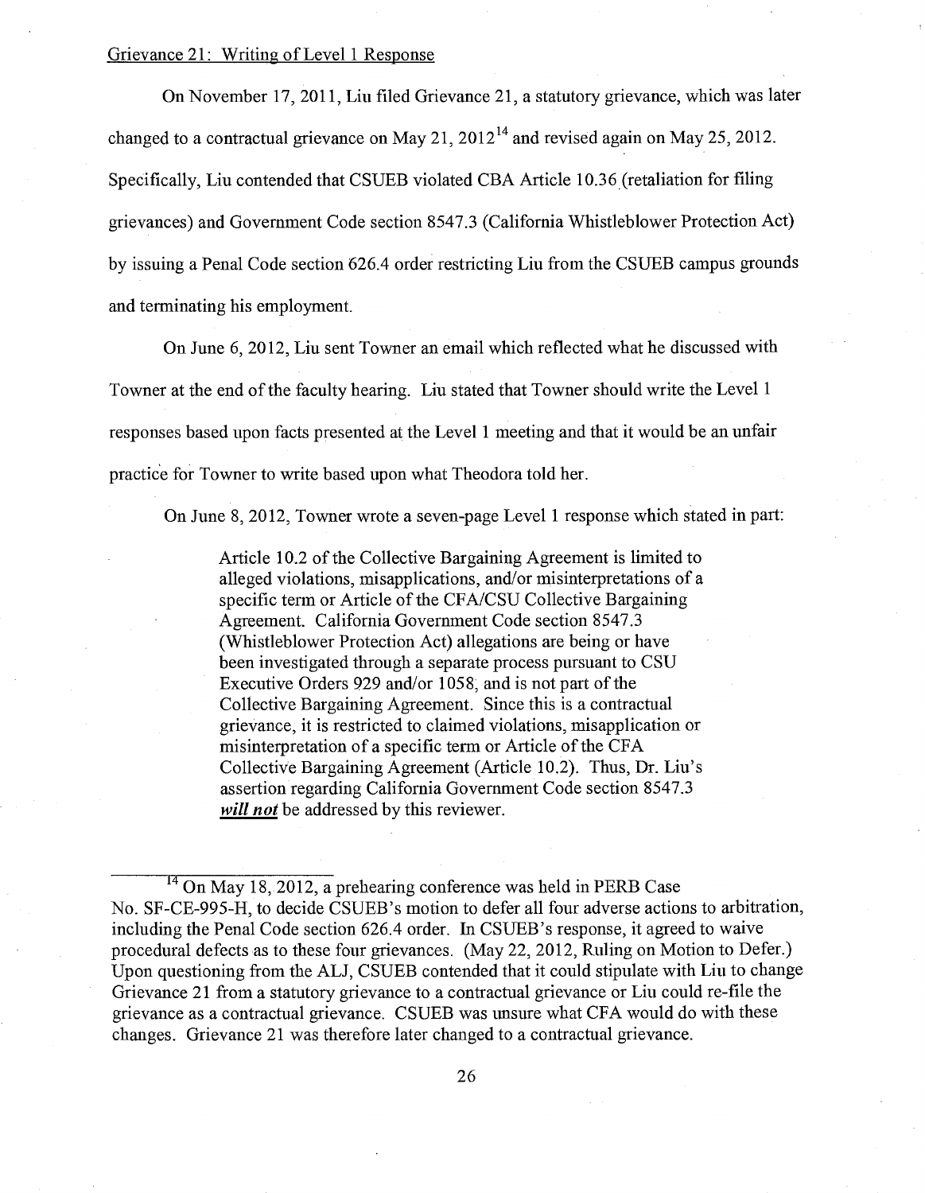Grievance 21: Writing of Level 1 Response

On November 17, 2011, Liu filed Grievance 21, a statutory grievance, which was later changed to a contractual grievance on May 21, 2012[14] and revised again on May 25, 2012. Specifically, Liu contended that CSUEB violated CBA Article 10.36 (retaliation for filing grievances) and Government Code section 8547.3 (California Whistleblower Protection Act) by issuing a Penal Code section 626.4 order restricting Liu from the CSUEB campus grounds and terminating his employment.

On June 6, 2012, Liu sent Towner an email which reflected what he discussed with Towner at the end of the faculty hearing. Liu stated that Towner should write the Level 1 responses based upon facts presented at the Level 1 meeting and that it would be an unfair practice for Towner to write based upon what Theodora told her.

On June 8, 2012, Towner wrote a seven-page Level 1 response which stated in part:

> Article 10.2 of the Collective Bargaining Agreement is limited to alleged violations, misapplications, and/or misinterpretations of a specific term or Article of the CFA/CSU Collective Bargaining Agreement. California Government Code section 8547.3 (Whistleblower Protection Act) allegations are being or have been investigated through a separate process pursuant to CSU Executive Orders 929 and/or 1058, and is not part of the Collective Bargaining Agreement. Since this is a contractual grievance, it is restricted to claimed violations, misapplication or misinterpretation of a specific term or Article of the CFA Collective Bargaining Agreement (Article 10.2). Thus, Dr. Liu's assertion regarding California Government Code section 8547.3 ***will not*** be addressed by this reviewer.

---

[14] On May 18, 2012, a prehearing conference was held in PERB Case No. SF-CE-995-H, to decide CSUEB's motion to defer all four adverse actions to arbitration, including the Penal Code section 626.4 order. In CSUEB's response, it agreed to waive procedural defects as to these four grievances. (May 22, 2012, Ruling on Motion to Defer.) Upon questioning from the ALJ, CSUEB contended that it could stipulate with Liu to change Grievance 21 from a statutory grievance to a contractual grievance or Liu could re-file the grievance as a contractual grievance. CSUEB was unsure what CFA would do with these changes. Grievance 21 was therefore later changed to a contractual grievance.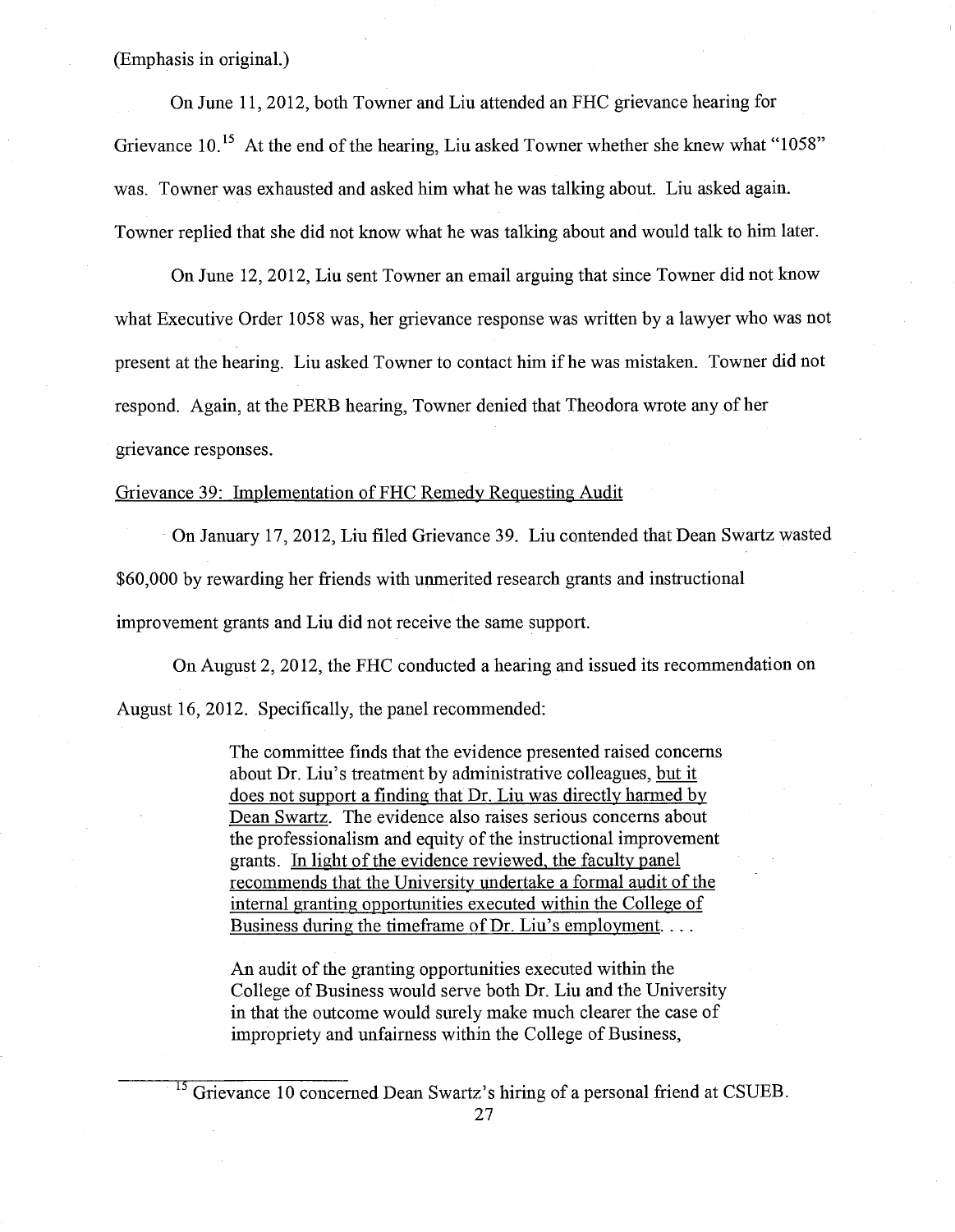(Emphasis in original.)

On June 11, 2012, both Towner and Liu attended an FHC grievance hearing for Grievance 10.[15] At the end of the hearing, Liu asked Towner whether she knew what "1058" was. Towner was exhausted and asked him what he was talking about. Liu asked again. Towner replied that she did not know what he was talking about and would talk to him later.

On June 12, 2012, Liu sent Towner an email arguing that since Towner did not know what Executive Order 1058 was, her grievance response was written by a lawyer who was not present at the hearing. Liu asked Towner to contact him if he was mistaken. Towner did not respond. Again, at the PERB hearing, Towner denied that Theodora wrote any of her grievance responses.

<u>Grievance 39: Implementation of FHC Remedy Requesting Audit</u>

On January 17, 2012, Liu filed Grievance 39. Liu contended that Dean Swartz wasted $60,000 by rewarding her friends with unmerited research grants and instructional improvement grants and Liu did not receive the same support.

On August 2, 2012, the FHC conducted a hearing and issued its recommendation on August 16, 2012. Specifically, the panel recommended:

> The committee finds that the evidence presented raised concerns about Dr. Liu's treatment by administrative colleagues, <u>but it does not support a finding that Dr. Liu was directly harmed by Dean Swartz</u>. The evidence also raises serious concerns about the professionalism and equity of the instructional improvement grants. <u>In light of the evidence reviewed, the faculty panel recommends that the University undertake a formal audit of the internal granting opportunities executed within the College of Business during the timeframe of Dr. Liu's employment</u>. . . .
>
> An audit of the granting opportunities executed within the College of Business would serve both Dr. Liu and the University in that the outcome would surely make much clearer the case of impropriety and unfairness within the College of Business,

[15] Grievance 10 concerned Dean Swartz's hiring of a personal friend at CSUEB.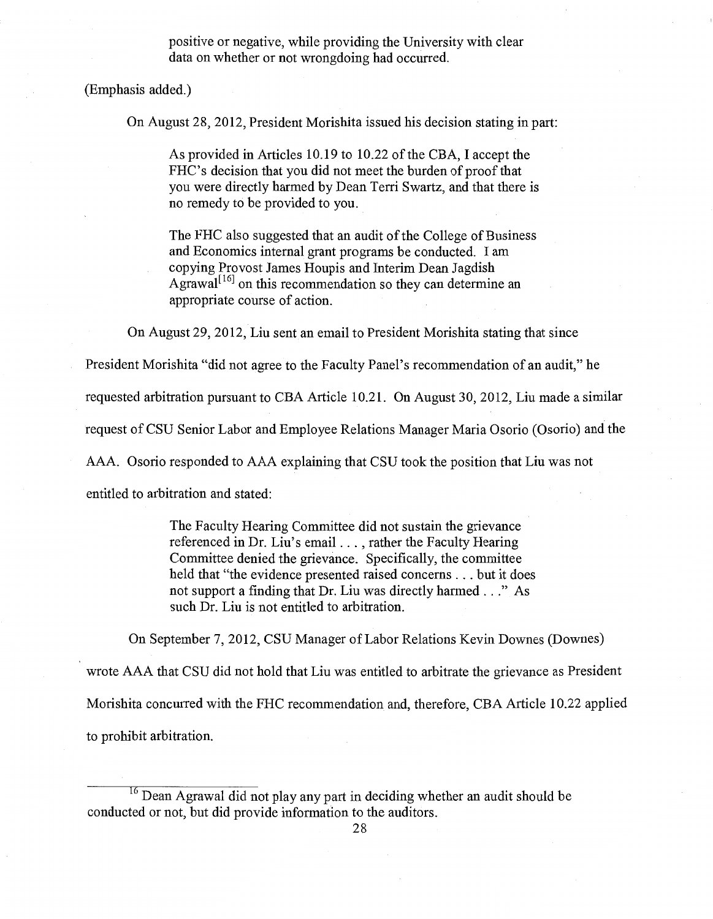> positive or negative, while providing the University with clear data on whether or not wrongdoing had occurred.

(Emphasis added.)

On August 28, 2012, President Morishita issued his decision stating in part:

> As provided in Articles 10.19 to 10.22 of the CBA, I accept the FHC's decision that you did not meet the burden of proof that you were directly harmed by Dean Terri Swartz, and that there is no remedy to be provided to you.
>
> The FHC also suggested that an audit of the College of Business and Economics internal grant programs be conducted. I am copying Provost James Houpis and Interim Dean Jagdish Agrawal[16] on this recommendation so they can determine an appropriate course of action.

On August 29, 2012, Liu sent an email to President Morishita stating that since President Morishita "did not agree to the Faculty Panel's recommendation of an audit," he requested arbitration pursuant to CBA Article 10.21. On August 30, 2012, Liu made a similar request of CSU Senior Labor and Employee Relations Manager Maria Osorio (Osorio) and the AAA. Osorio responded to AAA explaining that CSU took the position that Liu was not entitled to arbitration and stated:

> The Faculty Hearing Committee did not sustain the grievance referenced in Dr. Liu's email . . . , rather the Faculty Hearing Committee denied the grievance. Specifically, the committee held that "the evidence presented raised concerns . . . but it does not support a finding that Dr. Liu was directly harmed . . ." As such Dr. Liu is not entitled to arbitration.

On September 7, 2012, CSU Manager of Labor Relations Kevin Downes (Downes) wrote AAA that CSU did not hold that Liu was entitled to arbitrate the grievance as President Morishita concurred with the FHC recommendation and, therefore, CBA Article 10.22 applied to prohibit arbitration.

---

[16] Dean Agrawal did not play any part in deciding whether an audit should be conducted or not, but did provide information to the auditors.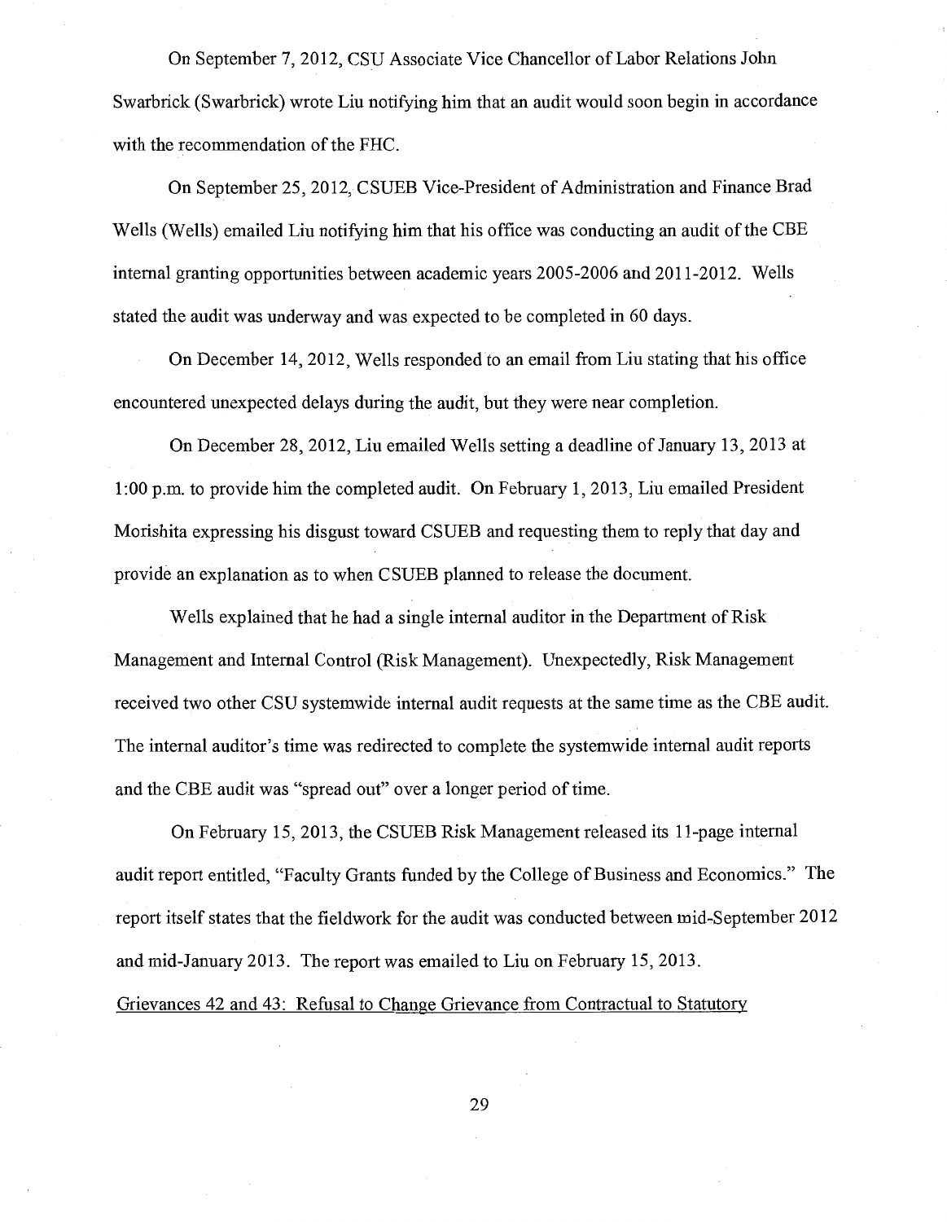On September 7, 2012, CSU Associate Vice Chancellor of Labor Relations John Swarbrick (Swarbrick) wrote Liu notifying him that an audit would soon begin in accordance with the recommendation of the FHC.

On September 25, 2012, CSUEB Vice-President of Administration and Finance Brad Wells (Wells) emailed Liu notifying him that his office was conducting an audit of the CBE internal granting opportunities between academic years 2005-2006 and 2011-2012. Wells stated the audit was underway and was expected to be completed in 60 days.

On December 14, 2012, Wells responded to an email from Liu stating that his office encountered unexpected delays during the audit, but they were near completion.

On December 28, 2012, Liu emailed Wells setting a deadline of January 13, 2013 at 1:00 p.m. to provide him the completed audit. On February 1, 2013, Liu emailed President Morishita expressing his disgust toward CSUEB and requesting them to reply that day and provide an explanation as to when CSUEB planned to release the document.

Wells explained that he had a single internal auditor in the Department of Risk Management and Internal Control (Risk Management). Unexpectedly, Risk Management received two other CSU systemwide internal audit requests at the same time as the CBE audit. The internal auditor's time was redirected to complete the systemwide internal audit reports and the CBE audit was "spread out" over a longer period of time.

On February 15, 2013, the CSUEB Risk Management released its 11-page internal audit report entitled, "Faculty Grants funded by the College of Business and Economics." The report itself states that the fieldwork for the audit was conducted between mid-September 2012 and mid-January 2013. The report was emailed to Liu on February 15, 2013.

Grievances 42 and 43: Refusal to Change Grievance from Contractual to Statutory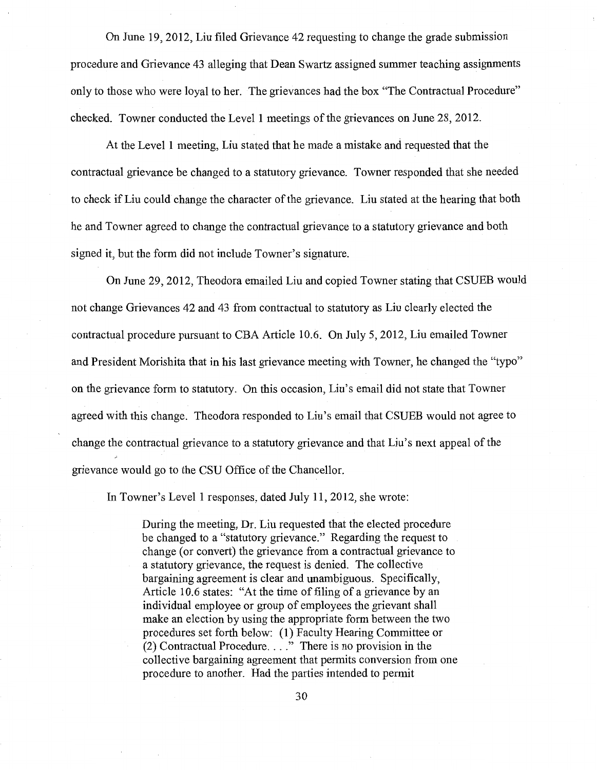On June 19, 2012, Liu filed Grievance 42 requesting to change the grade submission procedure and Grievance 43 alleging that Dean Swartz assigned summer teaching assignments only to those who were loyal to her. The grievances had the box "The Contractual Procedure" checked. Towner conducted the Level 1 meetings of the grievances on June 28, 2012.

At the Level 1 meeting, Liu stated that he made a mistake and requested that the contractual grievance be changed to a statutory grievance. Towner responded that she needed to check if Liu could change the character of the grievance. Liu stated at the hearing that both he and Towner agreed to change the contractual grievance to a statutory grievance and both signed it, but the form did not include Towner's signature.

On June 29, 2012, Theodora emailed Liu and copied Towner stating that CSUEB would not change Grievances 42 and 43 from contractual to statutory as Liu clearly elected the contractual procedure pursuant to CBA Article 10.6. On July 5, 2012, Liu emailed Towner and President Morishita that in his last grievance meeting with Towner, he changed the "typo" on the grievance form to statutory. On this occasion, Liu's email did not state that Towner agreed with this change. Theodora responded to Liu's email that CSUEB would not agree to change the contractual grievance to a statutory grievance and that Liu's next appeal of the grievance would go to the CSU Office of the Chancellor.

In Towner's Level 1 responses, dated July 11, 2012, she wrote:

> During the meeting, Dr. Liu requested that the elected procedure be changed to a "statutory grievance." Regarding the request to change (or convert) the grievance from a contractual grievance to a statutory grievance, the request is denied. The collective bargaining agreement is clear and unambiguous. Specifically, Article 10.6 states: "At the time of filing of a grievance by an individual employee or group of employees the grievant shall make an election by using the appropriate form between the two procedures set forth below: (1) Faculty Hearing Committee or (2) Contractual Procedure. . . ." There is no provision in the collective bargaining agreement that permits conversion from one procedure to another. Had the parties intended to permit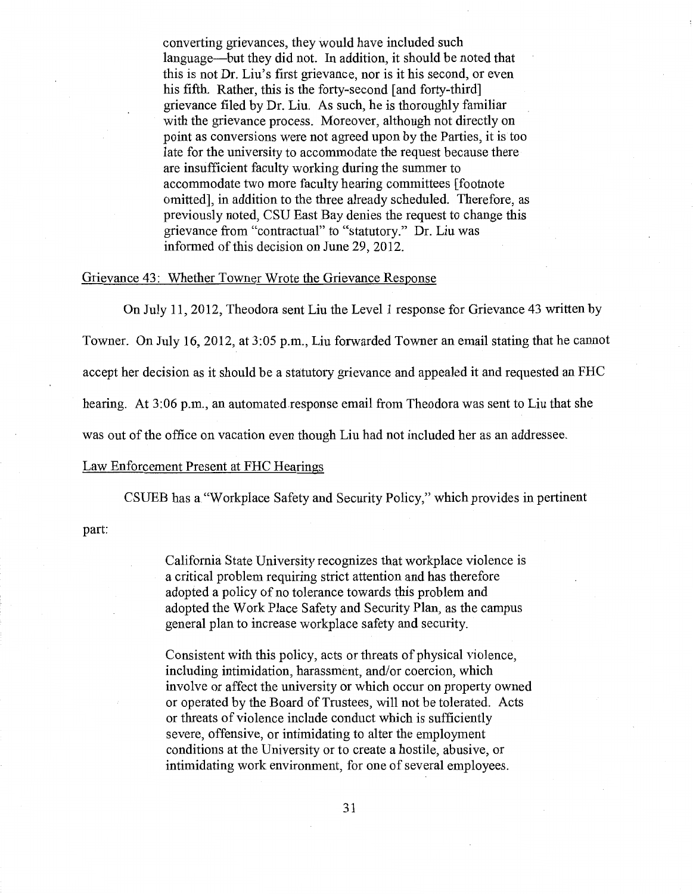> converting grievances, they would have included such language—but they did not. In addition, it should be noted that this is not Dr. Liu's first grievance, nor is it his second, or even his fifth. Rather, this is the forty-second [and forty-third] grievance filed by Dr. Liu. As such, he is thoroughly familiar with the grievance process. Moreover, although not directly on point as conversions were not agreed upon by the Parties, it is too late for the university to accommodate the request because there are insufficient faculty working during the summer to accommodate two more faculty hearing committees [footnote omitted], in addition to the three already scheduled. Therefore, as previously noted, CSU East Bay denies the request to change this grievance from "contractual" to "statutory." Dr. Liu was informed of this decision on June 29, 2012.

Grievance 43: Whether Towner Wrote the Grievance Response

On July 11, 2012, Theodora sent Liu the Level 1 response for Grievance 43 written by Towner. On July 16, 2012, at 3:05 p.m., Liu forwarded Towner an email stating that he cannot accept her decision as it should be a statutory grievance and appealed it and requested an FHC hearing. At 3:06 p.m., an automated response email from Theodora was sent to Liu that she was out of the office on vacation even though Liu had not included her as an addressee.

Law Enforcement Present at FHC Hearings

CSUEB has a "Workplace Safety and Security Policy," which provides in pertinent part:

> California State University recognizes that workplace violence is a critical problem requiring strict attention and has therefore adopted a policy of no tolerance towards this problem and adopted the Work Place Safety and Security Plan, as the campus general plan to increase workplace safety and security.
>
> Consistent with this policy, acts or threats of physical violence, including intimidation, harassment, and/or coercion, which involve or affect the university or which occur on property owned or operated by the Board of Trustees, will not be tolerated. Acts or threats of violence include conduct which is sufficiently severe, offensive, or intimidating to alter the employment conditions at the University or to create a hostile, abusive, or intimidating work environment, for one of several employees.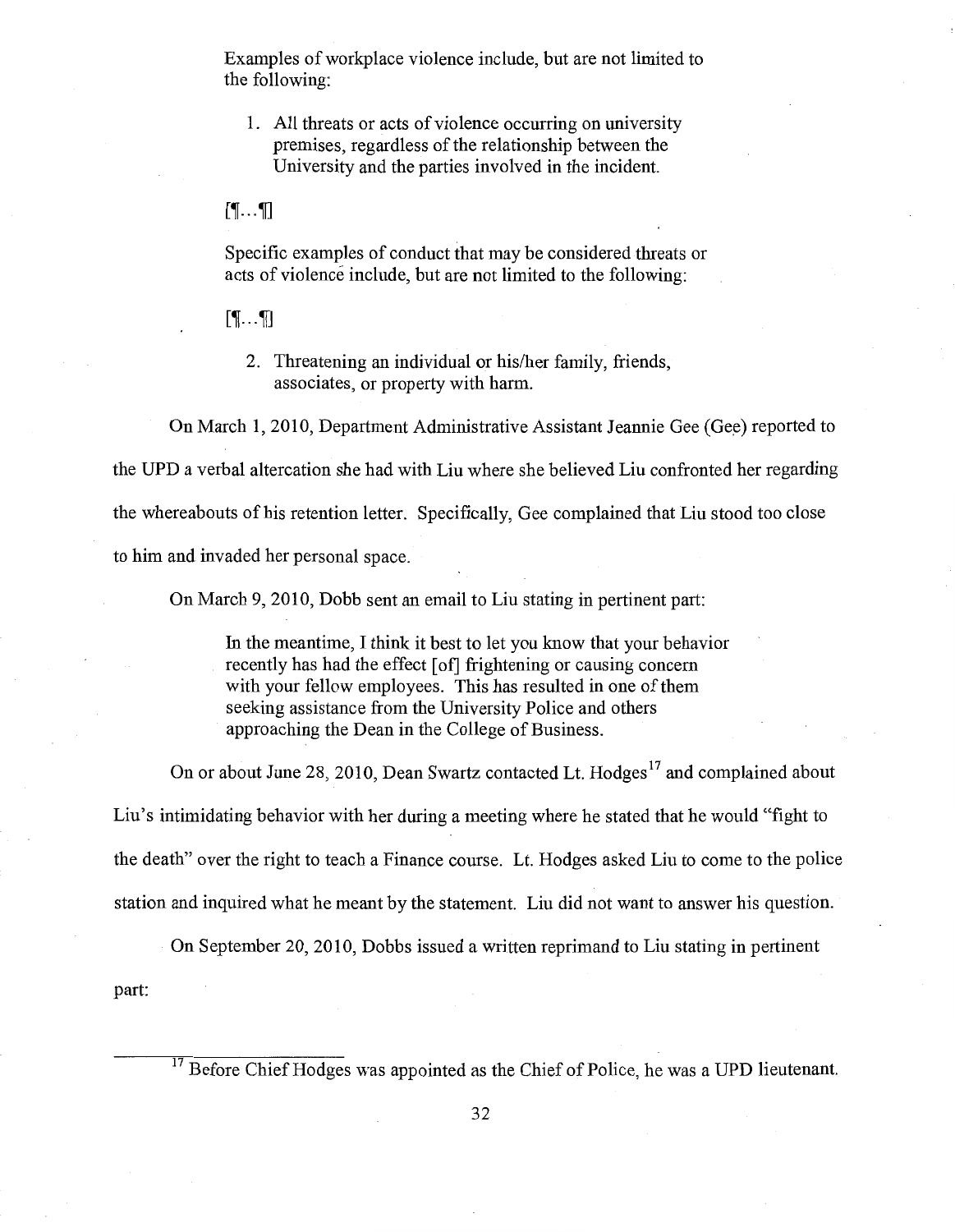> Examples of workplace violence include, but are not limited to the following:
>
> 1. All threats or acts of violence occurring on university premises, regardless of the relationship between the University and the parties involved in the incident.
>
> [¶...¶]
>
> Specific examples of conduct that may be considered threats or acts of violence include, but are not limited to the following:
>
> [¶...¶]
>
> 2. Threatening an individual or his/her family, friends, associates, or property with harm.

On March 1, 2010, Department Administrative Assistant Jeannie Gee (Gee) reported to the UPD a verbal altercation she had with Liu where she believed Liu confronted her regarding the whereabouts of his retention letter. Specifically, Gee complained that Liu stood too close to him and invaded her personal space.

On March 9, 2010, Dobb sent an email to Liu stating in pertinent part:

> In the meantime, I think it best to let you know that your behavior recently has had the effect [of] frightening or causing concern with your fellow employees. This has resulted in one of them seeking assistance from the University Police and others approaching the Dean in the College of Business.

On or about June 28, 2010, Dean Swartz contacted Lt. Hodges[17] and complained about Liu's intimidating behavior with her during a meeting where he stated that he would "fight to the death" over the right to teach a Finance course. Lt. Hodges asked Liu to come to the police station and inquired what he meant by the statement. Liu did not want to answer his question.

On September 20, 2010, Dobbs issued a written reprimand to Liu stating in pertinent part:

---

[17] Before Chief Hodges was appointed as the Chief of Police, he was a UPD lieutenant.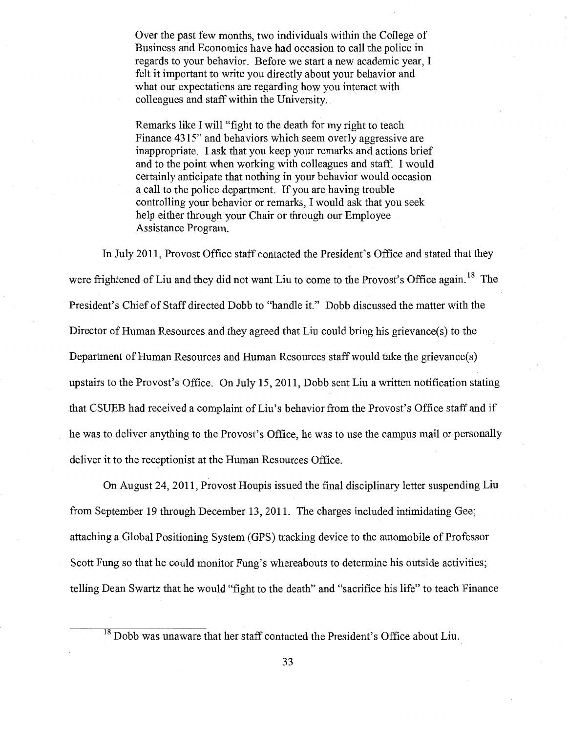> Over the past few months, two individuals within the College of Business and Economics have had occasion to call the police in regards to your behavior. Before we start a new academic year, I felt it important to write you directly about your behavior and what our expectations are regarding how you interact with colleagues and staff within the University.
>
> Remarks like I will "fight to the death for my right to teach Finance 4315" and behaviors which seem overly aggressive are inappropriate. I ask that you keep your remarks and actions brief and to the point when working with colleagues and staff. I would certainly anticipate that nothing in your behavior would occasion a call to the police department. If you are having trouble controlling your behavior or remarks, I would ask that you seek help either through your Chair or through our Employee Assistance Program.

In July 2011, Provost Office staff contacted the President's Office and stated that they were frightened of Liu and they did not want Liu to come to the Provost's Office again.[18] The President's Chief of Staff directed Dobb to "handle it." Dobb discussed the matter with the Director of Human Resources and they agreed that Liu could bring his grievance(s) to the Department of Human Resources and Human Resources staff would take the grievance(s) upstairs to the Provost's Office. On July 15, 2011, Dobb sent Liu a written notification stating that CSUEB had received a complaint of Liu's behavior from the Provost's Office staff and if he was to deliver anything to the Provost's Office, he was to use the campus mail or personally deliver it to the receptionist at the Human Resources Office.

On August 24, 2011, Provost Houpis issued the final disciplinary letter suspending Liu from September 19 through December 13, 2011. The charges included intimidating Gee; attaching a Global Positioning System (GPS) tracking device to the automobile of Professor Scott Fung so that he could monitor Fung's whereabouts to determine his outside activities; telling Dean Swartz that he would "fight to the death" and "sacrifice his life" to teach Finance

[18] Dobb was unaware that her staff contacted the President's Office about Liu.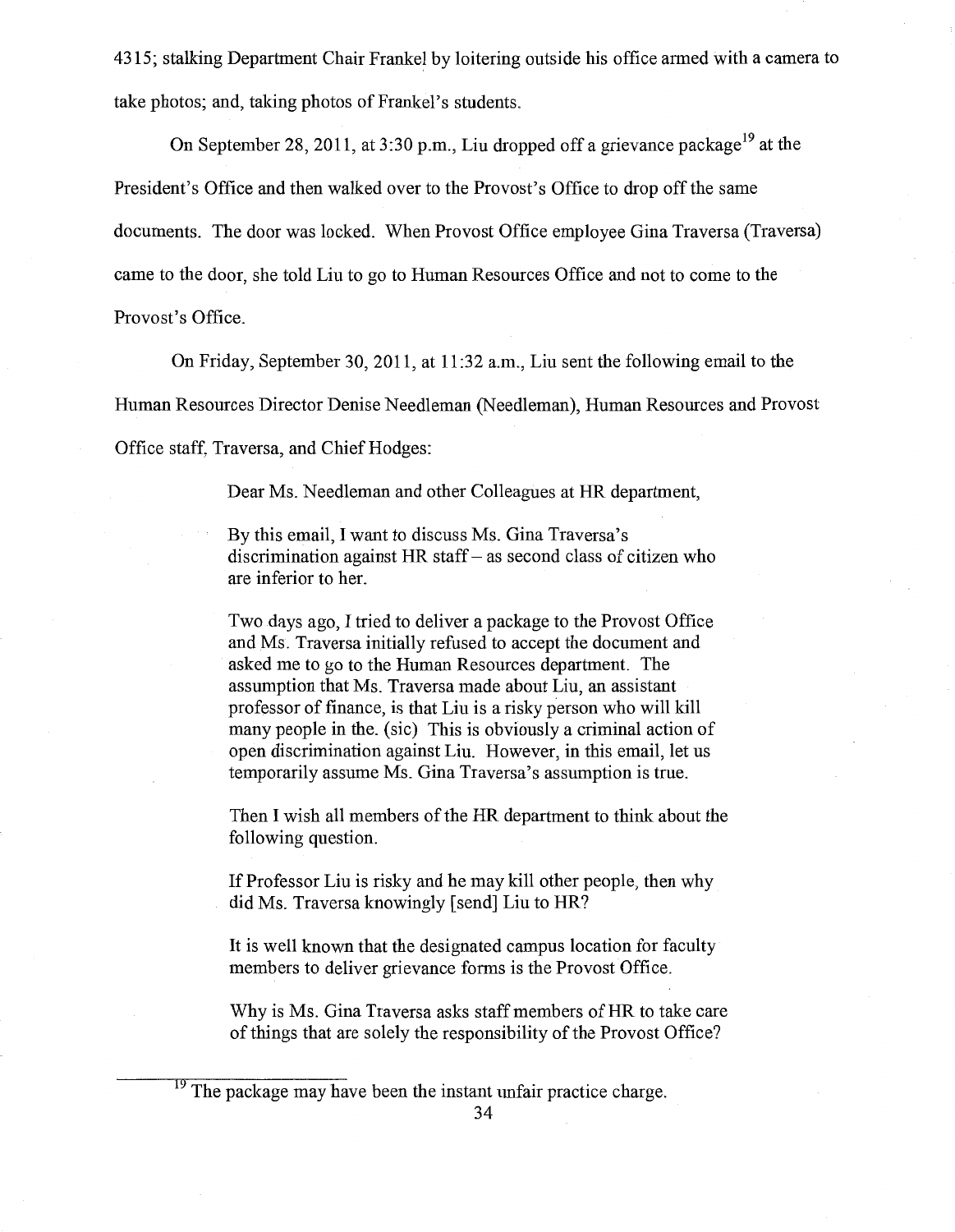4315; stalking Department Chair Frankel by loitering outside his office armed with a camera to take photos; and, taking photos of Frankel's students.

On September 28, 2011, at 3:30 p.m., Liu dropped off a grievance package[19] at the President's Office and then walked over to the Provost's Office to drop off the same documents. The door was locked. When Provost Office employee Gina Traversa (Traversa) came to the door, she told Liu to go to Human Resources Office and not to come to the Provost's Office.

On Friday, September 30, 2011, at 11:32 a.m., Liu sent the following email to the Human Resources Director Denise Needleman (Needleman), Human Resources and Provost Office staff, Traversa, and Chief Hodges:

> Dear Ms. Needleman and other Colleagues at HR department,
>
> By this email, I want to discuss Ms. Gina Traversa's discrimination against HR staff – as second class of citizen who are inferior to her.
>
> Two days ago, I tried to deliver a package to the Provost Office and Ms. Traversa initially refused to accept the document and asked me to go to the Human Resources department. The assumption that Ms. Traversa made about Liu, an assistant professor of finance, is that Liu is a risky person who will kill many people in the. (sic) This is obviously a criminal action of open discrimination against Liu. However, in this email, let us temporarily assume Ms. Gina Traversa's assumption is true.
>
> Then I wish all members of the HR department to think about the following question.
>
> If Professor Liu is risky and he may kill other people, then why did Ms. Traversa knowingly [send] Liu to HR?
>
> It is well known that the designated campus location for faculty members to deliver grievance forms is the Provost Office.
>
> Why is Ms. Gina Traversa asks staff members of HR to take care of things that are solely the responsibility of the Provost Office?

[19] The package may have been the instant unfair practice charge.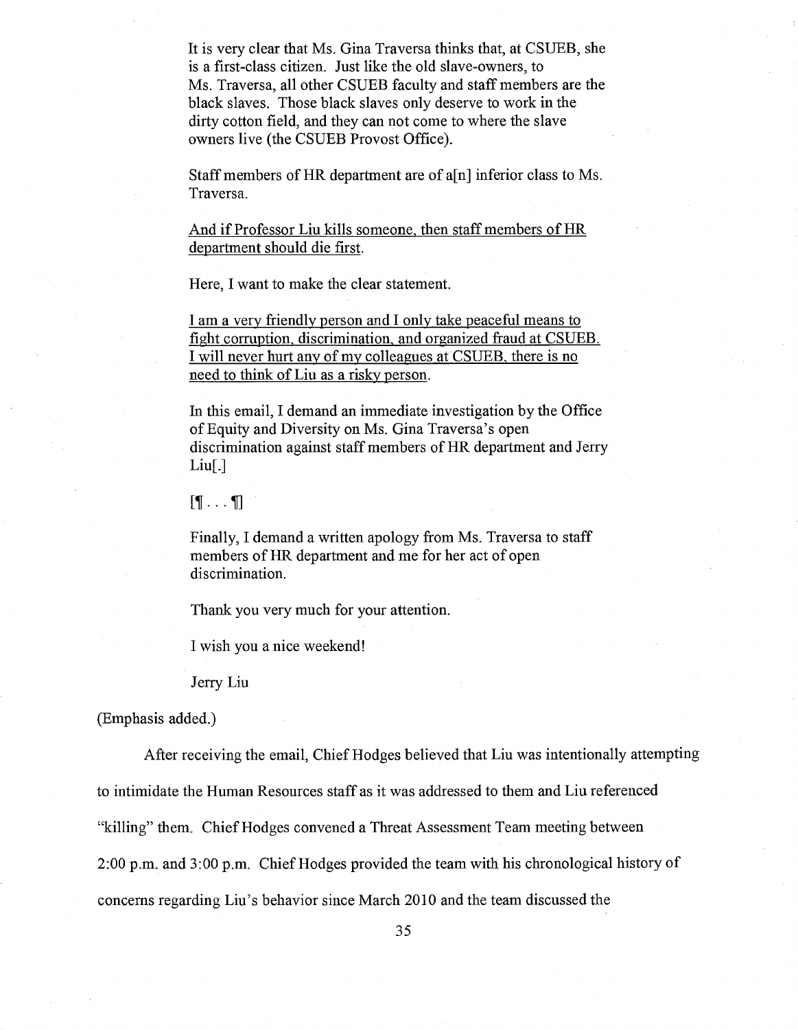> It is very clear that Ms. Gina Traversa thinks that, at CSUEB, she is a first-class citizen. Just like the old slave-owners, to Ms. Traversa, all other CSUEB faculty and staff members are the black slaves. Those black slaves only deserve to work in the dirty cotton field, and they can not come to where the slave owners live (the CSUEB Provost Office).
>
> Staff members of HR department are of a[n] inferior class to Ms. Traversa.
>
> <u>And if Professor Liu kills someone, then staff members of HR department should die first.</u>
>
> Here, I want to make the clear statement.
>
> <u>I am a very friendly person and I only take peaceful means to fight corruption, discrimination, and organized fraud at CSUEB. I will never hurt any of my colleagues at CSUEB, there is no need to think of Liu as a risky person.</u>
>
> In this email, I demand an immediate investigation by the Office of Equity and Diversity on Ms. Gina Traversa's open discrimination against staff members of HR department and Jerry Liu[.]
>
> [¶ . . . ¶]
>
> Finally, I demand a written apology from Ms. Traversa to staff members of HR department and me for her act of open discrimination.
>
> Thank you very much for your attention.
>
> I wish you a nice weekend!
>
> Jerry Liu

(Emphasis added.)

After receiving the email, Chief Hodges believed that Liu was intentionally attempting to intimidate the Human Resources staff as it was addressed to them and Liu referenced "killing" them. Chief Hodges convened a Threat Assessment Team meeting between 2:00 p.m. and 3:00 p.m. Chief Hodges provided the team with his chronological history of concerns regarding Liu's behavior since March 2010 and the team discussed the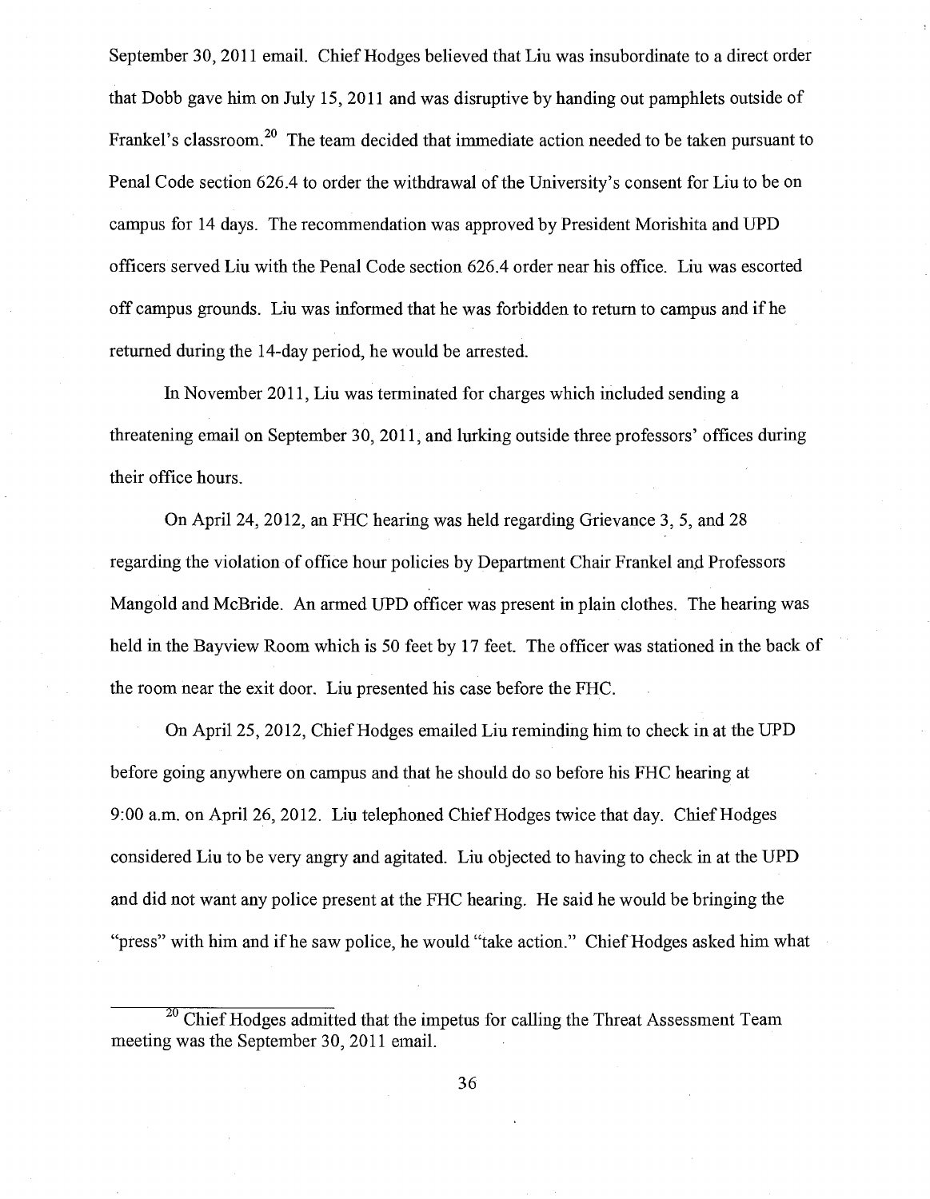September 30, 2011 email. Chief Hodges believed that Liu was insubordinate to a direct order that Dobb gave him on July 15, 2011 and was disruptive by handing out pamphlets outside of Frankel's classroom.[20] The team decided that immediate action needed to be taken pursuant to Penal Code section 626.4 to order the withdrawal of the University's consent for Liu to be on campus for 14 days. The recommendation was approved by President Morishita and UPD officers served Liu with the Penal Code section 626.4 order near his office. Liu was escorted off campus grounds. Liu was informed that he was forbidden to return to campus and if he returned during the 14-day period, he would be arrested.

In November 2011, Liu was terminated for charges which included sending a threatening email on September 30, 2011, and lurking outside three professors' offices during their office hours.

On April 24, 2012, an FHC hearing was held regarding Grievance 3, 5, and 28 regarding the violation of office hour policies by Department Chair Frankel and Professors Mangold and McBride. An armed UPD officer was present in plain clothes. The hearing was held in the Bayview Room which is 50 feet by 17 feet. The officer was stationed in the back of the room near the exit door. Liu presented his case before the FHC.

On April 25, 2012, Chief Hodges emailed Liu reminding him to check in at the UPD before going anywhere on campus and that he should do so before his FHC hearing at 9:00 a.m. on April 26, 2012. Liu telephoned Chief Hodges twice that day. Chief Hodges considered Liu to be very angry and agitated. Liu objected to having to check in at the UPD and did not want any police present at the FHC hearing. He said he would be bringing the "press" with him and if he saw police, he would "take action." Chief Hodges asked him what

[20] Chief Hodges admitted that the impetus for calling the Threat Assessment Team meeting was the September 30, 2011 email.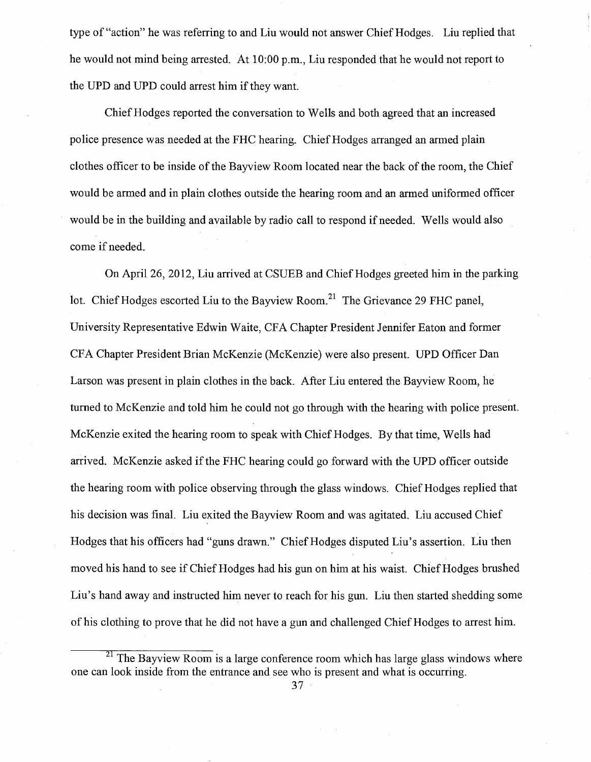type of "action" he was referring to and Liu would not answer Chief Hodges. Liu replied that he would not mind being arrested. At 10:00 p.m., Liu responded that he would not report to the UPD and UPD could arrest him if they want.

Chief Hodges reported the conversation to Wells and both agreed that an increased police presence was needed at the FHC hearing. Chief Hodges arranged an armed plain clothes officer to be inside of the Bayview Room located near the back of the room, the Chief would be armed and in plain clothes outside the hearing room and an armed uniformed officer would be in the building and available by radio call to respond if needed. Wells would also come if needed.

On April 26, 2012, Liu arrived at CSUEB and Chief Hodges greeted him in the parking lot. Chief Hodges escorted Liu to the Bayview Room.[21] The Grievance 29 FHC panel, University Representative Edwin Waite, CFA Chapter President Jennifer Eaton and former CFA Chapter President Brian McKenzie (McKenzie) were also present. UPD Officer Dan Larson was present in plain clothes in the back. After Liu entered the Bayview Room, he turned to McKenzie and told him he could not go through with the hearing with police present. McKenzie exited the hearing room to speak with Chief Hodges. By that time, Wells had arrived. McKenzie asked if the FHC hearing could go forward with the UPD officer outside the hearing room with police observing through the glass windows. Chief Hodges replied that his decision was final. Liu exited the Bayview Room and was agitated. Liu accused Chief Hodges that his officers had "guns drawn." Chief Hodges disputed Liu's assertion. Liu then moved his hand to see if Chief Hodges had his gun on him at his waist. Chief Hodges brushed Liu's hand away and instructed him never to reach for his gun. Liu then started shedding some of his clothing to prove that he did not have a gun and challenged Chief Hodges to arrest him.

---

[21] The Bayview Room is a large conference room which has large glass windows where one can look inside from the entrance and see who is present and what is occurring.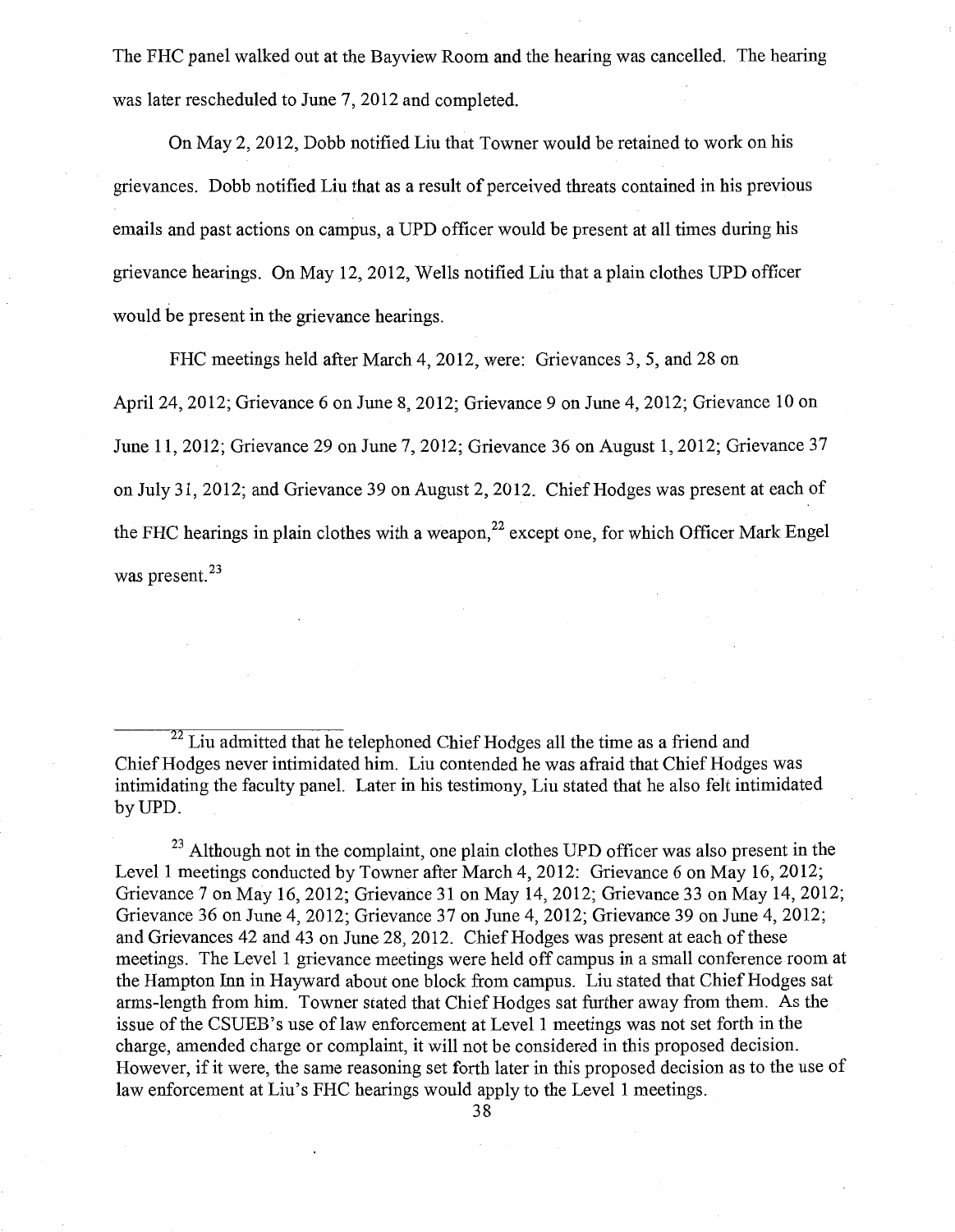The FHC panel walked out at the Bayview Room and the hearing was cancelled. The hearing was later rescheduled to June 7, 2012 and completed.

On May 2, 2012, Dobb notified Liu that Towner would be retained to work on his grievances. Dobb notified Liu that as a result of perceived threats contained in his previous emails and past actions on campus, a UPD officer would be present at all times during his grievance hearings. On May 12, 2012, Wells notified Liu that a plain clothes UPD officer would be present in the grievance hearings.

FHC meetings held after March 4, 2012, were: Grievances 3, 5, and 28 on April 24, 2012; Grievance 6 on June 8, 2012; Grievance 9 on June 4, 2012; Grievance 10 on June 11, 2012; Grievance 29 on June 7, 2012; Grievance 36 on August 1, 2012; Grievance 37 on July 31, 2012; and Grievance 39 on August 2, 2012. Chief Hodges was present at each of the FHC hearings in plain clothes with a weapon,[22] except one, for which Officer Mark Engel was present.[23]

---

[22] Liu admitted that he telephoned Chief Hodges all the time as a friend and Chief Hodges never intimidated him. Liu contended he was afraid that Chief Hodges was intimidating the faculty panel. Later in his testimony, Liu stated that he also felt intimidated by UPD.

[23] Although not in the complaint, one plain clothes UPD officer was also present in the Level 1 meetings conducted by Towner after March 4, 2012: Grievance 6 on May 16, 2012; Grievance 7 on May 16, 2012; Grievance 31 on May 14, 2012; Grievance 33 on May 14, 2012; Grievance 36 on June 4, 2012; Grievance 37 on June 4, 2012; Grievance 39 on June 4, 2012; and Grievances 42 and 43 on June 28, 2012. Chief Hodges was present at each of these meetings. The Level 1 grievance meetings were held off campus in a small conference room at the Hampton Inn in Hayward about one block from campus. Liu stated that Chief Hodges sat arms-length from him. Towner stated that Chief Hodges sat further away from them. As the issue of the CSUEB's use of law enforcement at Level 1 meetings was not set forth in the charge, amended charge or complaint, it will not be considered in this proposed decision. However, if it were, the same reasoning set forth later in this proposed decision as to the use of law enforcement at Liu's FHC hearings would apply to the Level 1 meetings.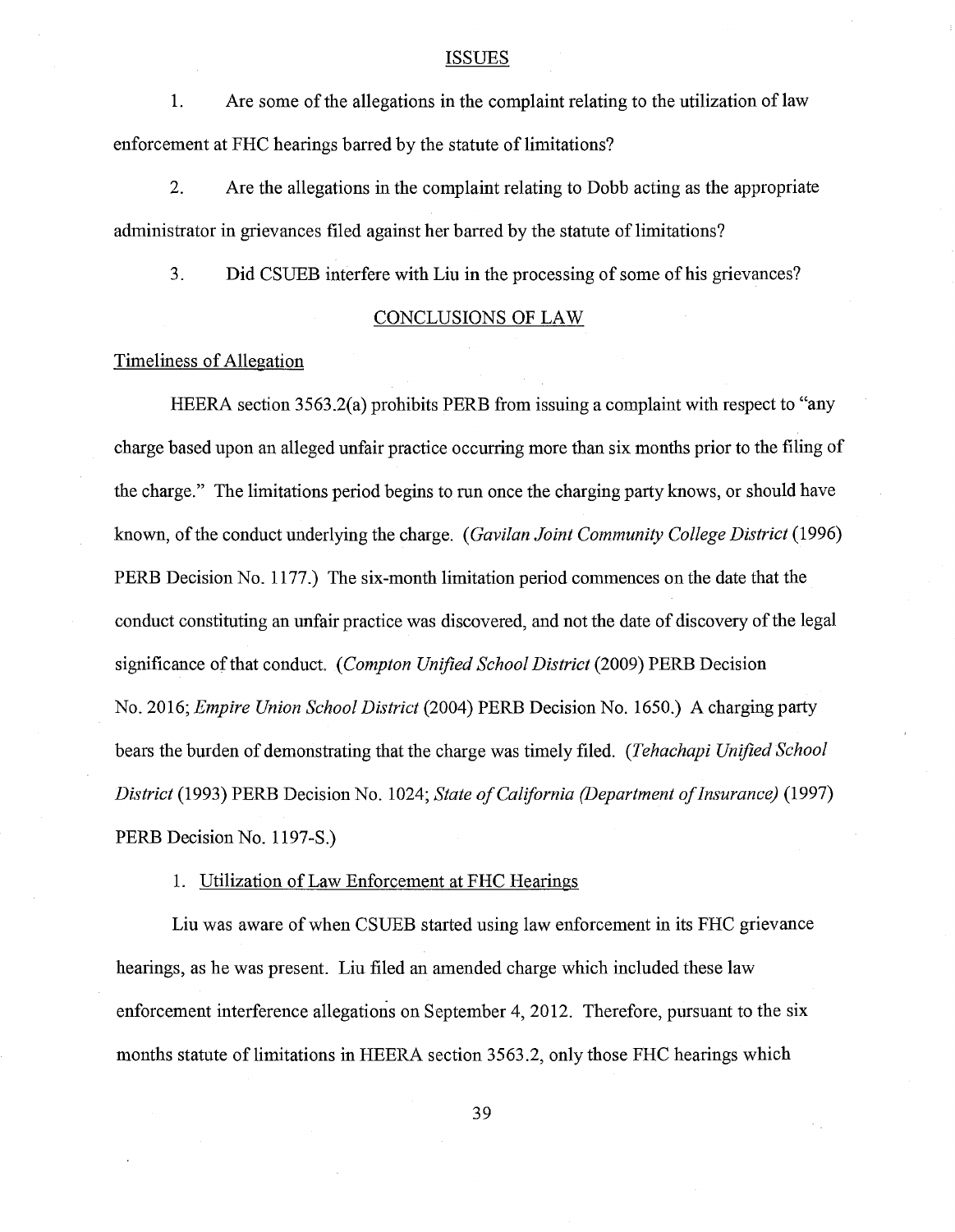## ISSUES

1. Are some of the allegations in the complaint relating to the utilization of law enforcement at FHC hearings barred by the statute of limitations?

2. Are the allegations in the complaint relating to Dobb acting as the appropriate administrator in grievances filed against her barred by the statute of limitations?

3. Did CSUEB interfere with Liu in the processing of some of his grievances?

## CONCLUSIONS OF LAW

### Timeliness of Allegation

HEERA section 3563.2(a) prohibits PERB from issuing a complaint with respect to "any charge based upon an alleged unfair practice occurring more than six months prior to the filing of the charge." The limitations period begins to run once the charging party knows, or should have known, of the conduct underlying the charge. (*Gavilan Joint Community College District* (1996) PERB Decision No. 1177.) The six-month limitation period commences on the date that the conduct constituting an unfair practice was discovered, and not the date of discovery of the legal significance of that conduct. (*Compton Unified School District* (2009) PERB Decision No. 2016; *Empire Union School District* (2004) PERB Decision No. 1650.) A charging party bears the burden of demonstrating that the charge was timely filed. (*Tehachapi Unified School District* (1993) PERB Decision No. 1024; *State of California (Department of Insurance)* (1997) PERB Decision No. 1197-S.)

1. Utilization of Law Enforcement at FHC Hearings

Liu was aware of when CSUEB started using law enforcement in its FHC grievance hearings, as he was present. Liu filed an amended charge which included these law enforcement interference allegations on September 4, 2012. Therefore, pursuant to the six months statute of limitations in HEERA section 3563.2, only those FHC hearings which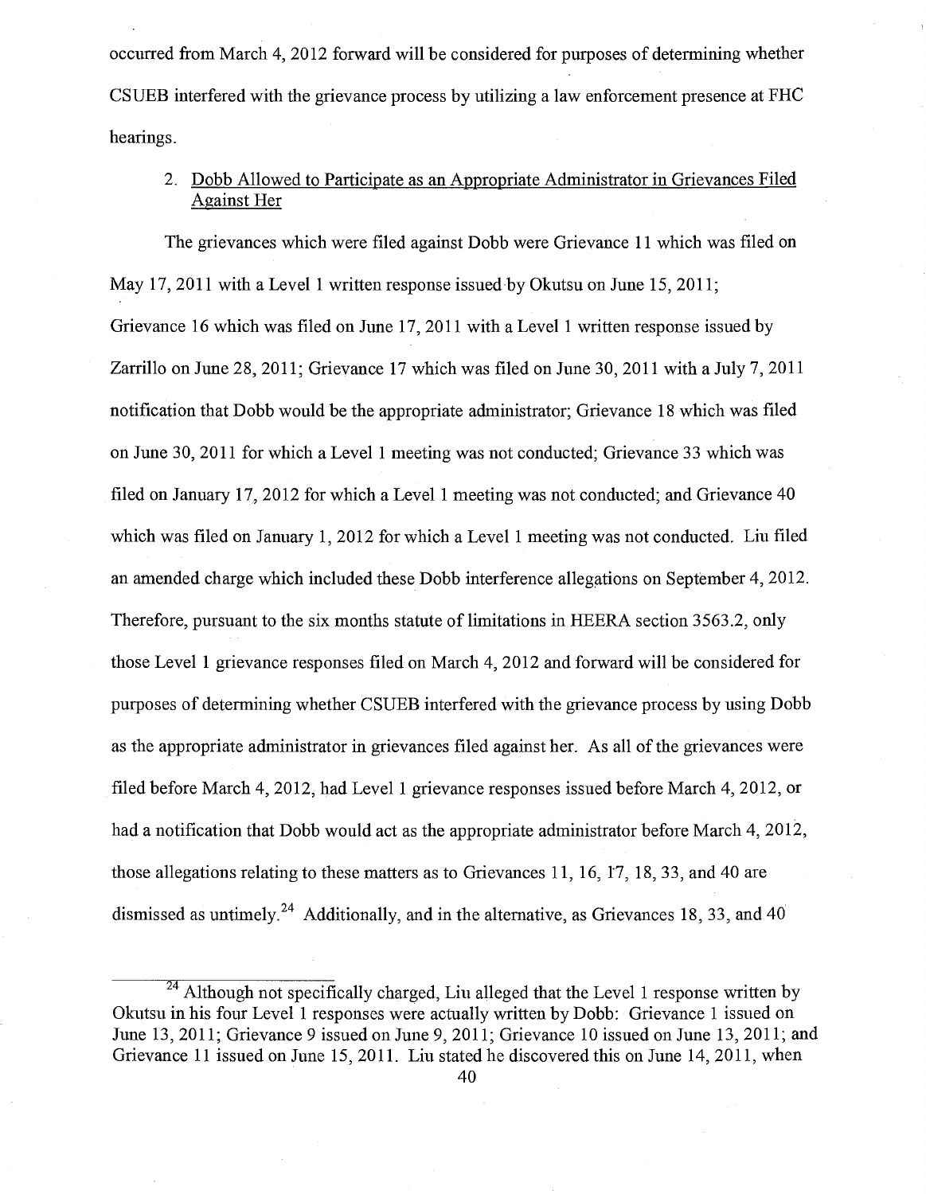occurred from March 4, 2012 forward will be considered for purposes of determining whether CSUEB interfered with the grievance process by utilizing a law enforcement presence at FHC hearings.

2. Dobb Allowed to Participate as an Appropriate Administrator in Grievances Filed Against Her

The grievances which were filed against Dobb were Grievance 11 which was filed on May 17, 2011 with a Level 1 written response issued by Okutsu on June 15, 2011; Grievance 16 which was filed on June 17, 2011 with a Level 1 written response issued by Zarrillo on June 28, 2011; Grievance 17 which was filed on June 30, 2011 with a July 7, 2011 notification that Dobb would be the appropriate administrator; Grievance 18 which was filed on June 30, 2011 for which a Level 1 meeting was not conducted; Grievance 33 which was filed on January 17, 2012 for which a Level 1 meeting was not conducted; and Grievance 40 which was filed on January 1, 2012 for which a Level 1 meeting was not conducted. Liu filed an amended charge which included these Dobb interference allegations on September 4, 2012. Therefore, pursuant to the six months statute of limitations in HEERA section 3563.2, only those Level 1 grievance responses filed on March 4, 2012 and forward will be considered for purposes of determining whether CSUEB interfered with the grievance process by using Dobb as the appropriate administrator in grievances filed against her. As all of the grievances were filed before March 4, 2012, had Level 1 grievance responses issued before March 4, 2012, or had a notification that Dobb would act as the appropriate administrator before March 4, 2012, those allegations relating to these matters as to Grievances 11, 16, 17, 18, 33, and 40 are dismissed as untimely.[24] Additionally, and in the alternative, as Grievances 18, 33, and 40

[24] Although not specifically charged, Liu alleged that the Level 1 response written by Okutsu in his four Level 1 responses were actually written by Dobb: Grievance 1 issued on June 13, 2011; Grievance 9 issued on June 9, 2011; Grievance 10 issued on June 13, 2011; and Grievance 11 issued on June 15, 2011. Liu stated he discovered this on June 14, 2011, when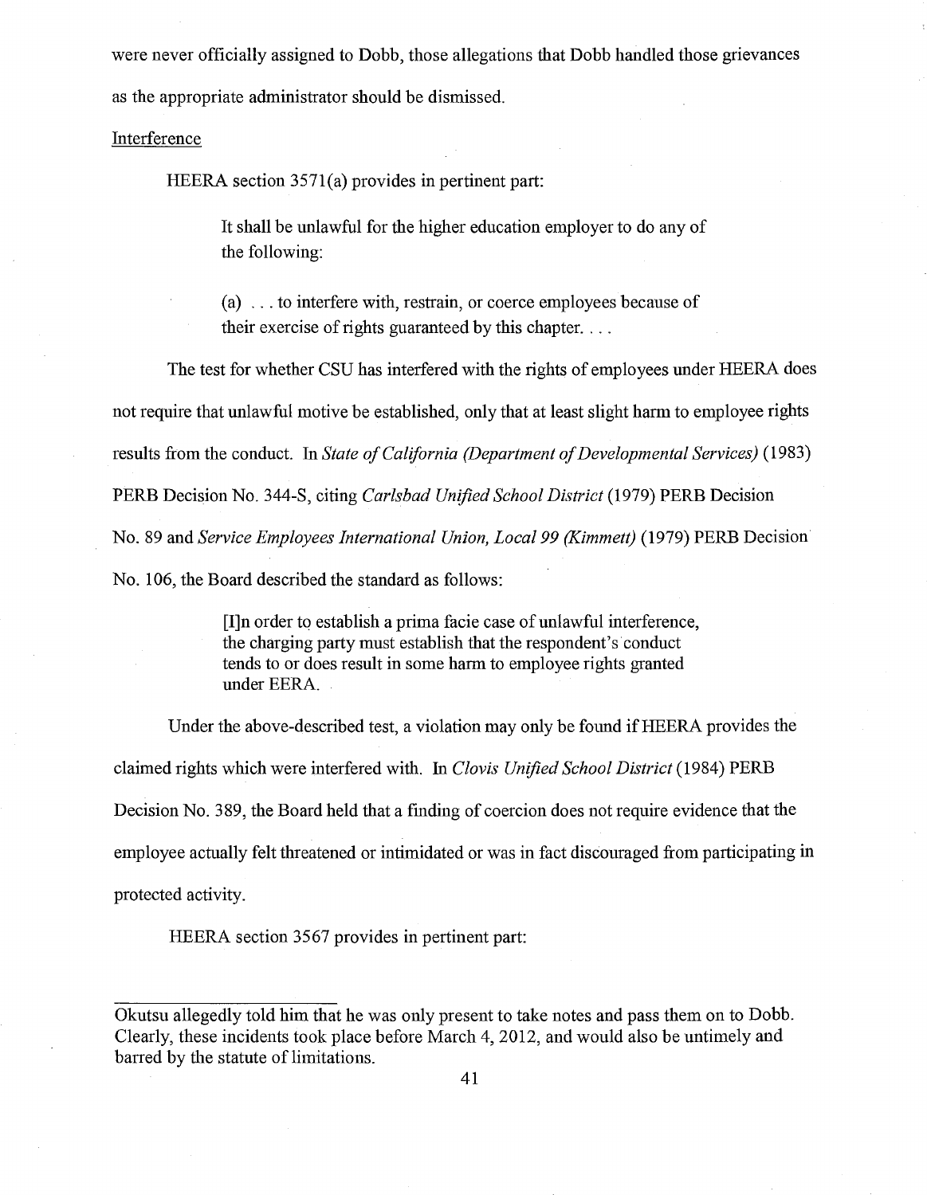were never officially assigned to Dobb, those allegations that Dobb handled those grievances as the appropriate administrator should be dismissed.

Interference

HEERA section 3571(a) provides in pertinent part:

> It shall be unlawful for the higher education employer to do any of the following:
>
> (a) . . . to interfere with, restrain, or coerce employees because of their exercise of rights guaranteed by this chapter. . . .

The test for whether CSU has interfered with the rights of employees under HEERA does not require that unlawful motive be established, only that at least slight harm to employee rights results from the conduct. In *State of California (Department of Developmental Services)* (1983) PERB Decision No. 344-S, citing *Carlsbad Unified School District* (1979) PERB Decision No. 89 and *Service Employees International Union, Local 99 (Kimmett)* (1979) PERB Decision No. 106, the Board described the standard as follows:

> [I]n order to establish a prima facie case of unlawful interference, the charging party must establish that the respondent's conduct tends to or does result in some harm to employee rights granted under EERA.

Under the above-described test, a violation may only be found if HEERA provides the claimed rights which were interfered with. In *Clovis Unified School District* (1984) PERB Decision No. 389, the Board held that a finding of coercion does not require evidence that the employee actually felt threatened or intimidated or was in fact discouraged from participating in protected activity.

HEERA section 3567 provides in pertinent part:

---

Okutsu allegedly told him that he was only present to take notes and pass them on to Dobb. Clearly, these incidents took place before March 4, 2012, and would also be untimely and barred by the statute of limitations.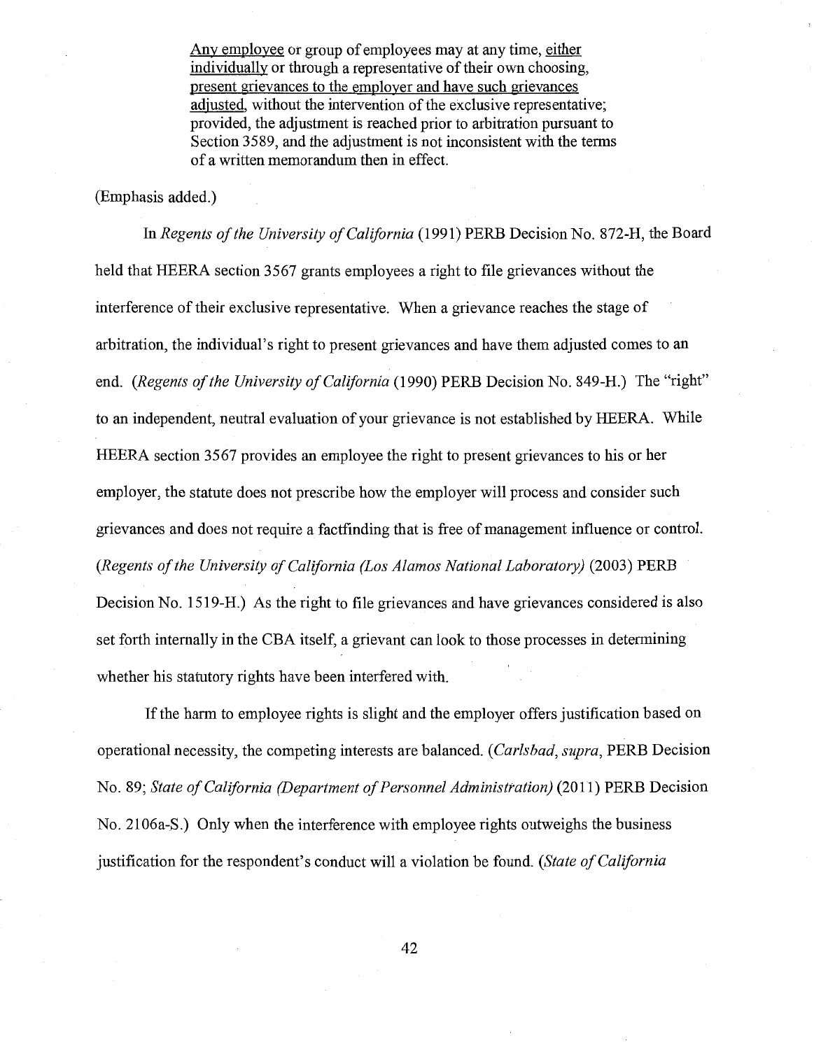> <u>Any employee</u> or group of employees may at any time, <u>either individually</u> or through a representative of their own choosing, <u>present grievances to the employer and have such grievances adjusted</u>, without the intervention of the exclusive representative; provided, the adjustment is reached prior to arbitration pursuant to Section 3589, and the adjustment is not inconsistent with the terms of a written memorandum then in effect.

(Emphasis added.)

In *Regents of the University of California* (1991) PERB Decision No. 872-H, the Board held that HEERA section 3567 grants employees a right to file grievances without the interference of their exclusive representative. When a grievance reaches the stage of arbitration, the individual's right to present grievances and have them adjusted comes to an end. (*Regents of the University of California* (1990) PERB Decision No. 849-H.) The "right" to an independent, neutral evaluation of your grievance is not established by HEERA. While HEERA section 3567 provides an employee the right to present grievances to his or her employer, the statute does not prescribe how the employer will process and consider such grievances and does not require a factfinding that is free of management influence or control. (*Regents of the University of California (Los Alamos National Laboratory)* (2003) PERB Decision No. 1519-H.) As the right to file grievances and have grievances considered is also set forth internally in the CBA itself, a grievant can look to those processes in determining whether his statutory rights have been interfered with.

If the harm to employee rights is slight and the employer offers justification based on operational necessity, the competing interests are balanced. (*Carlsbad*, *supra*, PERB Decision No. 89; *State of California (Department of Personnel Administration)* (2011) PERB Decision No. 2106a-S.) Only when the interference with employee rights outweighs the business justification for the respondent's conduct will a violation be found. (*State of California*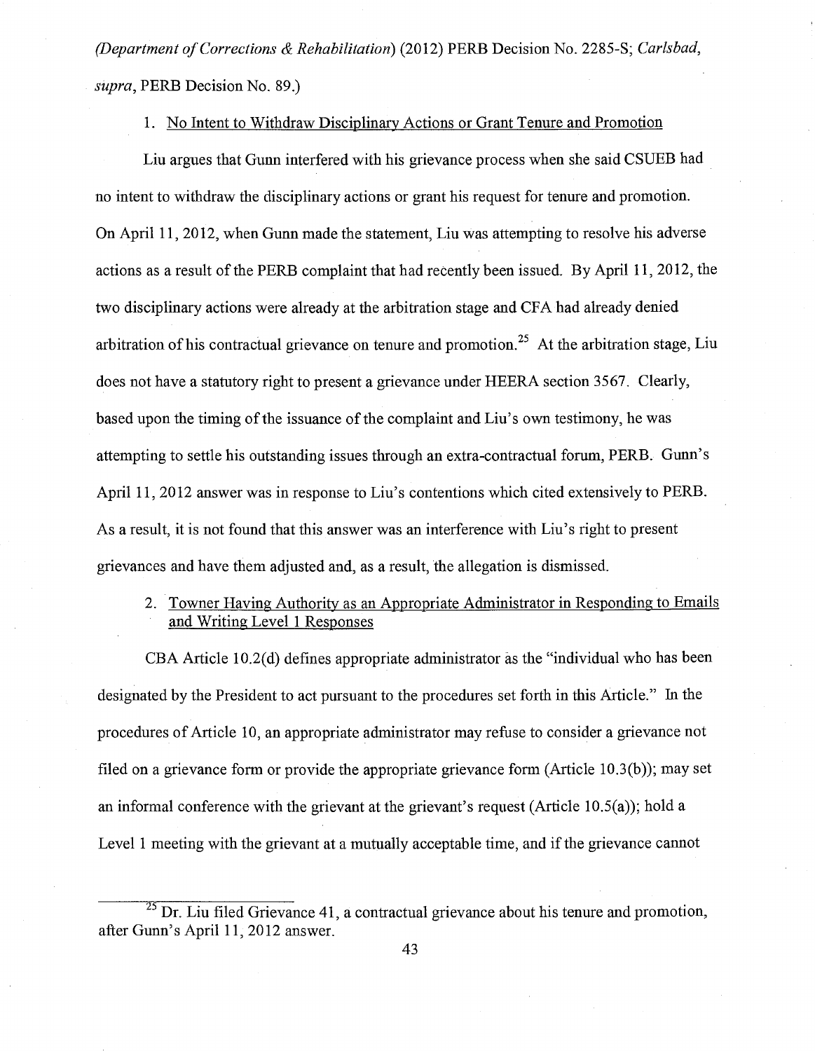*(Department of Corrections & Rehabilitation)* (2012) PERB Decision No. 2285-S; *Carlsbad*, *supra*, PERB Decision No. 89.)

1. <u>No Intent to Withdraw Disciplinary Actions or Grant Tenure and Promotion</u>

Liu argues that Gunn interfered with his grievance process when she said CSUEB had no intent to withdraw the disciplinary actions or grant his request for tenure and promotion. On April 11, 2012, when Gunn made the statement, Liu was attempting to resolve his adverse actions as a result of the PERB complaint that had recently been issued. By April 11, 2012, the two disciplinary actions were already at the arbitration stage and CFA had already denied arbitration of his contractual grievance on tenure and promotion.[25] At the arbitration stage, Liu does not have a statutory right to present a grievance under HEERA section 3567. Clearly, based upon the timing of the issuance of the complaint and Liu's own testimony, he was attempting to settle his outstanding issues through an extra-contractual forum, PERB. Gunn's April 11, 2012 answer was in response to Liu's contentions which cited extensively to PERB. As a result, it is not found that this answer was an interference with Liu's right to present grievances and have them adjusted and, as a result, the allegation is dismissed.

2. <u>Towner Having Authority as an Appropriate Administrator in Responding to Emails and Writing Level 1 Responses</u>

CBA Article 10.2(d) defines appropriate administrator as the "individual who has been designated by the President to act pursuant to the procedures set forth in this Article." In the procedures of Article 10, an appropriate administrator may refuse to consider a grievance not filed on a grievance form or provide the appropriate grievance form (Article 10.3(b)); may set an informal conference with the grievant at the grievant's request (Article 10.5(a)); hold a Level 1 meeting with the grievant at a mutually acceptable time, and if the grievance cannot

[25] Dr. Liu filed Grievance 41, a contractual grievance about his tenure and promotion, after Gunn's April 11, 2012 answer.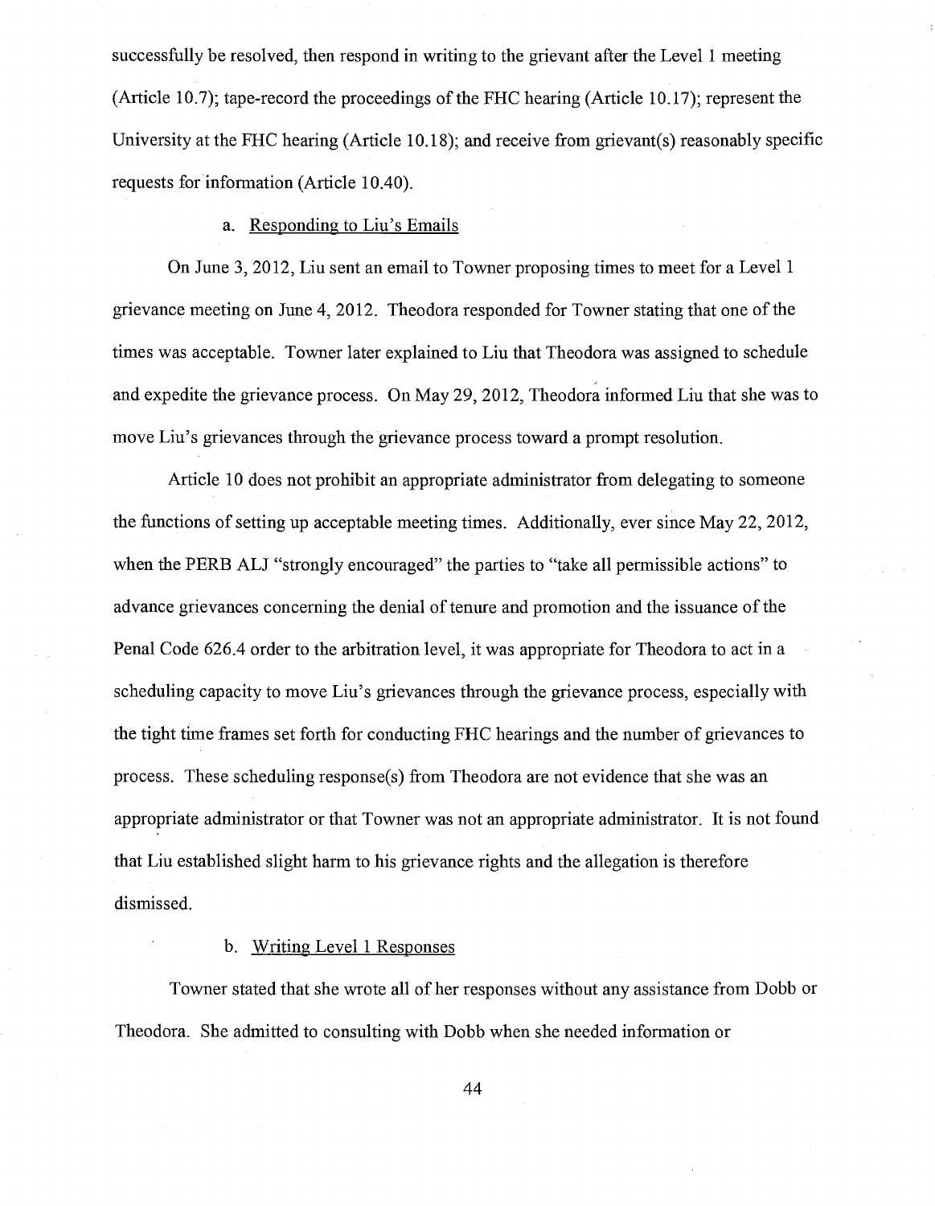successfully be resolved, then respond in writing to the grievant after the Level 1 meeting (Article 10.7); tape-record the proceedings of the FHC hearing (Article 10.17); represent the University at the FHC hearing (Article 10.18); and receive from grievant(s) reasonably specific requests for information (Article 10.40).

a. Responding to Liu's Emails

On June 3, 2012, Liu sent an email to Towner proposing times to meet for a Level 1 grievance meeting on June 4, 2012. Theodora responded for Towner stating that one of the times was acceptable. Towner later explained to Liu that Theodora was assigned to schedule and expedite the grievance process. On May 29, 2012, Theodora informed Liu that she was to move Liu's grievances through the grievance process toward a prompt resolution.

Article 10 does not prohibit an appropriate administrator from delegating to someone the functions of setting up acceptable meeting times. Additionally, ever since May 22, 2012, when the PERB ALJ "strongly encouraged" the parties to "take all permissible actions" to advance grievances concerning the denial of tenure and promotion and the issuance of the Penal Code 626.4 order to the arbitration level, it was appropriate for Theodora to act in a scheduling capacity to move Liu's grievances through the grievance process, especially with the tight time frames set forth for conducting FHC hearings and the number of grievances to process. These scheduling response(s) from Theodora are not evidence that she was an appropriate administrator or that Towner was not an appropriate administrator. It is not found that Liu established slight harm to his grievance rights and the allegation is therefore dismissed.

b. Writing Level 1 Responses

Towner stated that she wrote all of her responses without any assistance from Dobb or Theodora. She admitted to consulting with Dobb when she needed information or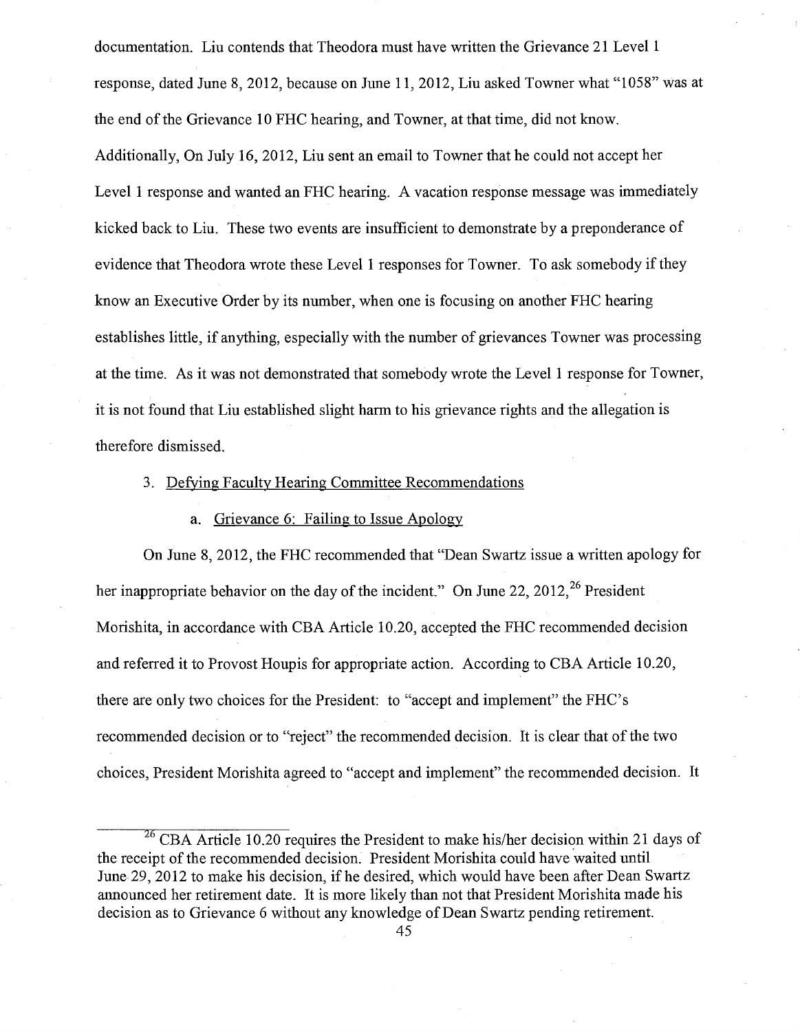documentation. Liu contends that Theodora must have written the Grievance 21 Level 1 response, dated June 8, 2012, because on June 11, 2012, Liu asked Towner what "1058" was at the end of the Grievance 10 FHC hearing, and Towner, at that time, did not know. Additionally, On July 16, 2012, Liu sent an email to Towner that he could not accept her Level 1 response and wanted an FHC hearing. A vacation response message was immediately kicked back to Liu. These two events are insufficient to demonstrate by a preponderance of evidence that Theodora wrote these Level 1 responses for Towner. To ask somebody if they know an Executive Order by its number, when one is focusing on another FHC hearing establishes little, if anything, especially with the number of grievances Towner was processing at the time. As it was not demonstrated that somebody wrote the Level 1 response for Towner, it is not found that Liu established slight harm to his grievance rights and the allegation is therefore dismissed.

3. Defying Faculty Hearing Committee Recommendations

a. Grievance 6: Failing to Issue Apology

On June 8, 2012, the FHC recommended that "Dean Swartz issue a written apology for her inappropriate behavior on the day of the incident." On June 22, 2012,[26] President Morishita, in accordance with CBA Article 10.20, accepted the FHC recommended decision and referred it to Provost Houpis for appropriate action. According to CBA Article 10.20, there are only two choices for the President: to "accept and implement" the FHC's recommended decision or to "reject" the recommended decision. It is clear that of the two choices, President Morishita agreed to "accept and implement" the recommended decision. It

---

[26] CBA Article 10.20 requires the President to make his/her decision within 21 days of the receipt of the recommended decision. President Morishita could have waited until June 29, 2012 to make his decision, if he desired, which would have been after Dean Swartz announced her retirement date. It is more likely than not that President Morishita made his decision as to Grievance 6 without any knowledge of Dean Swartz pending retirement.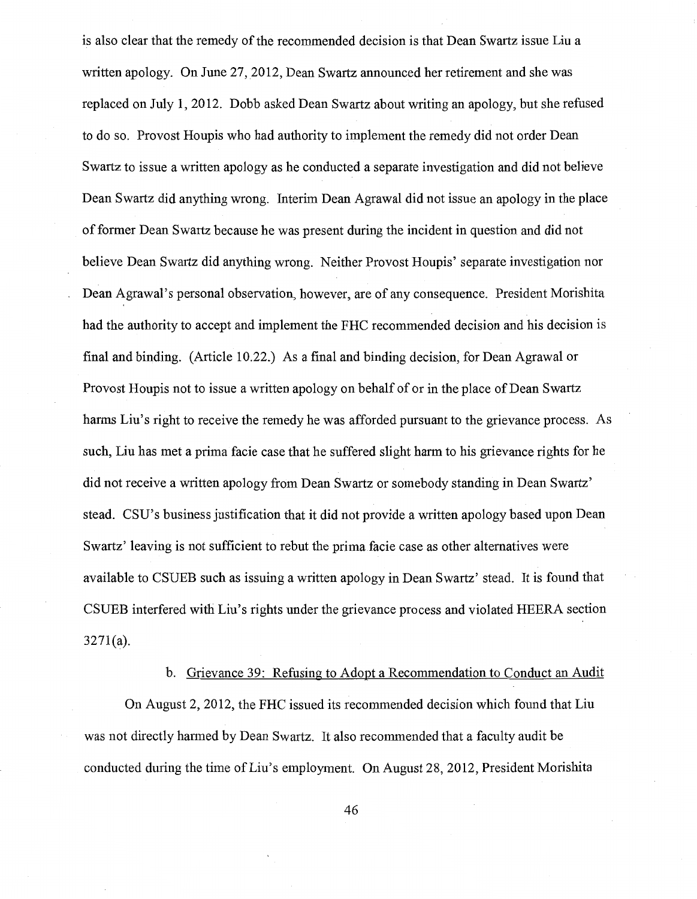is also clear that the remedy of the recommended decision is that Dean Swartz issue Liu a written apology. On June 27, 2012, Dean Swartz announced her retirement and she was replaced on July 1, 2012. Dobb asked Dean Swartz about writing an apology, but she refused to do so. Provost Houpis who had authority to implement the remedy did not order Dean Swartz to issue a written apology as he conducted a separate investigation and did not believe Dean Swartz did anything wrong. Interim Dean Agrawal did not issue an apology in the place of former Dean Swartz because he was present during the incident in question and did not believe Dean Swartz did anything wrong. Neither Provost Houpis' separate investigation nor Dean Agrawal's personal observation, however, are of any consequence. President Morishita had the authority to accept and implement the FHC recommended decision and his decision is final and binding. (Article 10.22.) As a final and binding decision, for Dean Agrawal or Provost Houpis not to issue a written apology on behalf of or in the place of Dean Swartz harms Liu's right to receive the remedy he was afforded pursuant to the grievance process. As such, Liu has met a prima facie case that he suffered slight harm to his grievance rights for he did not receive a written apology from Dean Swartz or somebody standing in Dean Swartz' stead. CSU's business justification that it did not provide a written apology based upon Dean Swartz' leaving is not sufficient to rebut the prima facie case as other alternatives were available to CSUEB such as issuing a written apology in Dean Swartz' stead. It is found that CSUEB interfered with Liu's rights under the grievance process and violated HEERA section 3271(a).

b. Grievance 39: Refusing to Adopt a Recommendation to Conduct an Audit

On August 2, 2012, the FHC issued its recommended decision which found that Liu was not directly harmed by Dean Swartz. It also recommended that a faculty audit be conducted during the time of Liu's employment. On August 28, 2012, President Morishita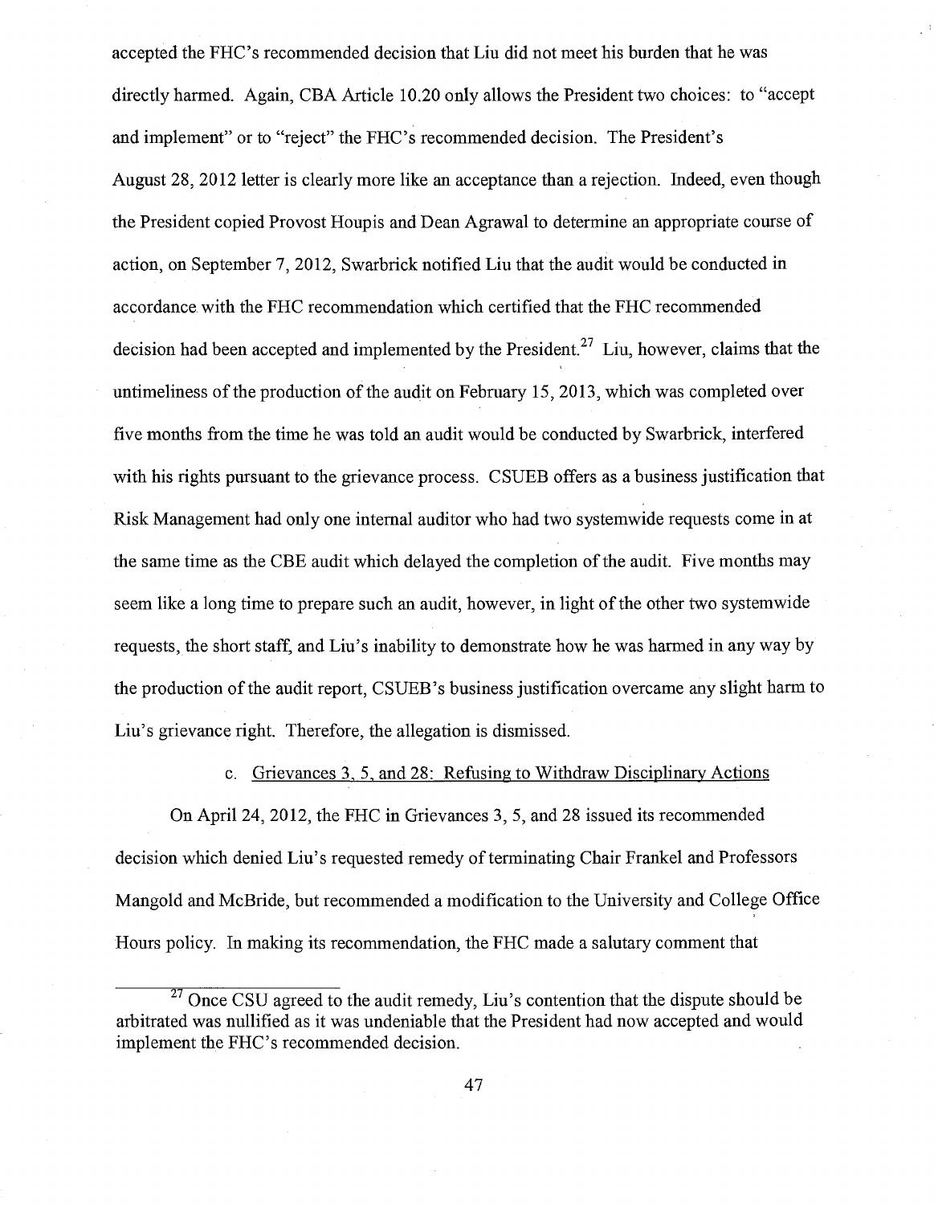accepted the FHC's recommended decision that Liu did not meet his burden that he was directly harmed. Again, CBA Article 10.20 only allows the President two choices: to "accept and implement" or to "reject" the FHC's recommended decision. The President's August 28, 2012 letter is clearly more like an acceptance than a rejection. Indeed, even though the President copied Provost Houpis and Dean Agrawal to determine an appropriate course of action, on September 7, 2012, Swarbrick notified Liu that the audit would be conducted in accordance with the FHC recommendation which certified that the FHC recommended decision had been accepted and implemented by the President.[27] Liu, however, claims that the untimeliness of the production of the audit on February 15, 2013, which was completed over five months from the time he was told an audit would be conducted by Swarbrick, interfered with his rights pursuant to the grievance process. CSUEB offers as a business justification that Risk Management had only one internal auditor who had two systemwide requests come in at the same time as the CBE audit which delayed the completion of the audit. Five months may seem like a long time to prepare such an audit, however, in light of the other two systemwide requests, the short staff, and Liu's inability to demonstrate how he was harmed in any way by the production of the audit report, CSUEB's business justification overcame any slight harm to Liu's grievance right. Therefore, the allegation is dismissed.

c. <u>Grievances 3, 5, and 28: Refusing to Withdraw Disciplinary Actions</u>

On April 24, 2012, the FHC in Grievances 3, 5, and 28 issued its recommended decision which denied Liu's requested remedy of terminating Chair Frankel and Professors Mangold and McBride, but recommended a modification to the University and College Office Hours policy. In making its recommendation, the FHC made a salutary comment that

---

[27] Once CSU agreed to the audit remedy, Liu's contention that the dispute should be arbitrated was nullified as it was undeniable that the President had now accepted and would implement the FHC's recommended decision.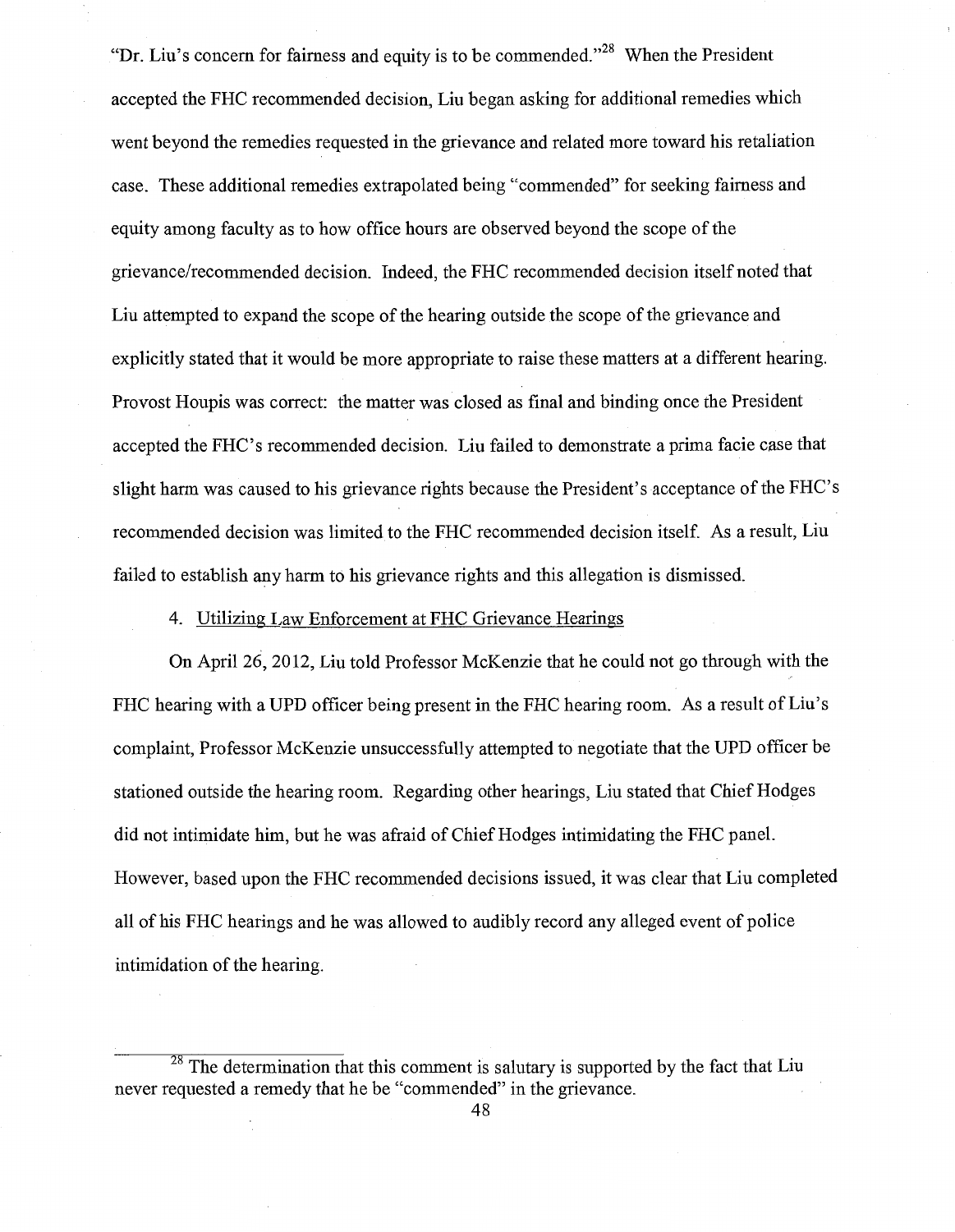"Dr. Liu's concern for fairness and equity is to be commended."[28] When the President accepted the FHC recommended decision, Liu began asking for additional remedies which went beyond the remedies requested in the grievance and related more toward his retaliation case. These additional remedies extrapolated being "commended" for seeking fairness and equity among faculty as to how office hours are observed beyond the scope of the grievance/recommended decision. Indeed, the FHC recommended decision itself noted that Liu attempted to expand the scope of the hearing outside the scope of the grievance and explicitly stated that it would be more appropriate to raise these matters at a different hearing. Provost Houpis was correct: the matter was closed as final and binding once the President accepted the FHC's recommended decision. Liu failed to demonstrate a prima facie case that slight harm was caused to his grievance rights because the President's acceptance of the FHC's recommended decision was limited to the FHC recommended decision itself. As a result, Liu failed to establish any harm to his grievance rights and this allegation is dismissed.

4. Utilizing Law Enforcement at FHC Grievance Hearings

On April 26, 2012, Liu told Professor McKenzie that he could not go through with the FHC hearing with a UPD officer being present in the FHC hearing room. As a result of Liu's complaint, Professor McKenzie unsuccessfully attempted to negotiate that the UPD officer be stationed outside the hearing room. Regarding other hearings, Liu stated that Chief Hodges did not intimidate him, but he was afraid of Chief Hodges intimidating the FHC panel. However, based upon the FHC recommended decisions issued, it was clear that Liu completed all of his FHC hearings and he was allowed to audibly record any alleged event of police intimidation of the hearing.

---

[28] The determination that this comment is salutary is supported by the fact that Liu never requested a remedy that he be "commended" in the grievance.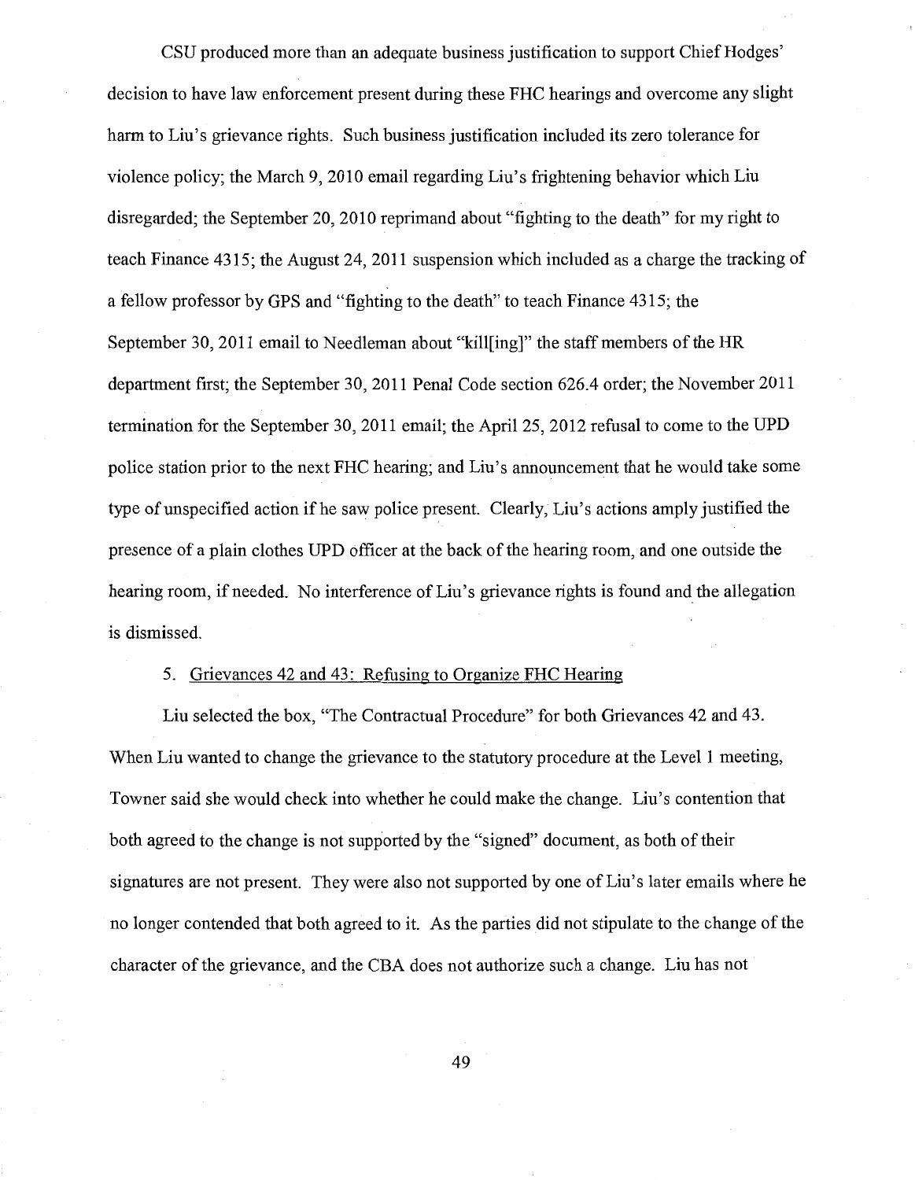CSU produced more than an adequate business justification to support Chief Hodges' decision to have law enforcement present during these FHC hearings and overcome any slight harm to Liu's grievance rights. Such business justification included its zero tolerance for violence policy; the March 9, 2010 email regarding Liu's frightening behavior which Liu disregarded; the September 20, 2010 reprimand about "fighting to the death" for my right to teach Finance 4315; the August 24, 2011 suspension which included as a charge the tracking of a fellow professor by GPS and "fighting to the death" to teach Finance 4315; the September 30, 2011 email to Needleman about "kill[ing]" the staff members of the HR department first; the September 30, 2011 Penal Code section 626.4 order; the November 2011 termination for the September 30, 2011 email; the April 25, 2012 refusal to come to the UPD police station prior to the next FHC hearing; and Liu's announcement that he would take some type of unspecified action if he saw police present. Clearly, Liu's actions amply justified the presence of a plain clothes UPD officer at the back of the hearing room, and one outside the hearing room, if needed. No interference of Liu's grievance rights is found and the allegation is dismissed.

5. Grievances 42 and 43: Refusing to Organize FHC Hearing

Liu selected the box, "The Contractual Procedure" for both Grievances 42 and 43. When Liu wanted to change the grievance to the statutory procedure at the Level 1 meeting, Towner said she would check into whether he could make the change. Liu's contention that both agreed to the change is not supported by the "signed" document, as both of their signatures are not present. They were also not supported by one of Liu's later emails where he no longer contended that both agreed to it. As the parties did not stipulate to the change of the character of the grievance, and the CBA does not authorize such a change. Liu has not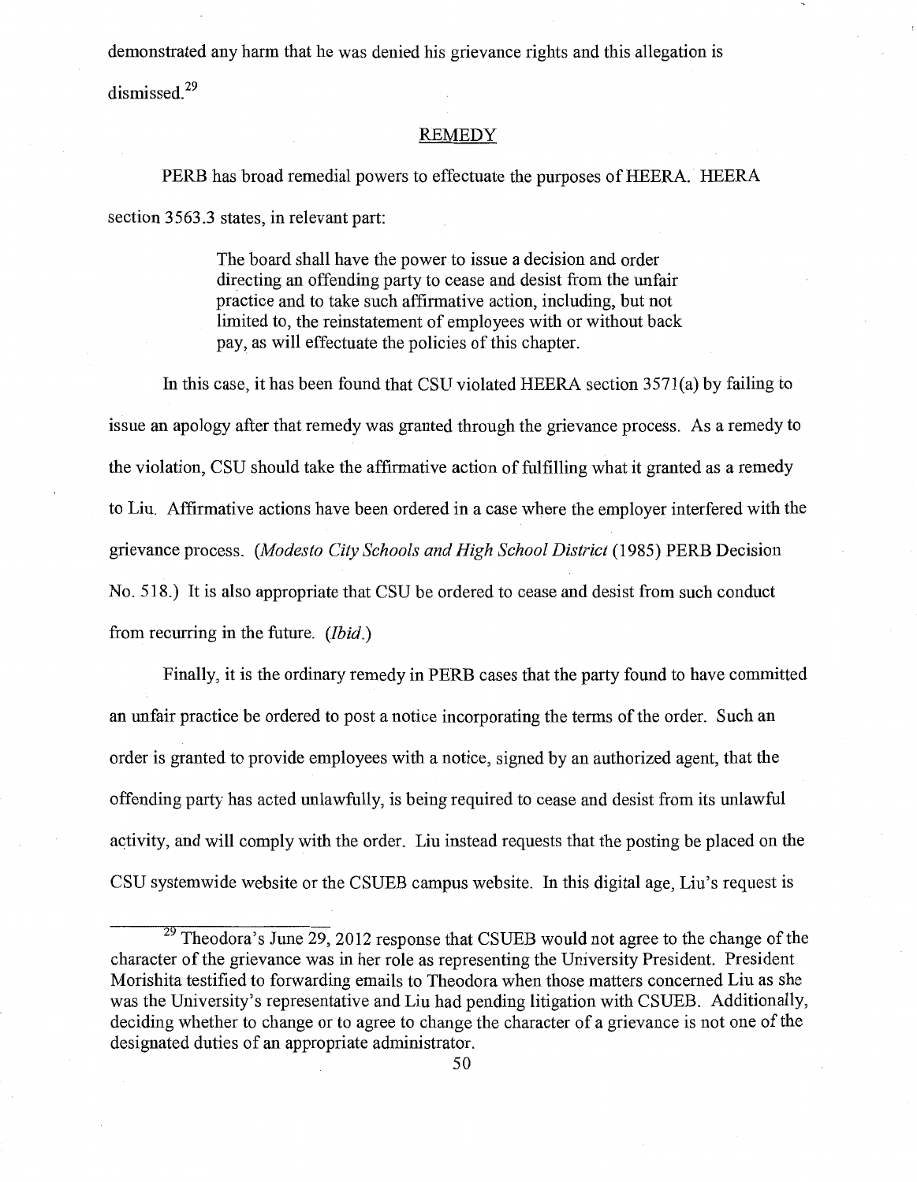demonstrated any harm that he was denied his grievance rights and this allegation is dismissed.[29]

## REMEDY

PERB has broad remedial powers to effectuate the purposes of HEERA. HEERA section 3563.3 states, in relevant part:

> The board shall have the power to issue a decision and order directing an offending party to cease and desist from the unfair practice and to take such affirmative action, including, but not limited to, the reinstatement of employees with or without back pay, as will effectuate the policies of this chapter.

In this case, it has been found that CSU violated HEERA section 3571(a) by failing to issue an apology after that remedy was granted through the grievance process. As a remedy to the violation, CSU should take the affirmative action of fulfilling what it granted as a remedy to Liu. Affirmative actions have been ordered in a case where the employer interfered with the grievance process. (*Modesto City Schools and High School District* (1985) PERB Decision No. 518.) It is also appropriate that CSU be ordered to cease and desist from such conduct from recurring in the future. (*Ibid.*)

Finally, it is the ordinary remedy in PERB cases that the party found to have committed an unfair practice be ordered to post a notice incorporating the terms of the order. Such an order is granted to provide employees with a notice, signed by an authorized agent, that the offending party has acted unlawfully, is being required to cease and desist from its unlawful activity, and will comply with the order. Liu instead requests that the posting be placed on the CSU systemwide website or the CSUEB campus website. In this digital age, Liu's request is

---

[29] Theodora's June 29, 2012 response that CSUEB would not agree to the change of the character of the grievance was in her role as representing the University President. President Morishita testified to forwarding emails to Theodora when those matters concerned Liu as she was the University's representative and Liu had pending litigation with CSUEB. Additionally, deciding whether to change or to agree to change the character of a grievance is not one of the designated duties of an appropriate administrator.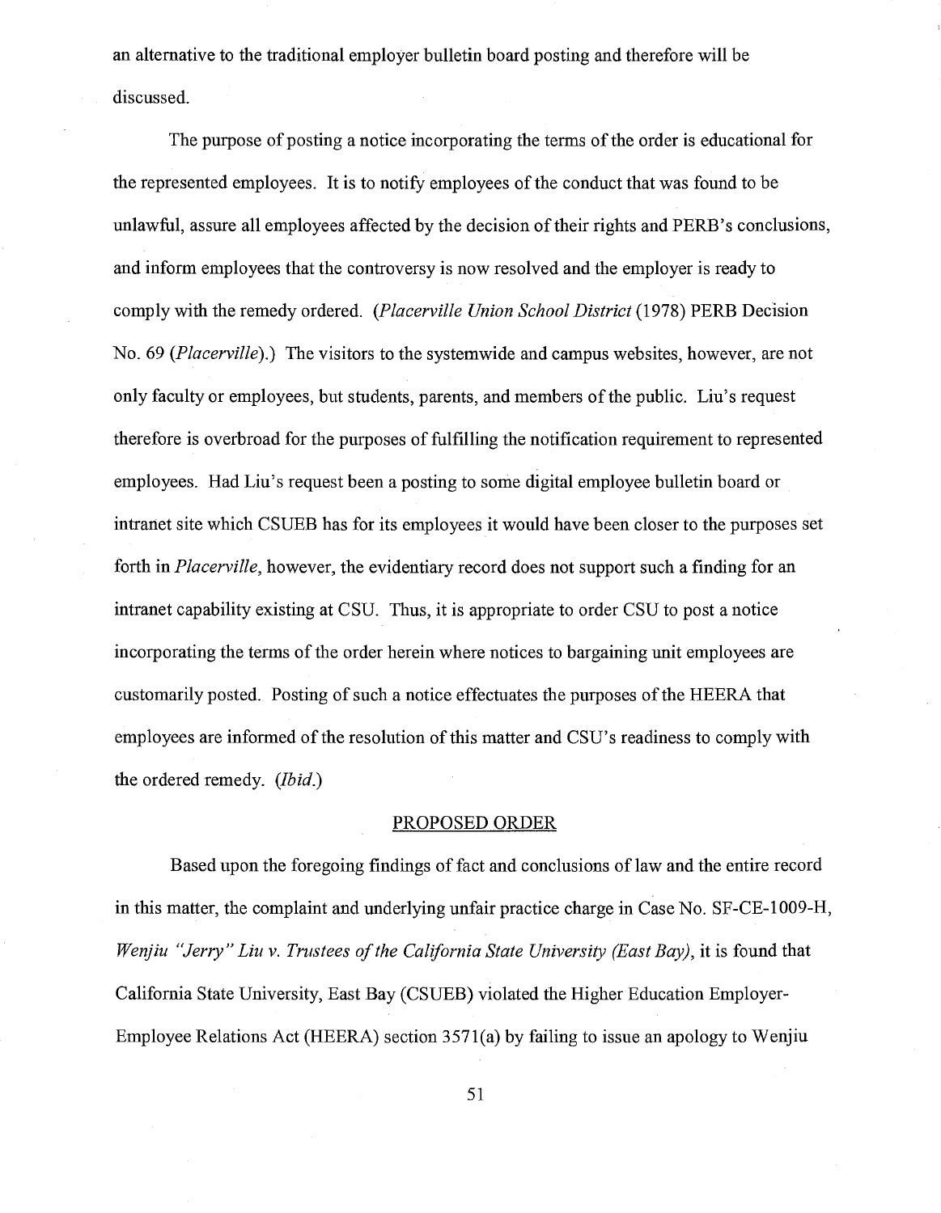an alternative to the traditional employer bulletin board posting and therefore will be discussed.

The purpose of posting a notice incorporating the terms of the order is educational for the represented employees. It is to notify employees of the conduct that was found to be unlawful, assure all employees affected by the decision of their rights and PERB's conclusions, and inform employees that the controversy is now resolved and the employer is ready to comply with the remedy ordered. (*Placerville Union School District* (1978) PERB Decision No. 69 (*Placerville*).) The visitors to the systemwide and campus websites, however, are not only faculty or employees, but students, parents, and members of the public. Liu's request therefore is overbroad for the purposes of fulfilling the notification requirement to represented employees. Had Liu's request been a posting to some digital employee bulletin board or intranet site which CSUEB has for its employees it would have been closer to the purposes set forth in *Placerville*, however, the evidentiary record does not support such a finding for an intranet capability existing at CSU. Thus, it is appropriate to order CSU to post a notice incorporating the terms of the order herein where notices to bargaining unit employees are customarily posted. Posting of such a notice effectuates the purposes of the HEERA that employees are informed of the resolution of this matter and CSU's readiness to comply with the ordered remedy. (*Ibid.*)

## PROPOSED ORDER

Based upon the foregoing findings of fact and conclusions of law and the entire record in this matter, the complaint and underlying unfair practice charge in Case No. SF-CE-1009-H, *Wenjiu "Jerry" Liu v. Trustees of the California State University (East Bay)*, it is found that California State University, East Bay (CSUEB) violated the Higher Education Employer-Employee Relations Act (HEERA) section 3571(a) by failing to issue an apology to Wenjiu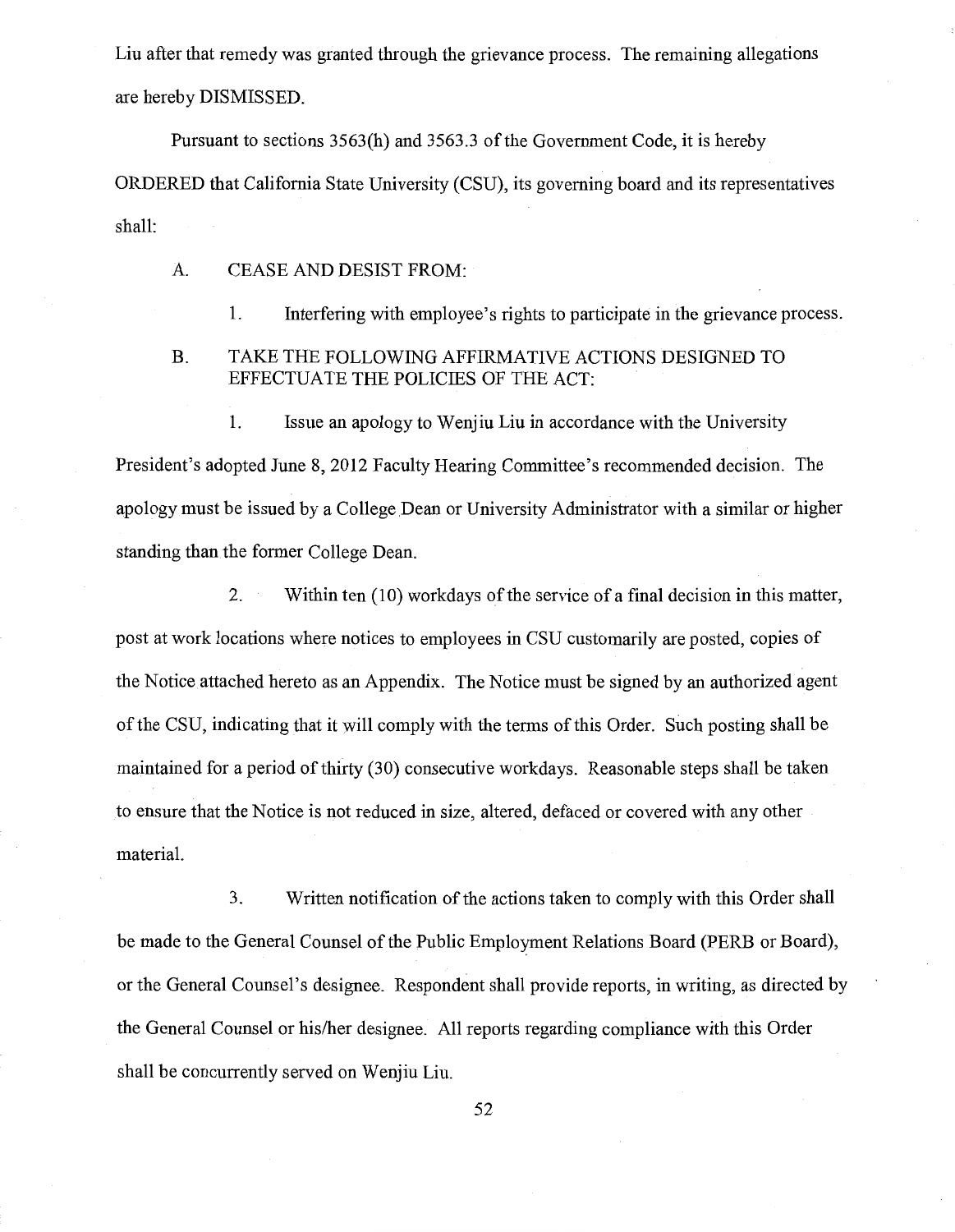Liu after that remedy was granted through the grievance process. The remaining allegations are hereby DISMISSED.

Pursuant to sections 3563(h) and 3563.3 of the Government Code, it is hereby ORDERED that California State University (CSU), its governing board and its representatives shall:

A. CEASE AND DESIST FROM:

1. Interfering with employee's rights to participate in the grievance process.

B. TAKE THE FOLLOWING AFFIRMATIVE ACTIONS DESIGNED TO EFFECTUATE THE POLICIES OF THE ACT:

1. Issue an apology to Wenjiu Liu in accordance with the University President's adopted June 8, 2012 Faculty Hearing Committee's recommended decision. The apology must be issued by a College Dean or University Administrator with a similar or higher standing than the former College Dean.

2. Within ten (10) workdays of the service of a final decision in this matter, post at work locations where notices to employees in CSU customarily are posted, copies of the Notice attached hereto as an Appendix. The Notice must be signed by an authorized agent of the CSU, indicating that it will comply with the terms of this Order. Such posting shall be maintained for a period of thirty (30) consecutive workdays. Reasonable steps shall be taken to ensure that the Notice is not reduced in size, altered, defaced or covered with any other material.

3. Written notification of the actions taken to comply with this Order shall be made to the General Counsel of the Public Employment Relations Board (PERB or Board), or the General Counsel's designee. Respondent shall provide reports, in writing, as directed by the General Counsel or his/her designee. All reports regarding compliance with this Order shall be concurrently served on Wenjiu Liu.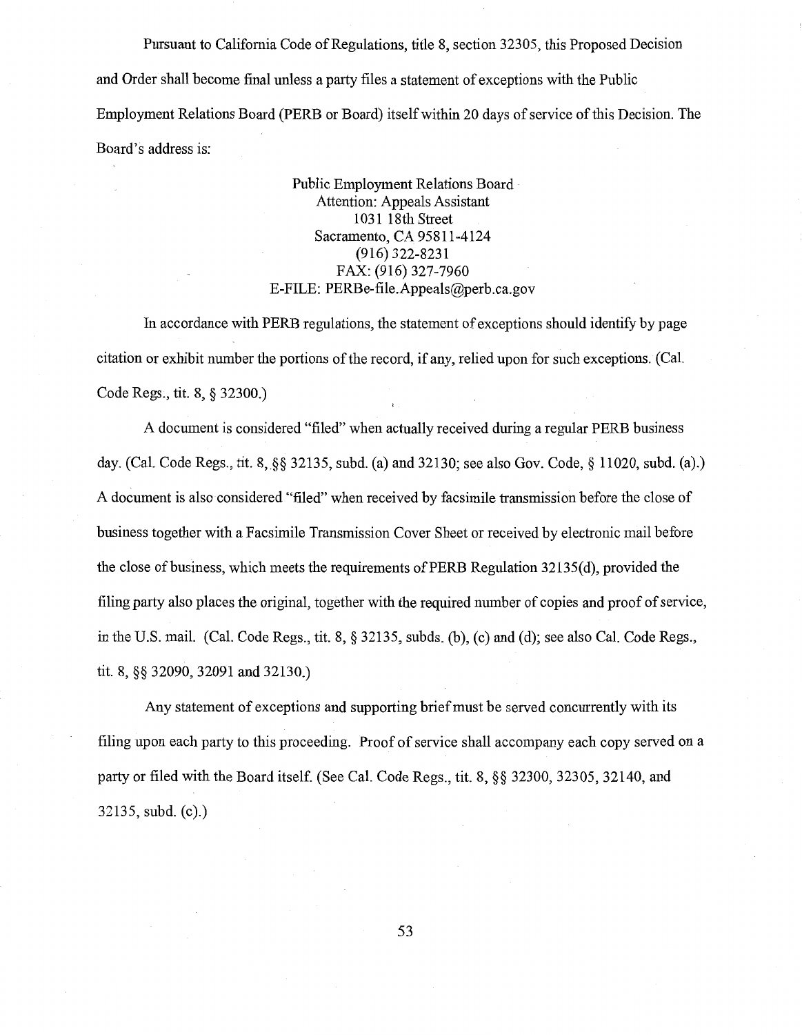Pursuant to California Code of Regulations, title 8, section 32305, this Proposed Decision and Order shall become final unless a party files a statement of exceptions with the Public Employment Relations Board (PERB or Board) itself within 20 days of service of this Decision. The Board's address is:

Public Employment Relations Board
Attention: Appeals Assistant
1031 18th Street
Sacramento, CA 95811-4124
(916) 322-8231
FAX: (916) 327-7960
E-FILE: PERBe-file.Appeals@perb.ca.gov

In accordance with PERB regulations, the statement of exceptions should identify by page citation or exhibit number the portions of the record, if any, relied upon for such exceptions. (Cal. Code Regs., tit. 8, § 32300.)

A document is considered "filed" when actually received during a regular PERB business day. (Cal. Code Regs., tit. 8, §§ 32135, subd. (a) and 32130; see also Gov. Code, § 11020, subd. (a).) A document is also considered "filed" when received by facsimile transmission before the close of business together with a Facsimile Transmission Cover Sheet or received by electronic mail before the close of business, which meets the requirements of PERB Regulation 32135(d), provided the filing party also places the original, together with the required number of copies and proof of service, in the U.S. mail. (Cal. Code Regs., tit. 8, § 32135, subds. (b), (c) and (d); see also Cal. Code Regs., tit. 8, §§ 32090, 32091 and 32130.)

Any statement of exceptions and supporting brief must be served concurrently with its filing upon each party to this proceeding. Proof of service shall accompany each copy served on a party or filed with the Board itself. (See Cal. Code Regs., tit. 8, §§ 32300, 32305, 32140, and 32135, subd. (c).)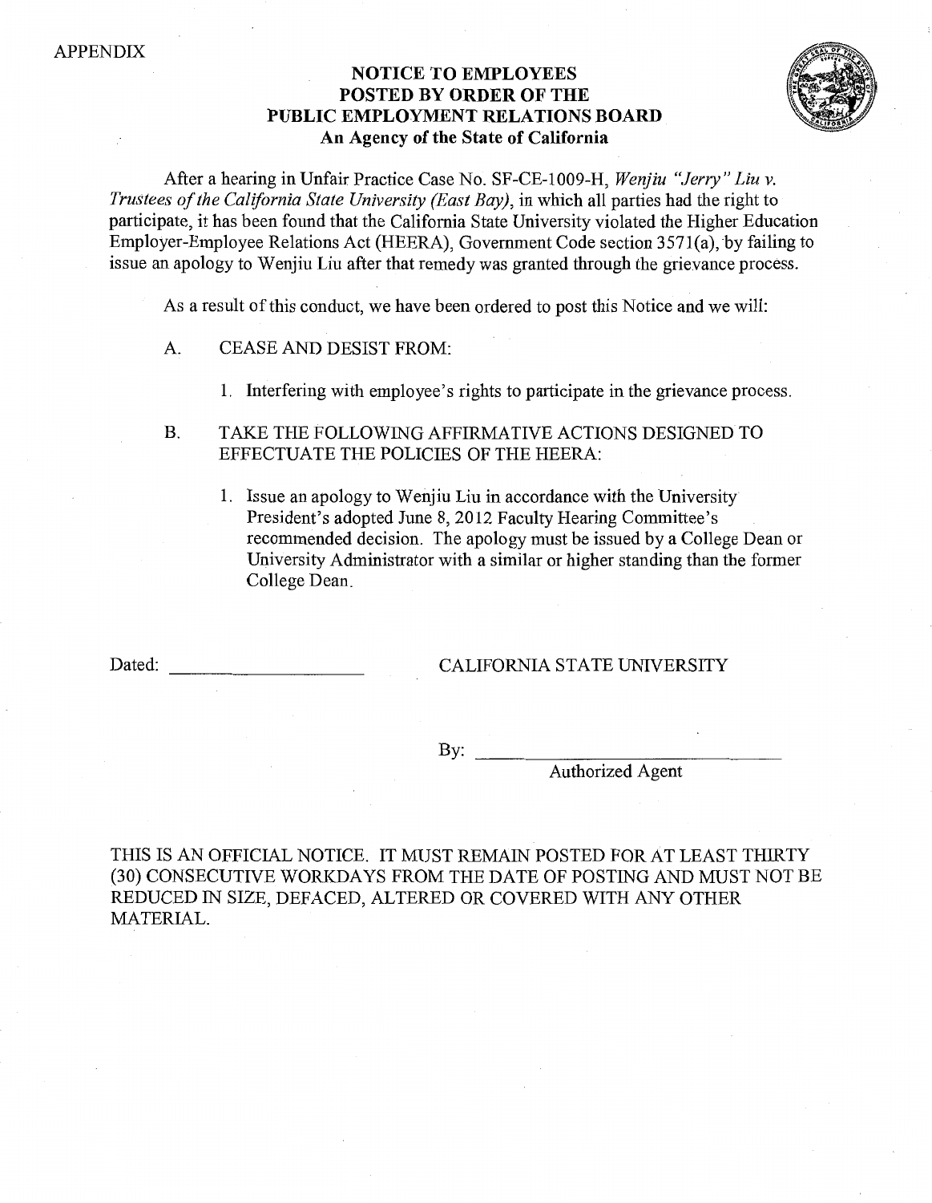APPENDIX

# NOTICE TO EMPLOYEES
# POSTED BY ORDER OF THE
# PUBLIC EMPLOYMENT RELATIONS BOARD
## An Agency of the State of California

After a hearing in Unfair Practice Case No. SF-CE-1009-H, *Wenjiu "Jerry" Liu v. Trustees of the California State University (East Bay)*, in which all parties had the right to participate, it has been found that the California State University violated the Higher Education Employer-Employee Relations Act (HEERA), Government Code section 3571(a), by failing to issue an apology to Wenjiu Liu after that remedy was granted through the grievance process.

As a result of this conduct, we have been ordered to post this Notice and we will:

A. CEASE AND DESIST FROM:

1. Interfering with employee's rights to participate in the grievance process.

B. TAKE THE FOLLOWING AFFIRMATIVE ACTIONS DESIGNED TO EFFECTUATE THE POLICIES OF THE HEERA:

1. Issue an apology to Wenjiu Liu in accordance with the University President's adopted June 8, 2012 Faculty Hearing Committee's recommended decision. The apology must be issued by a College Dean or University Administrator with a similar or higher standing than the former College Dean.

Dated: ____________________ CALIFORNIA STATE UNIVERSITY

By: ______________________________
Authorized Agent

THIS IS AN OFFICIAL NOTICE. IT MUST REMAIN POSTED FOR AT LEAST THIRTY (30) CONSECUTIVE WORKDAYS FROM THE DATE OF POSTING AND MUST NOT BE REDUCED IN SIZE, DEFACED, ALTERED OR COVERED WITH ANY OTHER MATERIAL.